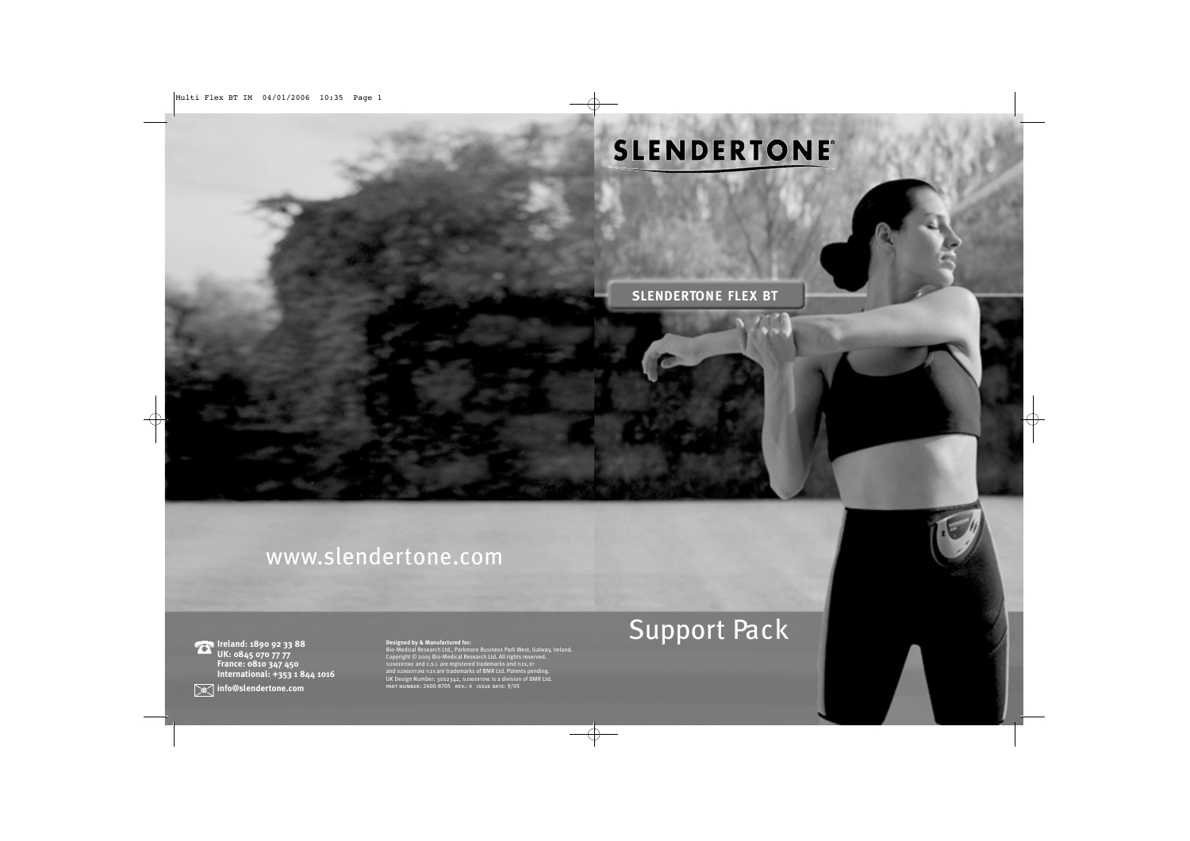# SLENDERTONE®

## SLENDERTONE FLEX BT

# Support Pack

www.slendertone.com

**Ireland: 1890 92 33 88**
**UK: 0845 070 77 77**
**France: 0810 347 450**
**International: +353 1 844 1016**

**info@slendertone.com**

**Designed by & Manufactured for:**
Bio-Medical Research Ltd., Parkmore Business Park West, Galway, Ireland.
Copyright © 2005 Bio-Medical Research Ltd. All rights reserved.
SLENDERTONE and C.S.I. are registered trademarks and FLEX, BT
and SLENDERTONE FLEX are trademarks of BMR Ltd. Patents pending.
UK Design Number: 3002342, SLENDERTONE is a division of BMR Ltd.
PART NUMBER: 2400-8705 REV.: 4 ISSUE DATE: 9/05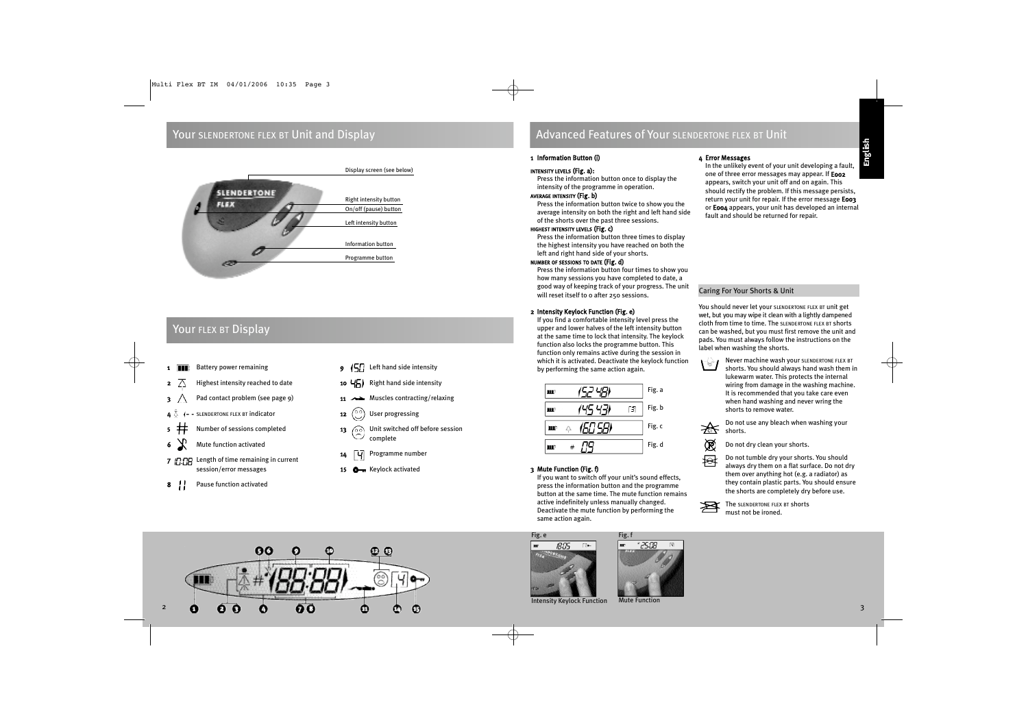## Your SLENDERTONE FLEX BT Unit and Display

- Display screen (see below)
- Right intensity button
- On/off (pause) button
- Left intensity button
- Information button
- Programme button

## Your FLEX BT Display

1. Battery power remaining
2. Highest intensity reached to date
3. Pad contact problem (see page 9)
4. SLENDERTONE FLEX BT indicator
5. Number of sessions completed
6. Mute function activated
7. Length of time remaining in current session/error messages
8. Pause function activated
9. Left hand side intensity
10. Right hand side intensity
11. Muscles contracting/relaxing
12. User progressing
13. Unit switched off before session complete
14. Programme number
15. Keylock activated

## Advanced Features of Your SLENDERTONE FLEX BT Unit

**1 Information Button (i)**

INTENSITY LEVELS (Fig. a):
Press the information button once to display the intensity of the programme in operation.

AVERAGE INTENSITY (Fig. b)
Press the information button twice to show you the average intensity on both the right and left hand side of the shorts over the past three sessions.

HIGHEST INTENSITY LEVELS (Fig. c)
Press the information button three times to display the highest intensity you have reached on both the left and right hand side of your shorts.

NUMBER OF SESSIONS TO DATE (Fig. d)
Press the information button four times to show you how many sessions you have completed to date, a good way of keeping track of your progress. The unit will reset itself to 0 after 250 sessions.

**2 Intensity Keylock Function (Fig. e)**

If you find a comfortable intensity level press the upper and lower halves of the left intensity button at the same time to lock that intensity. The keylock function also locks the programme button. This function only remains active during the session in which it is activated. Deactivate the keylock function by performing the same action again.

Fig. a
Fig. b
Fig. c
Fig. d

**3 Mute Function (Fig. f)**

If you want to switch off your unit's sound effects, press the information button and the programme button at the same time. The mute function remains active indefinitely unless manually changed. Deactivate the mute function by performing the same action again.

**4 Error Messages**

In the unlikely event of your unit developing a fault, one of three error messages may appear. If **E002** appears, switch your unit off and on again. This should rectify the problem. If this message persists, return your unit for repair. If the error message **E003** or **E004** appears, your unit has developed an internal fault and should be returned for repair.

### Caring For Your Shorts & Unit

You should never let your SLENDERTONE FLEX BT unit get wet, but you may wipe it clean with a lightly dampened cloth from time to time. The SLENDERTONE FLEX BT shorts can be washed, but you must first remove the unit and pads. You must always follow the instructions on the label when washing the shorts.

- Never machine wash your SLENDERTONE FLEX BT shorts. You should always hand wash them in lukewarm water. This protects the internal wiring from damage in the washing machine. It is recommended that you take care even when hand washing and never wring the shorts to remove water.
- Do not use any bleach when washing your shorts.
- Do not dry clean your shorts.
- Do not tumble dry your shorts. You should always dry them on a flat surface. Do not dry them over anything hot (e.g. a radiator) as they contain plastic parts. You should ensure the shorts are completely dry before use.
- The SLENDERTONE FLEX BT shorts must not be ironed.

Fig. e
Intensity Keylock Function

Fig. f
Mute Function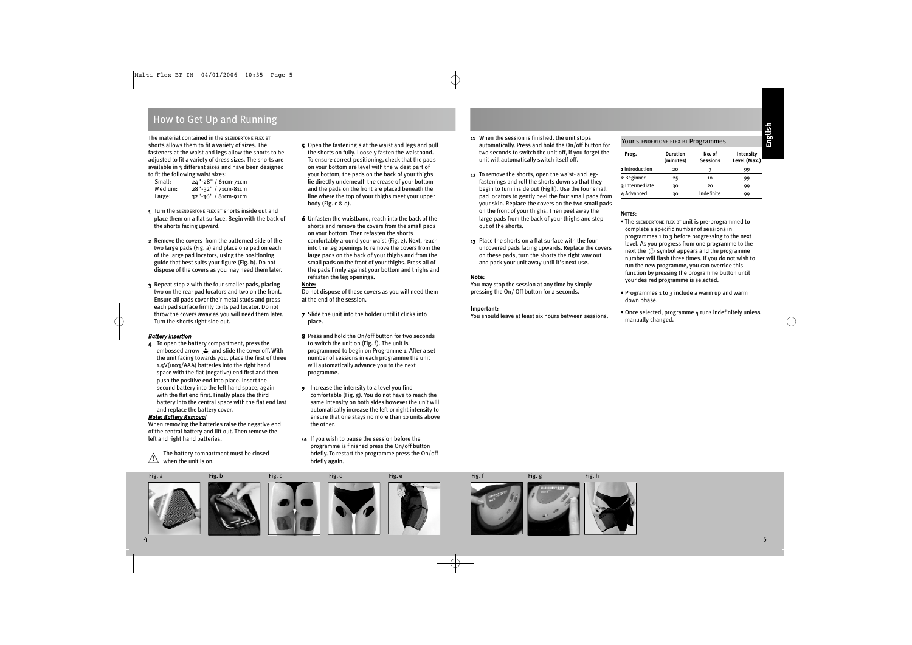## How to Get Up and Running

The material contained in the SLENDERTONE FLEX BT shorts allows them to fit a variety of sizes. The fasteners at the waist and legs allow the shorts to be adjusted to fit a variety of dress sizes. The shorts are available in 3 different sizes and have been designed to fit the following waist sizes:

| | |
|---|---|
| Small: | 24"-28" / 61cm-71cm |
| Medium: | 28"-32" / 71cm-81cm |
| Large: | 32"-36" / 81cm-91cm |

1 Turn the SLENDERTONE FLEX BT shorts inside out and place them on a flat surface. Begin with the back of the shorts facing upward.

2 Remove the covers from the patterned side of the two large pads (Fig. a) and place one pad on each of the large pad locators, using the positioning guide that best suits your figure (Fig. b). Do not dispose of the covers as you may need them later.

3 Repeat step 2 with the four smaller pads, placing two on the rear pad locators and two on the front. Ensure all pads cover their metal studs and press each pad surface firmly to its pad locator. Do not throw the covers away as you will need them later. Turn the shorts right side out.

***Battery Insertion***

4 To open the battery compartment, press the embossed arrow and slide the cover off. With the unit facing towards you, place the first of three 1.5V(LR03/AAA) batteries into the right hand space with the flat (negative) end first and then push the positive end into place. Insert the second battery into the left hand space, again with the flat end first. Finally place the third battery into the central space with the flat end last and replace the battery cover.

***Note: Battery Removal***

When removing the batteries raise the negative end of the central battery and lift out. Then remove the left and right hand batteries.

⚠ The battery compartment must be closed when the unit is on.

5 Open the fastening's at the waist and legs and pull the shorts on fully. Loosely fasten the waistband. To ensure correct positioning, check that the pads on your bottom are level with the widest part of your bottom, the pads on the back of your thighs lie directly underneath the crease of your bottom and the pads on the front are placed beneath the line where the top of your thighs meet your upper body (Fig. c & d).

6 Unfasten the waistband, reach into the back of the shorts and remove the covers from the small pads on your bottom. Then refasten the shorts comfortably around your waist (Fig. e). Next, reach into the leg openings to remove the covers from the large pads on the back of your thighs and from the small pads on the front of your thighs. Press all of the pads firmly against your bottom and thighs and refasten the leg openings.

**Note:**

Do not dispose of these covers as you will need them at the end of the session.

7 Slide the unit into the holder until it clicks into place.

8 Press and hold the On/off button for two seconds to switch the unit on (Fig. f). The unit is programmed to begin on Programme 1. After a set number of sessions in each programme the unit will automatically advance you to the next programme.

9 Increase the intensity to a level you find comfortable (Fig. g). You do not have to reach the same intensity on both sides however the unit will automatically increase the left or right intensity to ensure that one stays no more than 10 units above the other.

10 If you wish to pause the session before the programme is finished press the On/off button briefly. To restart the programme press the On/off briefly again.

11 When the session is finished, the unit stops automatically. Press and hold the On/off button for two seconds to switch the unit off, if you forget the unit will automatically switch itself off.

12 To remove the shorts, open the waist- and leg-fastenings and roll the shorts down so that they begin to turn inside out (Fig h). Use the four small pad locators to gently peel the four small pads from your skin. Replace the covers on the two small pads on the front of your thighs. Then peel away the large pads from the back of your thighs and step out of the shorts.

13 Place the shorts on a flat surface with the four uncovered pads facing upwards. Replace the covers on these pads, turn the shorts the right way out and pack your unit away until it's next use.

**Note:**

You may stop the session at any time by simply pressing the On/ Off button for 2 seconds.

**Important:**

You should leave at least six hours between sessions.

### Your SLENDERTONE FLEX BT Programmes

| Prog. | Duration (minutes) | No. of Sessions | Intensity Level (Max.) |
|---|---|---|---|
| 1 Introduction | 20 | 3 | 99 |
| 2 Beginner | 25 | 10 | 99 |
| 3 Intermediate | 30 | 20 | 99 |
| 4 Advanced | 30 | Indefinite | 99 |

**NOTES:**

- The SLENDERTONE FLEX BT unit is pre-programmed to complete a specific number of sessions in programmes 1 to 3 before progressing to the next level. As you progress from one programme to the next the symbol appears and the programme number will flash three times. If you do not wish to run the new programme, you can override this function by pressing the programme button until your desired programme is selected.
- Programmes 1 to 3 include a warm up and warm down phase.
- Once selected, programme 4 runs indefinitely unless manually changed.

Fig. a Fig. b Fig. c Fig. d Fig. e Fig. f Fig. g Fig. h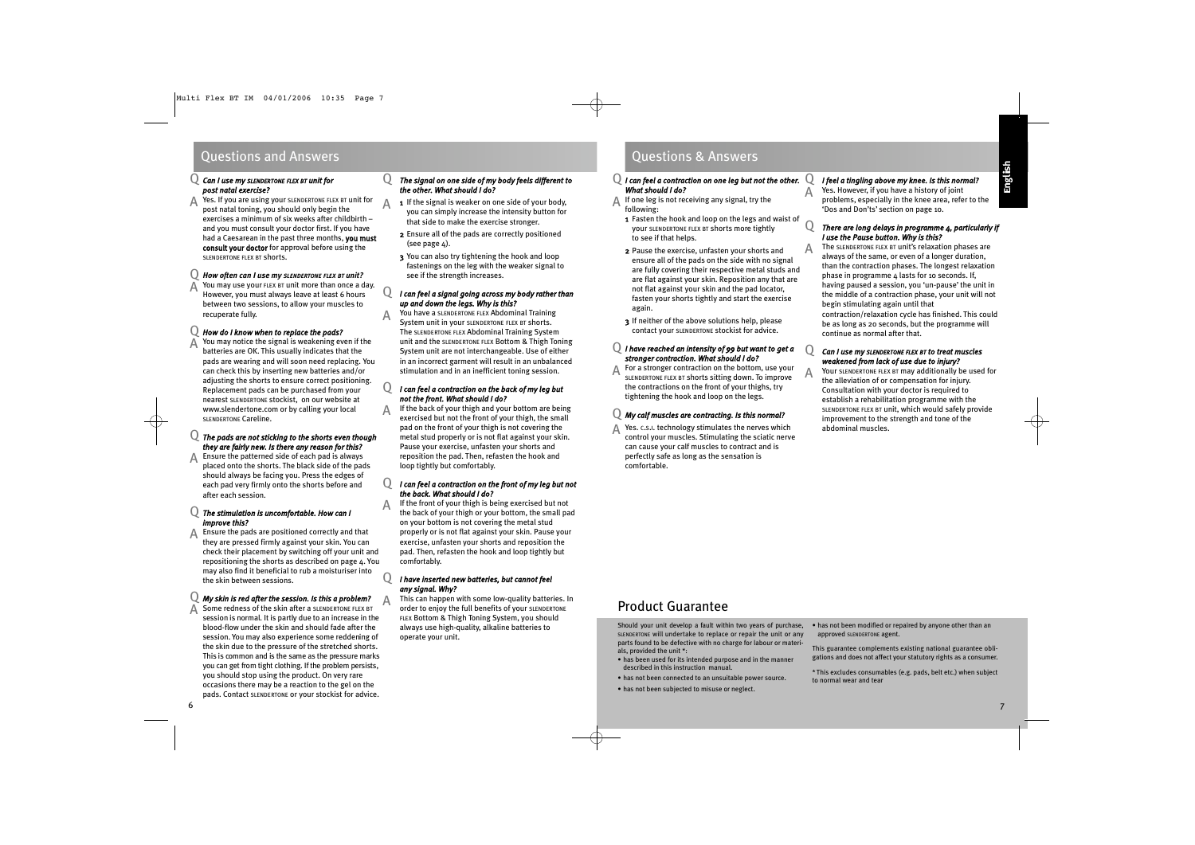## Questions and Answers

**Q *Can I use my SLENDERTONE FLEX BT unit for post natal exercise?***

A Yes. If you are using your SLENDERTONE FLEX BT unit for post natal toning, you should only begin the exercises a minimum of six weeks after childbirth – and you must consult your doctor first. If you have had a Caesarean in the past three months, **you must consult your doctor** for approval before using the SLENDERTONE FLEX BT shorts.

**Q *How often can I use my SLENDERTONE FLEX BT unit?***

A You may use your FLEX BT unit more than once a day. However, you must always leave at least 6 hours between two sessions, to allow your muscles to recuperate fully.

**Q *How do I know when to replace the pads?***

A You may notice the signal is weakening even if the batteries are OK. This usually indicates that the pads are wearing and will soon need replacing. You can check this by inserting new batteries and/or adjusting the shorts to ensure correct positioning. Replacement pads can be purchased from your nearest SLENDERTONE stockist, on our website at www.slendertone.com or by calling your local SLENDERTONE Careline.

**Q *The pads are not sticking to the shorts even though they are fairly new. Is there any reason for this?***

A Ensure the patterned side of each pad is always placed onto the shorts. The black side of the pads should always be facing you. Press the edges of each pad very firmly onto the shorts before and after each session.

**Q *The stimulation is uncomfortable. How can I improve this?***

A Ensure the pads are positioned correctly and that they are pressed firmly against your skin. You can check their placement by switching off your unit and repositioning the shorts as described on page 4. You may also find it beneficial to rub a moisturiser into the skin between sessions.

**Q *My skin is red after the session. Is this a problem?***

A Some redness of the skin after a SLENDERTONE FLEX BT session is normal. It is partly due to an increase in the blood-flow under the skin and should fade after the session. You may also experience some reddening of the skin due to the pressure of the stretched shorts. This is common and is the same as the pressure marks you can get from tight clothing. If the problem persists, you should stop using the product. On very rare occasions there may be a reaction to the gel on the pads. Contact SLENDERTONE or your stockist for advice.

**Q *The signal on one side of my body feels different to the other. What should I do?***

A
1. If the signal is weaker on one side of your body, you can simply increase the intensity button for that side to make the exercise stronger.
2. Ensure all of the pads are correctly positioned (see page 4).
3. You can also try tightening the hook and loop fastenings on the leg with the weaker signal to see if the strength increases.

**Q *I can feel a signal going across my body rather than up and down the legs. Why is this?***

A You have a SLENDERTONE FLEX Abdominal Training System unit in your SLENDERTONE FLEX BT shorts. The SLENDERTONE FLEX Abdominal Training System unit and the SLENDERTONE FLEX Bottom & Thigh Toning System unit are not interchangeable. Use of either in an incorrect garment will result in an unbalanced stimulation and in an inefficient toning session.

**Q *I can feel a contraction on the back of my leg but not the front. What should I do?***

A If the back of your thigh and your bottom are being exercised but not the front of your thigh, the small pad on the front of your thigh is not covering the metal stud properly or is not flat against your skin. Pause your exercise, unfasten your shorts and reposition the pad. Then, refasten the hook and loop tightly but comfortably.

**Q *I can feel a contraction on the front of my leg but not the back. What should I do?***

A If the front of your thigh is being exercised but not the back of your thigh or your bottom, the small pad on your bottom is not covering the metal stud properly or is not flat against your skin. Pause your exercise, unfasten your shorts and reposition the pad. Then, refasten the hook and loop tightly but comfortably.

**Q *I have inserted new batteries, but cannot feel any signal. Why?***

A This can happen with some low-quality batteries. In order to enjoy the full benefits of your SLENDERTONE FLEX Bottom & Thigh Toning System, you should always use high-quality, alkaline batteries to operate your unit.

## Questions & Answers

**Q *I can feel a contraction on one leg but not the other. What should I do?***

A If one leg is not receiving any signal, try the following:
1. Fasten the hook and loop on the legs and waist of your SLENDERTONE FLEX BT shorts more tightly to see if that helps.
2. Pause the exercise, unfasten your shorts and ensure all of the pads on the side with no signal are fully covering their respective metal studs and are flat against your skin. Reposition any that are not flat against your skin and the pad locator, fasten your shorts tightly and start the exercise again.
3. If neither of the above solutions help, please contact your SLENDERTONE stockist for advice.

**Q *I have reached an intensity of 99 but want to get a stronger contraction. What should I do?***

A For a stronger contraction on the bottom, use your SLENDERTONE FLEX BT shorts sitting down. To improve the contractions on the front of your thighs, try tightening the hook and loop on the legs.

**Q *My calf muscles are contracting. Is this normal?***

A Yes. C.S.I. technology stimulates the nerves which control your muscles. Stimulating the sciatic nerve can cause your calf muscles to contract and is perfectly safe as long as the sensation is comfortable.

**Q *I feel a tingling above my knee. Is this normal?***

A Yes. However, if you have a history of joint problems, especially in the knee area, refer to the 'Dos and Don'ts' section on page 10.

**Q *There are long delays in programme 4, particularly if I use the Pause button. Why is this?***

A The SLENDERTONE FLEX BT unit's relaxation phases are always of the same, or even of a longer duration, than the contraction phases. The longest relaxation phase in programme 4 lasts for 10 seconds. If, having paused a session, you 'un-pause' the unit in the middle of a contraction phase, your unit will not begin stimulating again until that contraction/relaxation cycle has finished. This could be as long as 20 seconds, but the programme will continue as normal after that.

**Q *Can I use my SLENDERTONE FLEX BT to treat muscles weakened from lack of use due to injury?***

A Your SLENDERTONE FLEX BT may additionally be used for the alleviation of or compensation for injury. Consultation with your doctor is required to establish a rehabilitation programme with the SLENDERTONE FLEX BT unit, which would safely provide improvement to the strength and tone of the abdominal muscles.

## Product Guarantee

Should your unit develop a fault within two years of purchase, SLENDERTONE will undertake to replace or repair the unit or any parts found to be defective with no charge for labour or materials, provided the unit *:

- has been used for its intended purpose and in the manner described in this instruction manual.
- has not been connected to an unsuitable power source.
- has not been subjected to misuse or neglect.
- has not been modified or repaired by anyone other than an approved SLENDERTONE agent.

This guarantee complements existing national guarantee obligations and does not affect your statutory rights as a consumer.

* This excludes consumables (e.g. pads, belt etc.) when subject to normal wear and tear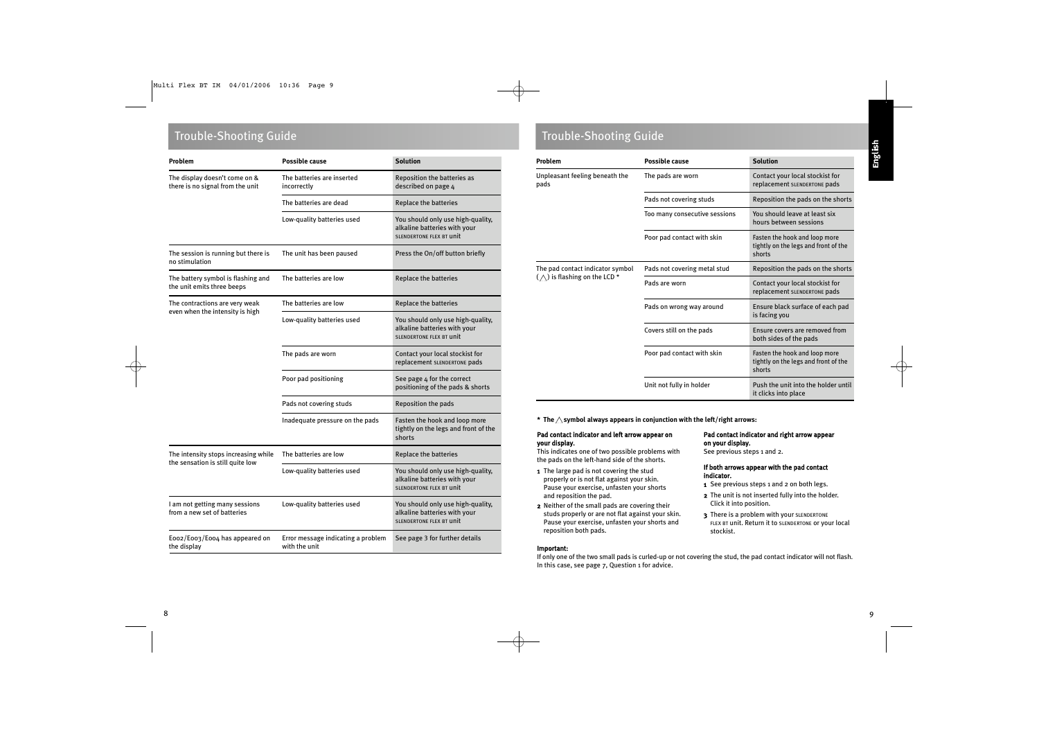## Trouble-Shooting Guide

| Problem | Possible cause | Solution |
|---|---|---|
| The display doesn't come on & there is no signal from the unit | The batteries are inserted incorrectly | Reposition the batteries as described on page 4 |
| | The batteries are dead | Replace the batteries |
| | Low-quality batteries used | You should only use high-quality, alkaline batteries with your SLENDERTONE FLEX BT unit |
| The session is running but there is no stimulation | The unit has been paused | Press the On/off button briefly |
| The battery symbol is flashing and the unit emits three beeps | The batteries are low | Replace the batteries |
| The contractions are very weak even when the intensity is high | The batteries are low | Replace the batteries |
| | Low-quality batteries used | You should only use high-quality, alkaline batteries with your SLENDERTONE FLEX BT unit |
| | The pads are worn | Contact your local stockist for replacement SLENDERTONE pads |
| | Poor pad positioning | See page 4 for the correct positioning of the pads & shorts |
| | Pads not covering studs | Reposition the pads |
| | Inadequate pressure on the pads | Fasten the hook and loop more tightly on the legs and front of the shorts |
| The intensity stops increasing while the sensation is still quite low | The batteries are low | Replace the batteries |
| | Low-quality batteries used | You should only use high-quality, alkaline batteries with your SLENDERTONE FLEX BT unit |
| I am not getting many sessions from a new set of batteries | Low-quality batteries used | You should only use high-quality, alkaline batteries with your SLENDERTONE FLEX BT unit |
| E002/E003/E004 has appeared on the display | Error message indicating a problem with the unit | See page 3 for further details |

## Trouble-Shooting Guide

| Problem | Possible cause | Solution |
|---|---|---|
| Unpleasant feeling beneath the pads | The pads are worn | Contact your local stockist for replacement SLENDERTONE pads |
| | Pads not covering studs | Reposition the pads on the shorts |
| | Too many consecutive sessions | You should leave at least six hours between sessions |
| | Poor pad contact with skin | Fasten the hook and loop more tightly on the legs and front of the shorts |
| The pad contact indicator symbol (∧) is flashing on the LCD * | Pads not covering metal stud | Reposition the pads on the shorts |
| | Pads are worn | Contact your local stockist for replacement SLENDERTONE pads |
| | Pads on wrong way around | Ensure black surface of each pad is facing you |
| | Covers still on the pads | Ensure covers are removed from both sides of the pads |
| | Poor pad contact with skin | Fasten the hook and loop more tightly on the legs and front of the shorts |
| | Unit not fully in holder | Push the unit into the holder until it clicks into place |

**\* The ∧ symbol always appears in conjunction with the left/right arrows:**

**Pad contact indicator and left arrow appear on your display.**
This indicates one of two possible problems with the pads on the left-hand side of the shorts.

1. The large pad is not covering the stud properly or is not flat against your skin. Pause your exercise, unfasten your shorts and reposition the pad.
2. Neither of the small pads are covering their studs properly or are not flat against your skin. Pause your exercise, unfasten your shorts and reposition both pads.

**Pad contact indicator and right arrow appear on your display.**
See previous steps 1 and 2.

**If both arrows appear with the pad contact indicator.**

1. See previous steps 1 and 2 on both legs.
2. The unit is not inserted fully into the holder. Click it into position.
3. There is a problem with your SLENDERTONE FLEX BT unit. Return it to SLENDERTONE or your local stockist.

**Important:**
If only one of the two small pads is curled-up or not covering the stud, the pad contact indicator will not flash. In this case, see page 7, Question 1 for advice.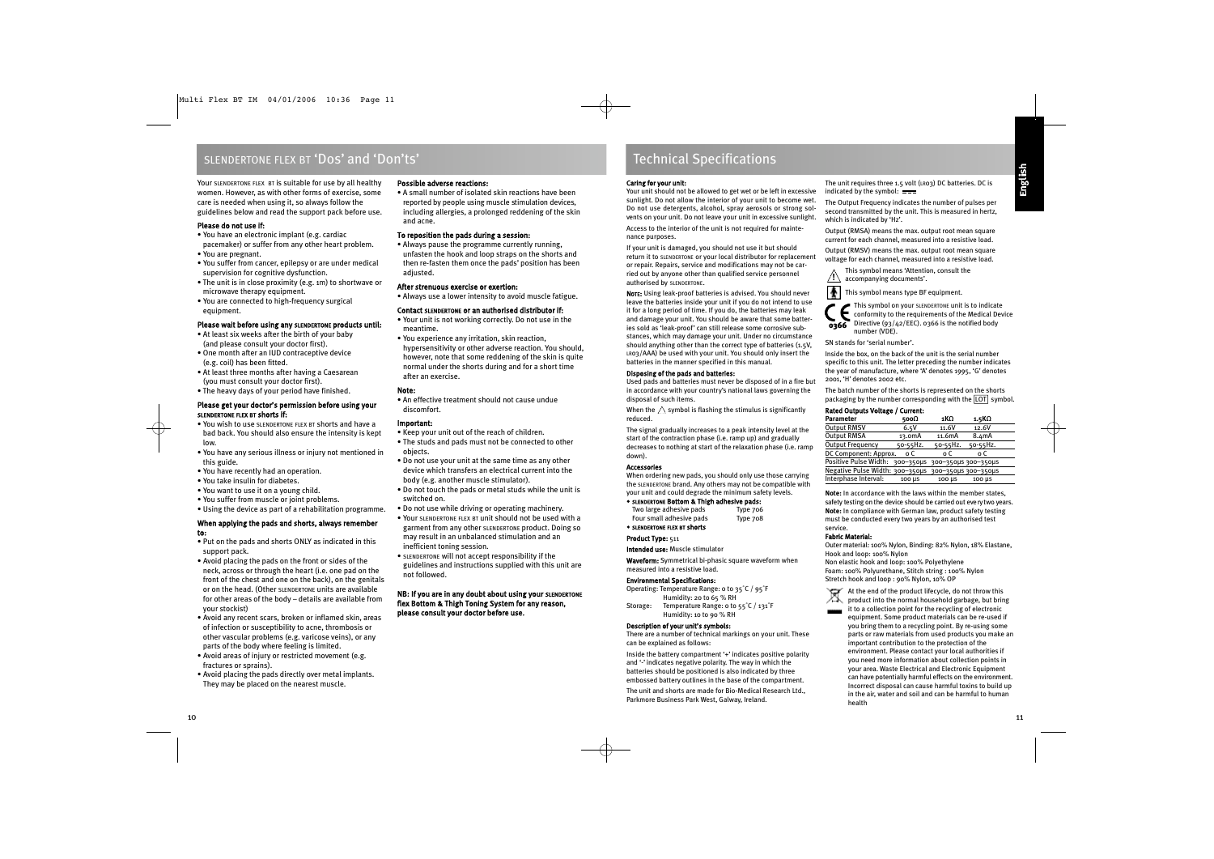## SLENDERTONE FLEX BT 'Dos' and 'Don'ts'

Your SLENDERTONE FLEX BT is suitable for use by all healthy women. However, as with other forms of exercise, some care is needed when using it, so always follow the guidelines below and read the support pack before use.

**Please do not use if:**

- You have an electronic implant (e.g. cardiac pacemaker) or suffer from any other heart problem.
- You are pregnant.
- You suffer from cancer, epilepsy or are under medical supervision for cognitive dysfunction.
- The unit is in close proximity (e.g. 1m) to shortwave or microwave therapy equipment.
- You are connected to high-frequency surgical equipment.

**Please wait before using any SLENDERTONE products until:**

- At least six weeks after the birth of your baby (and please consult your doctor first).
- One month after an IUD contraceptive device (e.g. coil) has been fitted.
- At least three months after having a Caesarean (you must consult your doctor first).
- The heavy days of your period have finished.

**Please get your doctor's permission before using your SLENDERTONE FLEX BT shorts if:**

- You wish to use SLENDERTONE FLEX BT shorts and have a bad back. You should also ensure the intensity is kept low.
- You have any serious illness or injury not mentioned in this guide.
- You have recently had an operation.
- You take insulin for diabetes.
- You want to use it on a young child.
- You suffer from muscle or joint problems.
- Using the device as part of a rehabilitation programme.

**When applying the pads and shorts, always remember to:**

- Put on the pads and shorts ONLY as indicated in this support pack.
- Avoid placing the pads on the front or sides of the neck, across or through the heart (i.e. one pad on the front of the chest and one on the back), on the genitals or on the head. (Other SLENDERTONE units are available for other areas of the body – details are available from your stockist)
- Avoid any recent scars, broken or inflamed skin, areas of infection or susceptibility to acne, thrombosis or other vascular problems (e.g. varicose veins), or any parts of the body where feeling is limited.
- Avoid areas of injury or restricted movement (e.g. fractures or sprains).
- Avoid placing the pads directly over metal implants. They may be placed on the nearest muscle.

**Possible adverse reactions:**

- A small number of isolated skin reactions have been reported by people using muscle stimulation devices, including allergies, a prolonged reddening of the skin and acne.

**To reposition the pads during a session:**

- Always pause the programme currently running, unfasten the hook and loop straps on the shorts and then re-fasten them once the pads' position has been adjusted.

**After strenuous exercise or exertion:**

- Always use a lower intensity to avoid muscle fatigue.

**Contact SLENDERTONE or an authorised distributor if:**

- Your unit is not working correctly. Do not use in the meantime.
- You experience any irritation, skin reaction, hypersensitivity or other adverse reaction. You should, however, note that some reddening of the skin is quite normal under the shorts during and for a short time after an exercise.

**Note:**

- An effective treatment should not cause undue discomfort.

**Important:**

- Keep your unit out of the reach of children.
- The studs and pads must not be connected to other objects.
- Do not use your unit at the same time as any other device which transfers an electrical current into the body (e.g. another muscle stimulator).
- Do not touch the pads or metal studs while the unit is switched on.
- Do not use while driving or operating machinery.
- Your SLENDERTONE FLEX BT unit should not be used with a garment from any other SLENDERTONE product. Doing so may result in an unbalanced stimulation and an inefficient toning session.
- SLENDERTONE will not accept responsibility if the guidelines and instructions supplied with this unit are not followed.

**NB: If you are in any doubt about using your SLENDERTONE flex Bottom & Thigh Toning System for any reason, please consult your doctor before use.**

## Technical Specifications

**Caring for your unit:**
Your unit should not be allowed to get wet or be left in excessive sunlight. Do not allow the interior of your unit to become wet. Do not use detergents, alcohol, spray aerosols or strong solvents on your unit. Do not leave your unit in excessive sunlight.

Access to the interior of the unit is not required for maintenance purposes.

If your unit is damaged, you should not use it but should return it to SLENDERTONE or your local distributor for replacement or repair. Repairs, service and modifications may not be carried out by anyone other than qualified service personnel authorised by SLENDERTONE.

**Note:** Using leak-proof batteries is advised. You should never leave the batteries inside your unit if you do not intend to use it for a long period of time. If you do, the batteries may leak and damage your unit. You should be aware that some batteries sold as 'leak-proof' can still release some corrosive substances, which may damage your unit. Under no circumstance should anything other than the correct type of batteries (1.5V, LR03/AAA) be used with your unit. You should only insert the batteries in the manner specified in this manual.

**Disposing of the pads and batteries:**
Used pads and batteries must never be disposed of in a fire but in accordance with your country's national laws governing the disposal of such items.

When the ⚠ symbol is flashing the stimulus is significantly reduced.

The signal gradually increases to a peak intensity level at the start of the contraction phase (i.e. ramp up) and gradually decreases to nothing at start of the relaxation phase (i.e. ramp down).

**Accessories**
When ordering new pads, you should only use those carrying the SLENDERTONE brand. Any others may not be compatible with your unit and could degrade the minimum safety levels.

- **SLENDERTONE Bottom & Thigh adhesive pads:**
  - Two large adhesive pads — Type 706
  - Four small adhesive pads — Type 708
- **SLENDERTONE FLEX BT shorts**

**Product Type:** 511

**Intended use:** Muscle stimulator

**Waveform:** Symmetrical bi-phasic square waveform when measured into a resistive load.

**Environmental Specifications:**
Operating: Temperature Range: 0 to 35˚C / 95˚F
Humidity: 20 to 65 % RH
Storage: Temperature Range: 0 to 55˚C / 131˚F
Humidity: 10 to 90 % RH

**Description of your unit's symbols:**
There are a number of technical markings on your unit. These can be explained as follows:

Inside the battery compartment '+' indicates positive polarity and '-' indicates negative polarity. The way in which the batteries should be positioned is also indicated by three embossed battery outlines in the base of the compartment.

The unit and shorts are made for Bio-Medical Research Ltd., Parkmore Business Park West, Galway, Ireland.

The unit requires three 1.5 volt (LR03) DC batteries. DC is indicated by the symbol: ⎓

The Output Frequency indicates the number of pulses per second transmitted by the unit. This is measured in hertz, which is indicated by 'Hz'.

Output (RMSA) means the max. output root mean square current for each channel, measured into a resistive load.

Output (RMSV) means the max. output root mean square voltage for each channel, measured into a resistive load.

This symbol means 'Attention, consult the accompanying documents'.

This symbol means type BF equipment.

This symbol on your SLENDERTONE unit is to indicate conformity to the requirements of the Medical Device Directive (93/42/EEC). 0366 is the notified body number (VDE).

SN stands for 'serial number'.

Inside the box, on the back of the unit is the serial number specific to this unit. The letter preceding the number indicates the year of manufacture, where 'A' denotes 1995, 'G' denotes 2001, 'H' denotes 2002 etc.

The batch number of the shorts is represented on the shorts packaging by the number corresponding with the LOT symbol.

**Rated Outputs Voltage / Current:**

| Parameter | 500Ω | 1KΩ | 1.5KΩ |
|---|---|---|---|
| Output RMSV | 6.5V | 11.6V | 12.6V |
| Output RMSA | 13.0mA | 11.6mA | 8.4mA |
| Output Frequency | 50-55Hz. | 50-55Hz. | 50-55Hz. |
| DC Component: Approx. | 0 C | 0 C | 0 C |
| Positive Pulse Width: | 300–350μs | 300–350μs | 300–350μs |
| Negative Pulse Width: | 300–350μs | 300–350μs | 300–350μs |
| Interphase Interval: | 100 μs | 100 μs | 100 μs |

**Note:** In accordance with the laws within the member states, safety testing on the device should be carried out every two years.
**Note:** In compliance with German law, product safety testing must be conducted every two years by an authorised test service.

**Fabric Material:**
Outer material: 100% Nylon, Binding: 82% Nylon, 18% Elastane, Hook and loop: 100% Nylon
Non elastic hook and loop: 100% Polyethylene
Foam: 100% Polyurethane, Stitch string : 100% Nylon
Stretch hook and loop : 90% Nylon, 10% OP

At the end of the product lifecycle, do not throw this product into the normal household garbage, but bring it to a collection point for the recycling of electronic equipment. Some product materials can be re-used if you bring them to a recycling point. By re-using some parts or raw materials from used products you make an important contribution to the protection of the environment. Please contact your local authorities if you need more information about collection points in your area. Waste Electrical and Electronic Equipment can have potentially harmful effects on the environment. Incorrect disposal can cause harmful toxins to build up in the air, water and soil and can be harmful to human health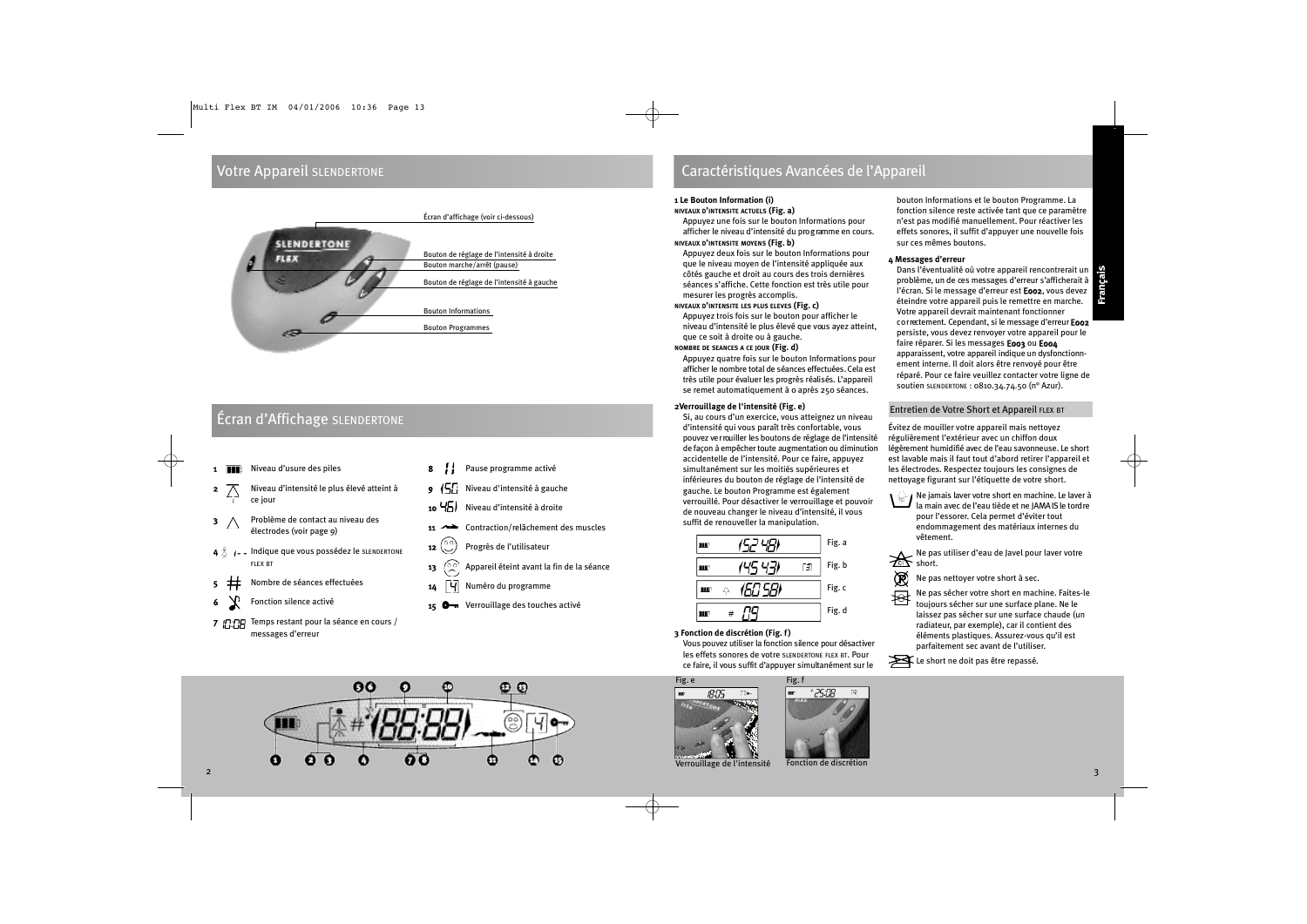## Votre Appareil SLENDERTONE

Écran d'affichage (voir ci-dessous)

Bouton de réglage de l'intensité à droite

Bouton marche/arrêt (pause)

Bouton de réglage de l'intensité à gauche

Bouton Informations

Bouton Programmes

## Écran d'Affichage SLENDERTONE

1. Niveau d'usure des piles
2. Niveau d'intensité le plus élevé atteint à ce jour
3. Problème de contact au niveau des électrodes (voir page 9)
4. Indique que vous possédez le SLENDERTONE FLEX BT
5. Nombre de séances effectuées
6. Fonction silence activé
7. Temps restant pour la séance en cours / messages d'erreur
8. Pause programme activé
9. Niveau d'intensité à gauche
10. Niveau d'intensité à droite
11. Contraction/relâchement des muscles
12. Progrès de l'utilisateur
13. Appareil éteint avant la fin de la séance
14. Numéro du programme
15. Verrouillage des touches activé

## Caractéristiques Avancées de l'Appareil

**1 Le Bouton Information (i)**

**NIVEAUX D'INTENSITE ACTUELS (Fig. a)**

Appuyez une fois sur le bouton Informations pour afficher le niveau d'intensité du programme en cours.

**NIVEAUX D'INTENSITE MOYENS (Fig. b)**

Appuyez deux fois sur le bouton Informations pour que le niveau moyen de l'intensité appliquée aux côtés gauche et droit au cours des trois dernières séances s'affiche. Cette fonction est très utile pour mesurer les progrès accomplis.

**NIVEAUX D'INTENSITE LES PLUS ELEVES (Fig. c)**

Appuyez trois fois sur le bouton pour afficher le niveau d'intensité le plus élevé que vous ayez atteint, que ce soit à droite ou à gauche.

**NOMBRE DE SEANCES A CE JOUR (Fig. d)**

Appuyez quatre fois sur le bouton Informations pour afficher le nombre total de séances effectuées. Cela est très utile pour évaluer les progrès réalisés. L'appareil se remet automatiquement à 0 après 250 séances.

**2 Verrouillage de l'intensité (Fig. e)**

Si, au cours d'un exercice, vous atteignez un niveau d'intensité qui vous paraît très confortable, vous pouvez verrouiller les boutons de réglage de l'intensité de façon à empêcher toute augmentation ou diminution accidentelle de l'intensité. Pour ce faire, appuyez simultanément sur les moitiés supérieures et inférieures du bouton de réglage de l'intensité de gauche. Le bouton Programme est également verrouillé. Pour désactiver le verrouillage et pouvoir de nouveau changer le niveau d'intensité, il vous suffit de renouveller la manipulation.

Fig. a: 52 48

Fig. b: 45 43 [3]

Fig. c: 60 58

Fig. d: # 09

**3 Fonction de discrétion (Fig. f)**

Vous pouvez utiliser la fonction silence pour désactiver les effets sonores de votre SLENDERTONE FLEX BT. Pour ce faire, il vous suffit d'appuyer simultanément sur le bouton Informations et le bouton Programme. La fonction silence reste activée tant que ce paramètre n'est pas modifié manuellement. Pour réactiver les effets sonores, il suffit d'appuyer une nouvelle fois sur ces mêmes boutons.

**4 Messages d'erreur**

Dans l'éventualité où votre appareil rencontrerait un problème, un de ces messages d'erreur s'afficherait à l'écran. Si le message d'erreur est **E002**, vous devez éteindre votre appareil puis le remettre en marche. Votre appareil devrait maintenant fonctionner correctement. Cependant, si le message d'erreur **E002** persiste, vous devez renvoyer votre appareil pour le faire réparer. Si les messages **E003** ou **E004** apparaissent, votre appareil indique un dysfonctionnement interne. Il doit alors être renvoyé pour être réparé. Pour ce faire veuillez contacter votre ligne de soutien SLENDERTONE : 0810.34.74.50 (n° Azur).

### Entretien de Votre Short et Appareil FLEX BT

Évitez de mouiller votre appareil mais nettoyez régulièrement l'extérieur avec un chiffon doux légèrement humidifié avec de l'eau savonneuse. Le short est lavable mais il faut tout d'abord retirer l'appareil et les électrodes. Respectez toujours les consignes de nettoyage figurant sur l'étiquette de votre short.

- Ne jamais laver votre short en machine. Le laver à la main avec de l'eau tiède et ne JAMAIS le tordre pour l'essorer. Cela permet d'éviter tout endommagement des matériaux internes du vêtement.
- Ne pas utiliser d'eau de Javel pour laver votre short.
- Ne pas nettoyer votre short à sec.
- Ne pas sécher votre short en machine. Faites-le toujours sécher sur une surface plane. Ne le laissez pas sécher sur une surface chaude (un radiateur, par exemple), car il contient des éléments plastiques. Assurez-vous qu'il est parfaitement sec avant de l'utiliser.
- Le short ne doit pas être repassé.

Fig. e — Verrouillage de l'intensité

Fig. f — Fonction de discrétion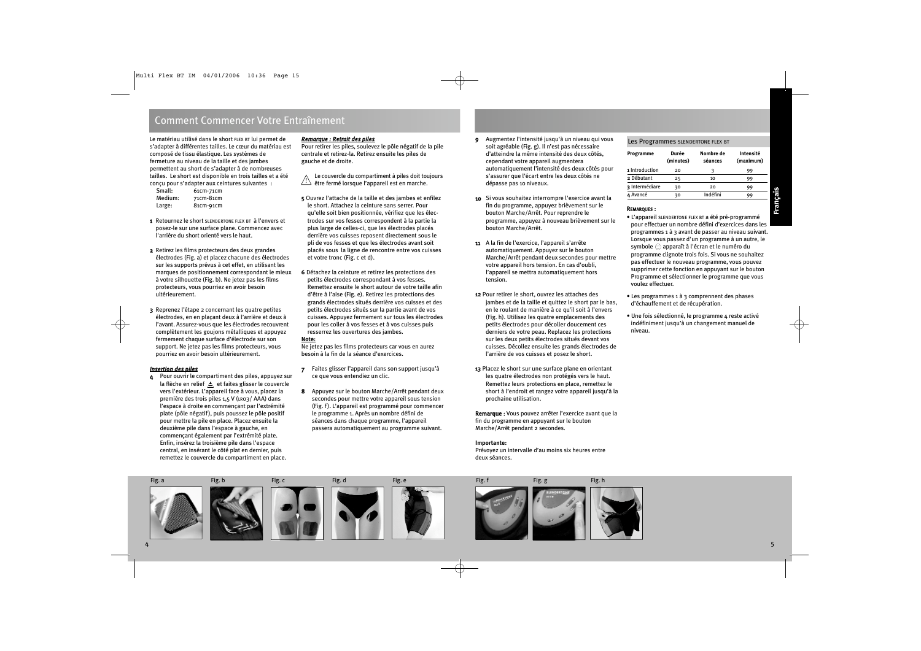## Comment Commencer Votre Entraînement

Le matériau utilisé dans le short FLEX BT lui permet de s'adapter à différentes tailles. Le cœur du matériau est composé de tissu élastique. Les systèmes de fermeture au niveau de la taille et des jambes permettent au short de s'adapter à de nombreuses tailles. Le short est disponible en trois tailles et a été conçu pour s'adapter aux ceintures suivantes :

| | |
|---|---|
| Small: | 61cm-71cm |
| Medium: | 71cm-81cm |
| Large: | 81cm-91cm |

**1** Retournez le short SLENDERTONE FLEX BT à l'envers et posez-le sur une surface plane. Commencez avec l'arrière du short orienté vers le haut.

**2** Retirez les films protecteurs des deux grandes électrodes (Fig. a) et placez chacune des électrodes sur les supports prévus à cet effet, en utilisant les marques de positionnement correspondant le mieux à votre silhouette (Fig. b). Ne jetez pas les films protecteurs, vous pourriez en avoir besoin ultérieurement.

**3** Reprenez l'étape 2 concernant les quatre petites électrodes, en en plaçant deux à l'arrière et deux à l'avant. Assurez-vous que les électrodes recouvrent complètement les goujons métalliques et appuyez fermement chaque surface d'électrode sur son support. Ne jetez pas les films protecteurs, vous pourriez en avoir besoin ultérieurement.

***Insertion des piles***

**4** Pour ouvrir le compartiment des piles, appuyez sur la flèche en relief et faites glisser le couvercle vers l'extérieur. L'appareil face à vous, placez la première des trois piles 1,5 V (LR03/ AAA) dans l'espace à droite en commençant par l'extrémité plate (pôle négatif), puis poussez le pôle positif pour mettre la pile en place. Placez ensuite la deuxième pile dans l'espace à gauche, en commençant également par l'extrémité plate. Enfin, insérez la troisième pile dans l'espace central, en insérant le côté plat en dernier, puis remettez le couvercle du compartiment en place.

***Remarque : Retrait des piles***

Pour retirer les piles, soulevez le pôle négatif de la pile centrale et retirez-la. Retirez ensuite les piles de gauche et de droite.

⚠ Le couvercle du compartiment à piles doit toujours être fermé lorsque l'appareil est en marche.

**5** Ouvrez l'attache de la taille et des jambes et enfilez le short. Attachez la ceinture sans serrer. Pour qu'elle soit bien positionnée, vérifiez que les électrodes sur vos fesses correspondent à la partie la plus large de celles-ci, que les électrodes placés derrière vos cuisses reposent directement sous le pli de vos fesses et que les électrodes avant soit placés sous la ligne de rencontre entre vos cuisses et votre tronc (Fig. c et d).

**6** Détachez la ceinture et retirez les protections des petits électrodes correspondant à vos fesses. Remettez ensuite le short autour de votre taille afin d'être à l'aise (Fig. e). Retirez les protections des grands électrodes situés derrière vos cuisses et des petits électrodes situés sur la partie avant de vos cuisses. Appuyez fermement sur tous les électrodes pour les coller à vos fesses et à vos cuisses puis resserrez les ouvertures des jambes.

**Note:**

Ne jetez pas les films protecteurs car vous en aurez besoin à la fin de la séance d'exercices.

**7** Faites glisser l'appareil dans son support jusqu'à ce que vous entendiez un clic.

**8** Appuyez sur le bouton Marche/Arrêt pendant deux secondes pour mettre votre appareil sous tension (Fig. f). L'appareil est programmé pour commencer le programme 1. Après un nombre défini de séances dans chaque programme, l'appareil passera automatiquement au programme suivant.

**9** Augmentez l'intensité jusqu'à un niveau qui vous soit agréable (Fig. g). Il n'est pas nécessaire d'atteindre la même intensité des deux côtés, cependant votre appareil augmentera automatiquement l'intensité des deux côtés pour s'assurer que l'écart entre les deux côtés ne dépasse pas 10 niveaux.

**10** Si vous souhaitez interrompre l'exercice avant la fin du programme, appuyez brièvement sur le bouton Marche/Arrêt. Pour reprendre le programme, appuyez à nouveau brièvement sur le bouton Marche/Arrêt.

**11** A la fin de l'exercice, l'appareil s'arrête automatiquement. Appuyez sur le bouton Marche/Arrêt pendant deux secondes pour mettre votre appareil hors tension. En cas d'oubli, l'appareil se mettra automatiquement hors tension.

**12** Pour retirer le short, ouvrez les attaches des jambes et de la taille et quittez le short par le bas, en le roulant de manière à ce qu'il soit à l'envers (Fig. h). Utilisez les quatre emplacements des petits électrodes pour décoller doucement ces derniers de votre peau. Replacez les protections sur les deux petits électrodes situés devant vos cuisses. Décollez ensuite les grands électrodes de l'arrière de vos cuisses et posez le short.

**13** Placez le short sur une surface plane en orientant les quatre électrodes non protégés vers le haut. Remettez leurs protections en place, remettez le short à l'endroit et rangez votre appareil jusqu'à la prochaine utilisation.

**Remarque :** Vous pouvez arrêter l'exercice avant que la fin du programme en appuyant sur le bouton Marche/Arrêt pendant 2 secondes.

**Importante:**

Prévoyez un intervalle d'au moins six heures entre deux séances.

### Les Programmes SLENDERTONE FLEX BT

| Programme | Durée (minutes) | Nombre de séances | Intensité (maximum) |
|---|---|---|---|
| 1 Introduction | 20 | 3 | 99 |
| 2 Débutant | 25 | 10 | 99 |
| 3 Intermédiaire | 30 | 20 | 99 |
| 4 Avancé | 30 | Indéfini | 99 |

**REMARQUES :**

- L'appareil SLENDERTONE FLEX BT a été pré-programmé pour effectuer un nombre défini d'exercices dans les programmes 1 à 3 avant de passer au niveau suivant. Lorsque vous passez d'un programme à un autre, le symbole apparaît à l'écran et le numéro du programme clignote trois fois. Si vous ne souhaitez pas effectuer le nouveau programme, vous pouvez supprimer cette fonction en appuyant sur le bouton Programme et sélectionner le programme que vous voulez effectuer.
- Les programmes 1 à 3 comprennent des phases d'échauffement et de récupération.
- Une fois sélectionné, le programme 4 reste activé indéfiniment jusqu'à un changement manuel de niveau.

Fig. a Fig. b Fig. c Fig. d Fig. e Fig. f Fig. g Fig. h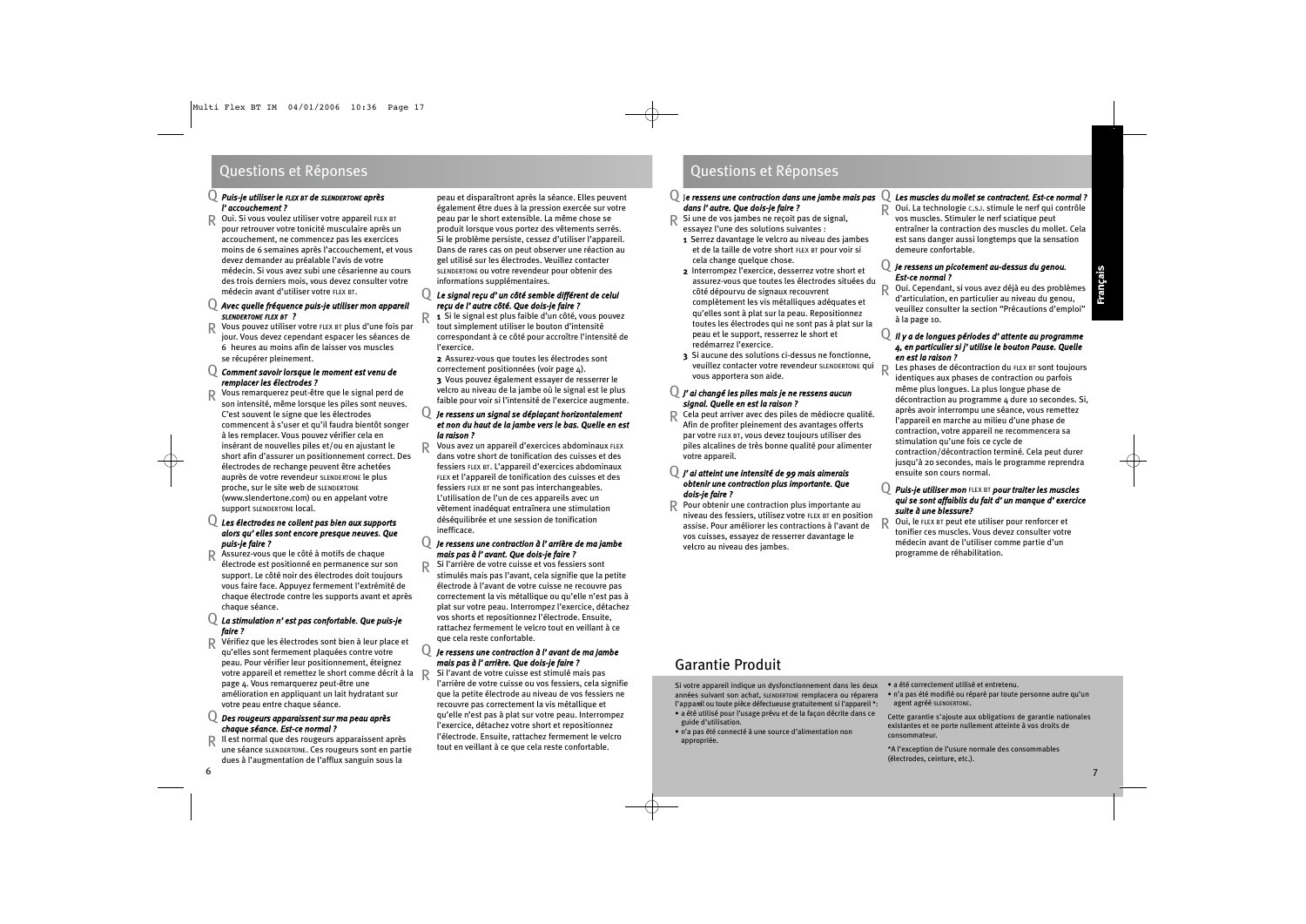## Questions et Réponses

**Q** ***Puis-je utiliser le FLEX BT de SLENDERTONE après l'accouchement ?***

**R** Oui. Si vous voulez utiliser votre appareil FLEX BT pour retrouver votre tonicité musculaire après un accouchement, ne commencez pas les exercices moins de 6 semaines après l'accouchement, et vous devez demander au préalable l'avis de votre médecin. Si vous avez subi une césarienne au cours des trois derniers mois, vous devez consulter votre médecin avant d'utiliser votre FLEX BT.

**Q** ***Avec quelle fréquence puis-je utiliser mon appareil SLENDERTONE FLEX BT ?***

**R** Vous pouvez utiliser votre FLEX BT plus d'une fois par jour. Vous devez cependant espacer les séances de 6 heures au moins afin de laisser vos muscles se récupérer pleinement.

**Q** ***Comment savoir lorsque le moment est venu de remplacer les électrodes ?***

**R** Vous remarquerez peut-être que le signal perd de son intensité, même lorsque les piles sont neuves. C'est souvent le signe que les électrodes commencent à s'user et qu'il faudra bientôt songer à les remplacer. Vous pouvez vérifier cela en insérant de nouvelles piles et/ou en ajustant le short afin d'assurer un positionnement correct. Des électrodes de rechange peuvent être achetées auprès de votre revendeur SLENDERTONE le plus proche, sur le site web de SLENDERTONE (www.slendertone.com) ou en appelant votre support SLENDERTONE local.

**Q** ***Les électrodes ne collent pas bien aux supports alors qu'elles sont encore presque neuves. Que puis-je faire ?***

**R** Assurez-vous que le côté à motifs de chaque électrode est positionné en permanence sur son support. Le côté noir des électrodes doit toujours vous faire face. Appuyez fermement l'extrémité de chaque électrode contre les supports avant et après chaque séance.

**Q** ***La stimulation n'est pas confortable. Que puis-je faire ?***

**R** Vérifiez que les électrodes sont bien à leur place et qu'elles sont fermement plaquées contre votre peau. Pour vérifier leur positionnement, éteignez votre appareil et remettez le short comme décrit à la page 4. Vous remarquerez peut-être une amélioration en appliquant un lait hydratant sur votre peau entre chaque séance.

**Q** ***Des rougeurs apparaissent sur ma peau après chaque séance. Est-ce normal ?***

**R** Il est normal que des rougeurs apparaissent après une séance SLENDERTONE. Ces rougeurs sont en partie dues à l'augmentation de l'afflux sanguin sous la peau et disparaîtront après la séance. Elles peuvent également être dues à la pression exercée sur votre peau par le short extensible. La même chose se produit lorsque vous portez des vêtements serrés. Si le problème persiste, cessez d'utiliser l'appareil. Dans de rares cas on peut observer une réaction au gel utilisé sur les électrodes. Veuillez contacter SLENDERTONE ou votre revendeur pour obtenir des informations supplémentaires.

**Q** ***Le signal reçu d'un côté semble différent de celui reçu de l'autre côté. Que dois-je faire ?***

**R**
1. Si le signal est plus faible d'un côté, vous pouvez tout simplement utiliser le bouton d'intensité correspondant à ce côté pour accroître l'intensité de l'exercice.
2. Assurez-vous que toutes les électrodes sont correctement positionnées (voir page 4).
3. Vous pouvez également essayer de resserrer le velcro au niveau de la jambe où le signal est le plus faible pour voir si l'intensité de l'exercice augmente.

**Q** ***Je ressens un signal se déplaçant horizontalement et non du haut de la jambe vers le bas. Quelle en est la raison ?***

**R** Vous avez un appareil d'exercices abdominaux FLEX dans votre short de tonification des cuisses et des fessiers FLEX BT. L'appareil d'exercices abdominaux FLEX et l'appareil de tonification des cuisses et des fessiers FLEX BT ne sont pas interchangeables. L'utilisation de l'un de ces appareils avec un vêtement inadéquat entraînera une stimulation déséquilibrée et une session de tonification inefficace.

**Q** ***Je ressens une contraction à l'arrière de ma jambe mais pas à l'avant. Que dois-je faire ?***

**R** Si l'arrière de votre cuisse et vos fessiers sont stimulés mais pas l'avant, cela signifie que la petite électrode à l'avant de votre cuisse ne recouvre pas correctement la vis métallique ou qu'elle n'est pas à plat sur votre peau. Interrompez l'exercice, détachez vos shorts et repositionnez l'électrode. Ensuite, rattachez fermement le velcro tout en veillant à ce que cela reste confortable.

**Q** ***Je ressens une contraction à l'avant de ma jambe mais pas à l'arrière. Que dois-je faire ?***

**R** Si l'avant de votre cuisse est stimulé mais pas l'arrière de votre cuisse ou vos fessiers, cela signifie que la petite électrode au niveau de vos fessiers ne recouvre pas correctement la vis métallique et qu'elle n'est pas à plat sur votre peau. Interrompez l'exercice, détachez votre short et repositionnez l'électrode. Ensuite, rattachez fermement le velcro tout en veillant à ce que cela reste confortable.

**Q** ***Je ressens une contraction dans une jambe mais pas dans l'autre. Que dois-je faire ?***

**R** Si une de vos jambes ne reçoit pas de signal, essayez l'une des solutions suivantes :
1. Serrez davantage le velcro au niveau des jambes et de la taille de votre short FLEX BT pour voir si cela change quelque chose.
2. Interrompez l'exercice, desserrez votre short et assurez-vous que toutes les électrodes situées du côté dépourvu de signaux recouvrent complètement les vis métalliques adéquates et qu'elles sont à plat sur la peau. Repositionnez toutes les électrodes qui ne sont pas à plat sur la peau et le support, resserrez le short et redémarrez l'exercice.
3. Si aucune des solutions ci-dessus ne fonctionne, veuillez contacter votre revendeur SLENDERTONE qui vous apportera son aide.

**Q** ***J'ai changé les piles mais je ne ressens aucun signal. Quelle en est la raison ?***

**R** Cela peut arriver avec des piles de médiocre qualité. Afin de profiter pleinement des avantages offerts par votre FLEX BT, vous devez toujours utiliser des piles alcalines de très bonne qualité pour alimenter votre appareil.

**Q** ***J'ai atteint une intensité de 99 mais aimerais obtenir une contraction plus importante. Que dois-je faire ?***

**R** Pour obtenir une contraction plus importante au niveau des fessiers, utilisez votre FLEX BT en position assise. Pour améliorer les contractions à l'avant de vos cuisses, essayez de resserrer davantage le velcro au niveau des jambes.

**Q** ***Les muscles du mollet se contractent. Est-ce normal ?***

**R** Oui. La technologie C.S.I. stimule le nerf qui contrôle vos muscles. Stimuler le nerf sciatique peut entraîner la contraction des muscles du mollet. Cela est sans danger aussi longtemps que la sensation demeure confortable.

**Q** ***Je ressens un picotement au-dessus du genou. Est-ce normal ?***

**R** Oui. Cependant, si vous avez déjà eu des problèmes d'articulation, en particulier au niveau du genou, veuillez consulter la section "Précautions d'emploi" à la page 10.

**Q** ***Il y a de longues périodes d'attente au programme 4, en particulier si j'utilise le bouton Pause. Quelle en est la raison ?***

**R** Les phases de décontraction du FLEX BT sont toujours identiques aux phases de contraction ou parfois même plus longues. La plus longue phase de décontraction au programme 4 dure 10 secondes. Si, après avoir interrompu une séance, vous remettez l'appareil en marche au milieu d'une phase de contraction, votre appareil ne recommencera sa stimulation qu'une fois ce cycle de contraction/décontraction terminé. Cela peut durer jusqu'à 20 secondes, mais le programme reprendra ensuite son cours normal.

**Q** ***Puis-je utiliser mon FLEX BT pour traiter les muscles qui se sont affaiblis du fait d'un manque d'exercice suite à une blessure?***

**R** Oui, le FLEX BT peut ete utiliser pour renforcer et tonifier ces muscles. Vous devez consulter votre médecin avant de l'utiliser comme partie d'un programme de réhabilitation.

## Garantie Produit

Si votre appareil indique un dysfonctionnement dans les deux années suivant son achat, SLENDERTONE remplacera ou réparera l'appareil ou toute pièce défectueuse gratuitement si l'appareil *:

- a été utilisé pour l'usage prévu et de la façon décrite dans ce guide d'utilisation.
- n'a pas été connecté à une source d'alimentation non appropriée.
- a été correctement utilisé et entretenu.
- n'a pas été modifié ou réparé par toute personne autre qu'un agent agréé SLENDERTONE.

Cette garantie s'ajoute aux obligations de garantie nationales existantes et ne porte nullement atteinte à vos droits de consommateur.

*A l'exception de l'usure normale des consommables (électrodes, ceinture, etc.).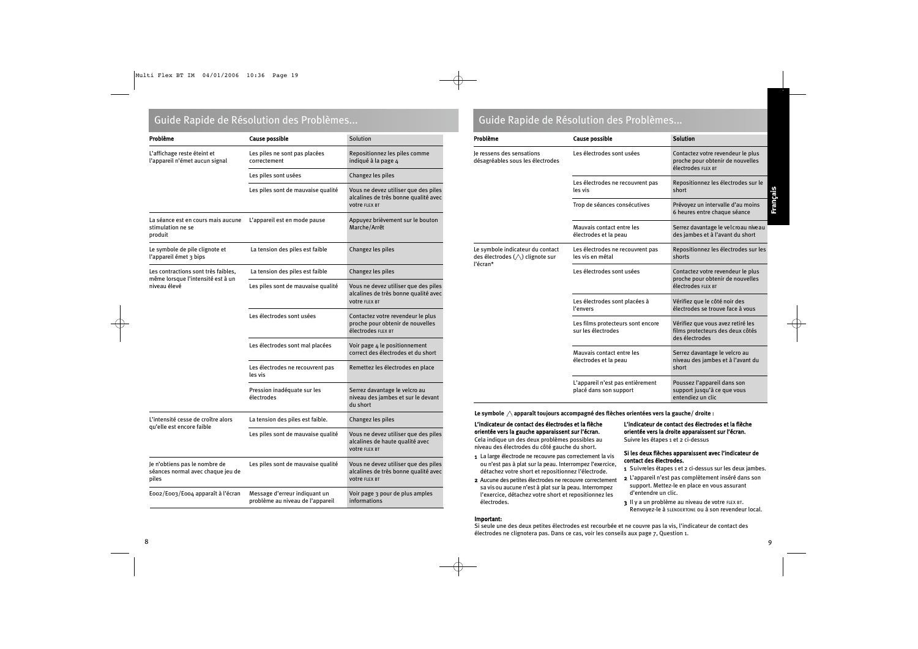## Guide Rapide de Résolution des Problèmes...

| Problème | Cause possible | Solution |
|---|---|---|
| L'affichage reste éteint et l'appareil n'émet aucun signal | Les piles ne sont pas placées correctement | Repositionnez les piles comme indiqué à la page 4 |
| | Les piles sont usées | Changez les piles |
| | Les piles sont de mauvaise qualité | Vous ne devez utiliser que des piles alcalines de très bonne qualité avec votre FLEX BT |
| La séance est en cours mais aucune stimulation ne se produit | L'appareil est en mode pause | Appuyez brièvement sur le bouton Marche/Arrêt |
| Le symbole de pile clignote et l'appareil émet 3 bips | La tension des piles est faible | Changez les piles |
| Les contractions sont très faibles, même lorsque l'intensité est à un niveau élevé | La tension des piles est faible | Changez les piles |
| | Les piles sont de mauvaise qualité | Vous ne devez utiliser que des piles alcalines de très bonne qualité avec votre FLEX BT |
| | Les électrodes sont usées | Contactez votre revendeur le plus proche pour obtenir de nouvelles électrodes FLEX BT |
| | Les électrodes sont mal placées | Voir page 4 le positionnement correct des électrodes et du short |
| | Les électrodes ne recouvrent pas les vis | Remettez les électrodes en place |
| | Pression inadéquate sur les électrodes | Serrez davantage le velcro au niveau des jambes et sur le devant du short |
| L'intensité cesse de croître alors qu'elle est encore faible | La tension des piles est faible. | Changez les piles |
| | Les piles sont de mauvaise qualité | Vous ne devez utiliser que des piles alcalines de haute qualité avec votre FLEX BT |
| Je n'obtiens pas le nombre de séances normal avec chaque jeu de piles | Les piles sont de mauvaise qualité | Vous ne devez utiliser que des piles alcalines de très bonne qualité avec votre FLEX BT |
| E002/E003/E004 apparaît à l'écran | Message d'erreur indiquant un problème au niveau de l'appareil | Voir page 3 pour de plus amples informations |

## Guide Rapide de Résolution des Problèmes...

| Problème | Cause possible | Solution |
|---|---|---|
| Je ressens des sensations désagréables sous les électrodes | Les électrodes sont usées | Contactez votre revendeur le plus proche pour obtenir de nouvelles électrodes FLEX BT |
| | Les électrodes ne recouvrent pas les vis | Repositionnez les électrodes sur le short |
| | Trop de séances consécutives | Prévoyez un intervalle d'au moins 6 heures entre chaque séance |
| | Mauvais contact entre les électrodes et la peau | Serrez davantage le velcro au niveau des jambes et à l'avant du short |
| Le symbole indicateur du contact des électrodes (/\) clignote sur l'écran* | Les électrodes ne recouvrent pas les vis en métal | Repositionnez les électrodes sur les shorts |
| | Les électrodes sont usées | Contactez votre revendeur le plus proche pour obtenir de nouvelles électrodes FLEX BT |
| | Les électrodes sont placées à l'envers | Vérifiez que le côté noir des électrodes se trouve face à vous |
| | Les films protecteurs sont encore sur les électrodes | Vérifiez que vous avez retiré les films protecteurs des deux côtés des électrodes |
| | Mauvais contact entre les électrodes et la peau | Serrez davantage le velcro au niveau des jambes et à l'avant du short |
| | L'appareil n'est pas entièrement placé dans son support | Poussez l'appareil dans son support jusqu'à ce que vous entendiez un clic |

**Le symbole /\ apparaît toujours accompagné des flèches orientées vers la gauche/ droite :**

**L'indicateur de contact des électrodes et la flèche orientée vers la gauche apparaissent sur l'écran.**
Cela indique un des deux problèmes possibles au niveau des électrodes du côté gauche du short.

1. La large électrode ne recouvre pas correctement la vis ou n'est pas à plat sur la peau. Interrompez l'exercice, détachez votre short et repositionnez l'électrode.
2. Aucune des petites électrodes ne recouvre correctement sa vis ou aucune n'est à plat sur la peau. Interrompez l'exercice, détachez votre short et repositionnez les électrodes.

**L'indicateur de contact des électrodes et la flèche orientée vers la droite apparaissent sur l'écran.**
Suivre les étapes 1 et 2 ci-dessus

**Si les deux flèches apparaissent avec l'indicateur de contact des électrodes.**

1. Suivreles étapes 1 et 2 ci-dessus sur les deux jambes.
2. L'appareil n'est pas complètement inséré dans son support. Mettez-le en place en vous assurant d'entendre un clic.
3. Il y a un problème au niveau de votre FLEX BT. Renvoyez-le à SLENDERTONE ou à son revendeur local.

**Important:**
Si seule une des deux petites électrodes est recourbée et ne couvre pas la vis, l'indicateur de contact des électrodes ne clignotera pas. Dans ce cas, voir les conseils aux page 7, Question 1.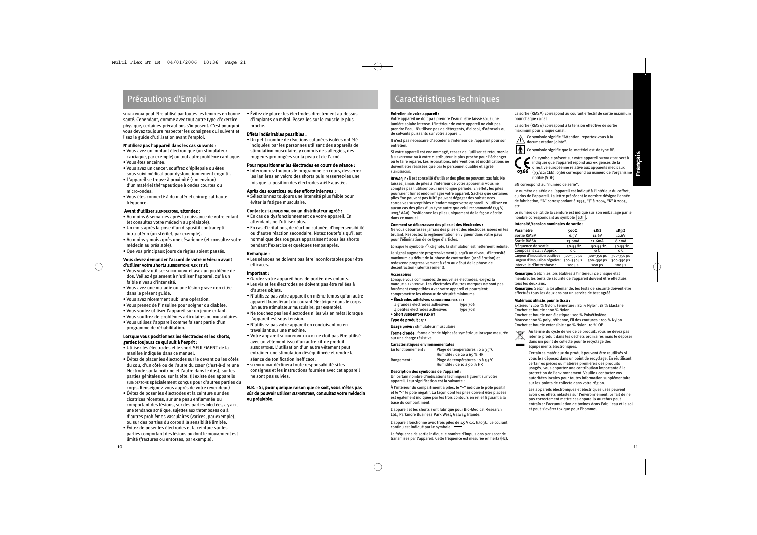# Précautions d'Emploi

SLENDERTONE peut être utilisé par toutes les femmes en bonne santé. Cependant, comme avec tout autre type d'exercice physique, certaines précautions s'imposent. C'est pourquoi vous devez toujours respecter les consignes qui suivent et lisez le guide d'utilisation avant l'emploi.

**N'utilisez pas l'appareil dans les cas suivants :**

- Vous avez un implant électronique (un stimulateur cardiaque, par exemple) ou tout autre problème cardiaque.
- Vous êtes enceinte.
- Vous avez un cancer, souffrez d'épilepsie ou êtes sous suivi médical pour dysfonctionnement cognitif.
- L'appareil se trouve à proximité (1 m environ) d'un matériel thérapeutique à ondes courtes ou micro-ondes.
- Vous êtes connecté à du matériel chirurgical haute fréquence.

**Avant d'utiliser SLENDERTONE, attendez :**

- Au moins 6 semaines après la naissance de votre enfant (et consultez votre médecin au préalable).
- Un mois après la pose d'un dispositif contraceptif intra-utérin (un stérilet, par exemple).
- Au moins 3 mois après une césarienne (et consultez votre médecin au préalable).
- Que vos principaux jours de règles soient passés.

**Vous devez demander l'accord de votre médecin avant d'utiliser votre shorts SLENDERTONE FLEX BT si:**

- Vous voulez utiliser SLENDERTONE et avez un problème de dos. Veillez également à n'utiliser l'appareil qu'à un faible niveau d'intensité.
- Vous avez une maladie ou une lésion grave non citée dans le présent guide.
- Vous avez récemment subi une opération.
- Vous prenez de l'insuline pour soigner du diabète.
- Vous voulez utiliser l'appareil sur un jeune enfant.
- Vous souffrez de problèmes articulaires ou musculaires.
- Vous utilisez l'appareil comme faisant partie d'un programme de réhabilitation.

**Lorsque vous positionnez les électrodes et les shorts, gardez toujours ce qui suit à l'esprit :**

- Utilisez les électrodes et le short SEULEMENT de la manière indiquée dans ce manuel.
- Évitez de placer les électrodes sur le devant ou les côtés du cou, d'un côté ou de l'autre du cœur (c'est-à-dire une électrode sur la poitrine et l'autre dans le dos), sur les parties génitales ou sur la tête. (Il existe des appareils SLENDERTONE spécialement conçus pour d'autres parties du corps. Renseignez-vous auprès de votre revendeur.)
- Évitez de poser les électrodes et la ceinture sur des cicatrices récentes, sur une peau enflammée ou comportant des lésions, sur des parties infectées, a y a n t une tendance acnéique, sujettes aux thromboses ou à d'autres problèmes vasculaires (varices, par exemple), ou sur des parties du corps à la sensibilité limitée.
- Évitez de poser les électrodes et la ceinture sur les parties comportant des lésions ou dont le mouvement est limité (fractures ou entorses, par exemple).
- Évitez de placer les électrodes directement au-dessus d'implants en métal. Posez-les sur le muscle le plus proche.

**Effets indésirables possibles :**

- Un petit nombre de réactions cutanées isolées ont été indiquées par les personnes utilisant des appareils de stimulation musculaire, y compris des allergies, des rougeurs prolongées sur la peau et de l'acné.

**Pour repositionner les électrodes en cours de séance :**

- Interrompez toujours le programme en cours, desserrez les lanières en velcro des shorts puis resserrez-les une fois que la position des électrodes a été ajustée.

**Après des exercices ou des efforts intenses :**

- Sélectionnez toujours une intensité plus faible pour éviter la fatigue musculaire.

**Contactez SLENDERTONE ou un distributeur agréé :**

- En cas de dysfonctionnement de votre appareil. En attendant, ne l'utilisez plus.
- En cas d'irritations, de réaction cutanée, d'hypersensibilité ou d'autre réaction secondaire. Notez toutefois qu'il est normal que des rougeurs apparaissent sous les shorts pendant l'exercice et quelques temps après.

**Remarque :**

- Les séances ne doivent pas être inconfortables pour être efficaces.

**Important :**

- Gardez votre appareil hors de portée des enfants.
- Les vis et les électrodes ne doivent pas être reliées à d'autres objets.
- N'utilisez pas votre appareil en même temps qu'un autre appareil transférant du courant électrique dans le corps (un autre stimulateur musculaire, par exemple).
- Ne touchez pas les électrodes ni les vis en métal lorsque l'appareil est sous tension.
- N'utilisez pas votre appareil en conduisant ou en travaillant sur une machine.
- Votre appareil SLENDERTONE FLEX BT ne doit pas être utilisé avec un vêtement issu d'un autre kit de produit SLENDERTONE. L'utilisation d'un autre vêtement peut entraîner une stimulation déséquilibrée et rendre la séance de tonification inefficace.
- SLENDERTONE déclinera toute responsabilité si les consignes et les instructions fournies avec cet appareil ne sont pas suivies.

**N.B. : Si, pour quelque raison que ce soit, vous n'êtes pas sûr de pouvoir utiliser SLENDERTONE, consultez votre médecin au préalable.**

# Caractéristiques Techniques

**Entretien de votre appareil :**

Votre appareil ne doit pas prendre l'eau ni être laissé sous une lumière solaire intense. L'intérieur de votre appareil ne doit pas prendre l'eau. N'utilisez pas de détergents, d'alcool, d'aérosols ou de solvants puissants sur votre appareil.

Il n'est pas nécessaire d'accéder à l'intérieur de l'appareil pour son entretien.

Si votre appareil est endommagé, cessez de l'utiliser et retournez-le à SLENDERTONE ou à votre distributeur le plus proche pour l'échanger ou le faire réparer. Les réparations, interventions et modifications ne doivent être réalisées que par le personnel qualifié et agréé SLENDERTONE.

**REMARQUE :** il est conseillé d'utiliser des piles ne pouvant pas fuir. Ne laissez jamais de piles à l'intérieur de votre appareil si vous ne comptez pas l'utiliser pour une longue période. En effet, les piles pourraient fuir et endommager votre appareil. Sachez que certaines piles "ne pouvant pas fuir" peuvent dégager des substances corrosives susceptibles d'endommager votre appareil. N'utilisez en aucun cas des piles d'un type autre que celui recommandé (1,5 V, LR03/ AAA). Positionnez les piles uniquement de la façon décrite dans ce manuel.

**Comment se débarrasser des piles et des électrodes :**

Ne vous débarrassez jamais des piles et des électrodes usées en les brûlant. Respectez la réglementation en vigueur dans votre pays pour l'élimination de ce type d'articles.

Lorsque le symbole ⚠ clignote, la stimulation est nettement réduite.

Le signal augmente progressivement jusqu'à un niveau d'intensité maximum au début de la phase de contraction (accélération) et redescend progressivement à zéro au début de la phase de décontraction (ralentissement).

**Accessoires**

Lorsque vous commandez de nouvelles électrodes, exigez la marque SLENDERTONE. Les électrodes d'autres marques ne sont pas forcément compatibles avec votre appareil et pourraient compromettre les niveaux de sécurité minimums.

- **Électrodes adhésives SLENDERTONE FLEX BT :**
  - 2 grandes électrodes adhésives — Type 706
  - 4 petites électrodes adhésives — Type 708
- **Short SLENDERTONE FLEX BT**

**Type de produit :** 511

**Usage prévu :** stimulateur musculaire

**Forme d'onde :** forme d'onde biphasée symétrique lorsque mesurée sur une charge résistive.

**Caractéristiques environnementales**

| | |
|---|---|
| En fonctionnement : | Plage de températures : 0 à 35°C<br>Humidité : de 20 à 65 % HR |
| Rangement : | Plage de températures : 0 à 55°C<br>Humidité : de 10 à 90 % HR |

**Description des symboles de l'appareil :**

Un certain nombre d'indications techniques figurent sur votre appareil. Leur signification est la suivante :

À l'intérieur du compartiment à piles, le "+" indique le pôle positif et le "-" le pôle négatif. La façon dont les piles doivent être placées est également indiquée par les trois contours en relief figurant à la base du compartiment.

L'appareil et les shorts sont fabriqué pour Bio-Medical Research Ltd., Parkmore Business Park West, Galway, Irlande.

L'appareil fonctionne avec trois piles de 1,5 V c.c. (LR03). Le courant continu est indiqué par le symbole : ⎓

La fréquence de sortie indique le nombre d'impulsions par seconde transmises par l'appareil. Cette fréquence est mesurée en hertz (Hz).

La sortie (RMSA) correspond au courant effectif de sortie maximum pour chaque canal.

La sortie (RMSV) correspond à la tension effective de sortie maximum pour chaque canal.

⚠ Ce symbole signifie "Attention, reportez-vous à la documentation jointe".

Ce symbole signifie que le matériel est de type BF.

CE 0366 Ce symbole présent sur votre appareil SLENDERTONE sert à indiquer que l'appareil répond aux exigences de la directive européenne relative aux appareils médicaux (93/42/CEE). 0366 correspond au numéro de l'organisme notifié (VDE).

SN correspond au "numéro de série".

Le numéro de série de l'appareil est indiqué à l'intérieur du coffret, au dos de l'appareil. La lettre précédant le nombre désigne l'année de fabrication, "A" correspondant à 1995, "J" à 2004, "K" à 2005, etc.

Le numéro de lot de la ceinture est indiqué sur son emballage par le nombre correspondant au symbole LOT.

**Intensité/tension nominales de sortie :**

| Paramètre | 500Ω | 1KΩ | 1K5Ω |
|---|---|---|---|
| Sortie RMSV | 6.5V | 11.6V | 12.6V |
| Sortie RMSA | 13.0mA | 11.6mA | 8.4mA |
| Fréquence de sortie | 50-55Hz. | 50-55Hz. | 50-55Hz. |
| Composant c.c. : Approx. | 0 C | 0 C | 0 C |
| Largeur d'impulsion positive : | 300-350 µs | 300-350 µs | 300-350 µs |
| Largeur d'impulsion négative : | 300-350 µs | 300-350 µs | 300-350 µs |
| Intervalle d'interphase : | 100 µs | 100 µs | 100 µs |

**Remarque:** Selon les lois établies à l'intérieur de chaque état membre, les tests de sécurité de l'appareil doivent être effectués tous les deux ans.

**Remarque:** Selon la loi allemande, les tests de sécurité doivent être effectués tous les deux ans par un service de test agréé.

**Matériaux utilisés pour le tissu :**

Extérieur : 100 % Nylon, Fermeture : 82 % Nylon, 18 % Elastane
Crochet et boucle : 100 % Nylon
Crochet et boucle non élastique : 100 % Polyéthylène
Mousse : 100 % polyuréthanne, Fil des coutures : 100 % Nylon
Crochet et boucle extensible : 90 % Nylon, 10 % OP

Au terme du cycle de vie de ce produit, vous ne devez pas jeter le produit dans les déchets ordinaires mais le déposer dans un point de collecte pour le recyclage des équipements électroniques.

Certaines matériaux du produit peuvent être reutilisés si vous les déposez dans un point de recyclage. En réutilisant certaines pièces ou matières premières des produits usagés, vous apportez une contribution importante à la protection de l'environnement. Veuillez contactez vos autoritées locales pour toutes information supplémentaire sur les points de collecte dans votre région.

Les appareils électroniques et électriques usés peuvent avoir des effets néfastes sur l'environnement. Le fait de ne pas correctement mettre ces appareils au rebus peut entraîner l'accumulation de toxines dans l'air, l'eau et le sol et peut s'avérer toxique pour l'homme.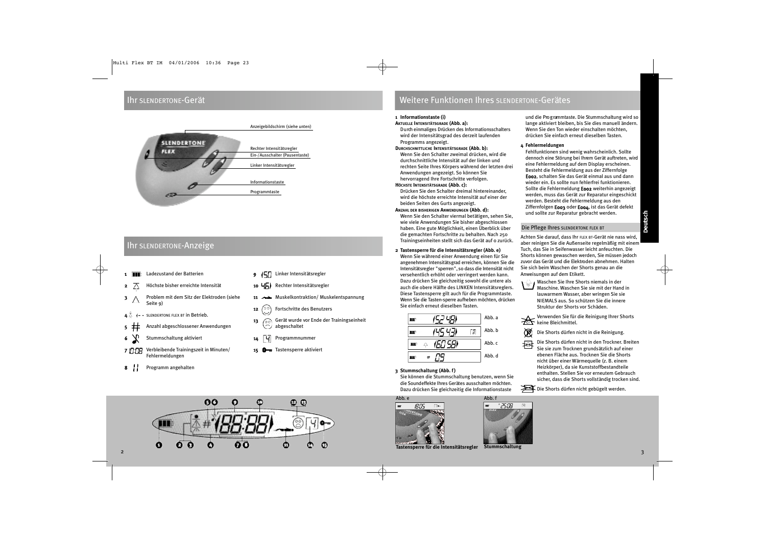## Ihr SLENDERTONE-Gerät

Anzeigebildschirm (siehe unten)

Rechter Intensitätsregler

Ein-/Ausschalter (Pausentaste)

Linker Intensitätsregler

Informationstaste

Programmtaste

## Ihr SLENDERTONE-Anzeige

1. Ladezustand der Batterien
2. Höchste bisher erreichte Intensität
3. Problem mit dem Sitz der Elektroden (siehe Seite 9)
4. SLENDERTONE FLEX BT in Betrieb.
5. Anzahl abgeschlossener Anwendungen
6. Stummschaltung aktiviert
7. Verbleibende Trainingszeit in Minuten/ Fehlermeldungen
8. Programm angehalten
9. Linker Intensitätsregler
10. Rechter Intensitätsregler
11. Muskelkontraktion/ Muskelentspannung
12. Fortschritte des Benutzers
13. Gerät wurde vor Ende der Trainingseinheit abgeschaltet
14. Programmnummer
15. Tastensperre aktiviert

## Weitere Funktionen Ihres SLENDERTONE-Gerätes

**1 Informationstaste (i)**

**AKTUELLE INTENSITÄTSGRADE (Abb. a):**
Durch einmaliges Drücken des Informationsschalters wird der Intensitätsgrad des derzeit laufenden Programms angezeigt.

**DURCHSCHNITTLICHE INTENSITÄTSGRADE (Abb. b):**
Wenn Sie den Schalter zweimal drücken, wird die durchschnittliche Intensität auf der linken und rechten Seite Ihres Körpers während der letzten drei Anwendungen angezeigt. So können Sie hervorragend Ihre Fortschritte verfolgen.

**HÖCHSTE INTENSITÄTSGRADE (Abb. c):**
Drücken Sie den Schalter dreimal hintereinander, wird die höchste erreichte Intensität auf einer der beiden Seiten des Gurts angezeigt.

**ANZAHL DER BISHERIGEN ANWENDUNGEN (Abb. d):**
Wenn Sie den Schalter viermal betätigen, sehen Sie, wie viele Anwendungen Sie bisher abgeschlossen haben. Eine gute Möglichkeit, einen Überblick über die gemachten Fortschritte zu behalten. Nach 250 Trainingseinheiten stellt sich das Gerät auf 0 zurück.

**2 Tastensperre für die Intensitätsregler (Abb. e)**
Wenn Sie während einer Anwendung einen für Sie angenehmen Intensitätsgrad erreichen, können Sie die Intensitätsregler "sperren", so dass die Intensität nicht versehentlich erhöht oder verringert werden kann. Dazu drücken Sie gleichzeitig sowohl die untere als auch die obere Hälfte des LINKEN Intensitätsreglers. Diese Tastensperre gilt auch für die Programmtaste. Wenn Sie die Tasten-sperre aufheben möchten, drücken Sie einfach erneut dieselben Tasten.

Abb. a

Abb. b

Abb. c

Abb. d

**3 Stummschaltung (Abb. f)**
Sie können die Stummschaltung benutzen, wenn Sie die Soundeffekte Ihres Gerätes ausschalten möchten. Dazu drücken Sie gleichzeitig die Informationstaste und die Programmtaste. Die Stummschaltung wird so lange aktiviert bleiben, bis Sie dies manuell ändern. Wenn Sie den Ton wieder einschalten möchten, drücken Sie einfach erneut dieselben Tasten.

**4 Fehlermeldungen**
Fehlfunktionen sind wenig wahrscheinlich. Sollte dennoch eine Störung bei Ihrem Gerät auftreten, wird eine Fehlermeldung auf dem Display erscheinen. Besteht die Fehlermeldung aus der Ziffernfolge **E002**, schalten Sie das Gerät einmal aus und dann wieder ein. Es sollte nun fehlerfrei funktionieren. Sollte die Fehlermeldung **E002** weiterhin angezeigt werden, muss das Gerät zur Reparatur eingeschickt werden. Besteht die Fehlermeldung aus den Ziffernfolgen **E003** oder **E004**, ist das Gerät defekt und sollte zur Reparatur gebracht werden.

### Die Pflege Ihres SLENDERTONE FLEX BT

Achten Sie darauf, dass Ihr FLEX BT-Gerät nie nass wird, aber reinigen Sie die Außenseite regelmäßig mit einem Tuch, das Sie in Seifenwasser leicht anfeuchten. Die Shorts können gewaschen werden, Sie müssen jedoch zuvor das Gerät und die Elektroden abnehmen. Halten Sie sich beim Waschen der Shorts genau an die Anweisungen auf dem Etikett.

- Waschen Sie Ihre Shorts niemals in der Maschine. Waschen Sie sie mit der Hand in lauwarmem Wasser, aber wringen Sie sie NIEMALS aus. So schützen Sie die innere Struktur der Shorts vor Schäden.
- Verwenden Sie für die Reinigung Ihrer Shorts keine Bleichmittel.
- Die Shorts dürfen nicht in die Reinigung.
- Die Shorts dürfen nicht in den Trockner. Breiten Sie sie zum Trocknen grundsätzlich auf einer ebenen Fläche aus. Trocknen Sie die Shorts nicht über einer Wärmequelle (z. B. einem Heizkörper), da sie Kunststoffbestandteile enthalten. Stellen Sie vor erneutem Gebrauch sicher, dass die Shorts vollständig trocken sind.
- Die Shorts dürfen nicht gebügelt werden.

Abb. e

Tastensperre für die Intensitätsregler

Abb. f

Stummschaltung

Deutsch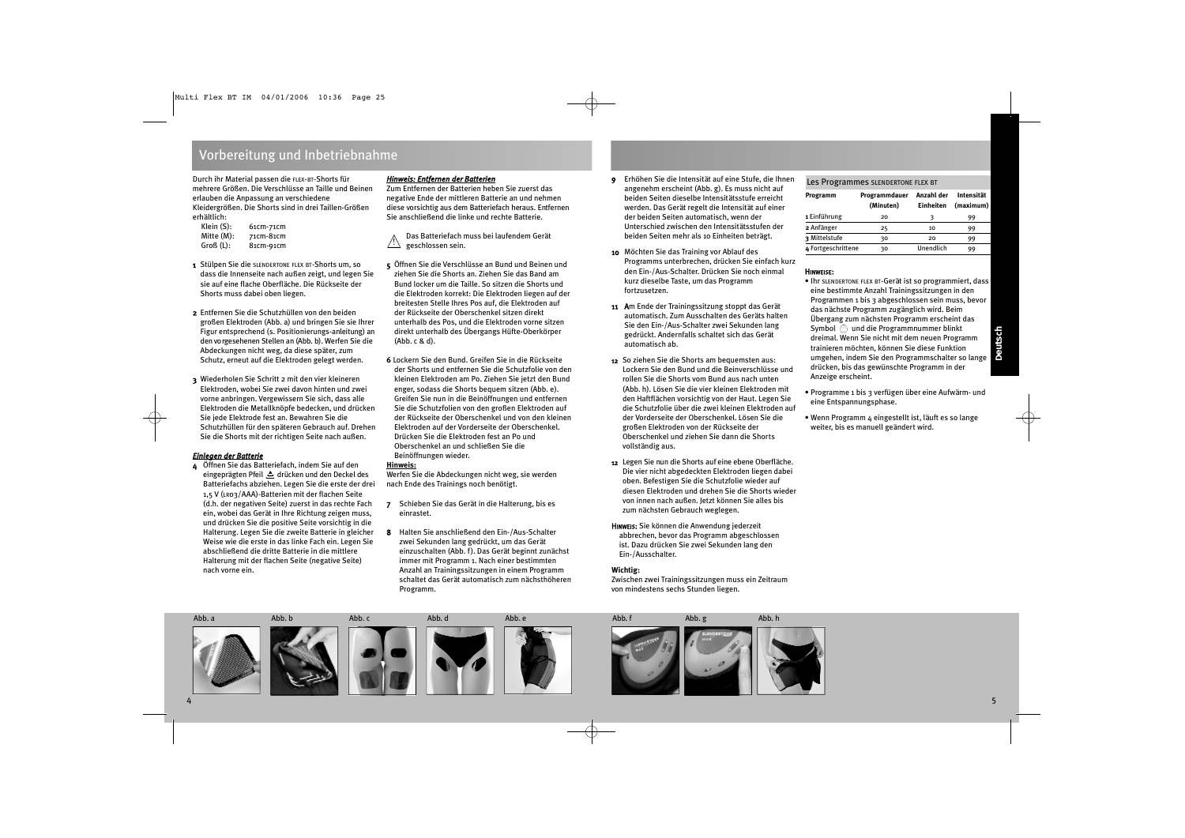## Vorbereitung und Inbetriebnahme

Durch ihr Material passen die flex-bt-Shorts für mehrere Größen. Die Verschlüsse an Taille und Beinen erlauben die Anpassung an verschiedene Kleidergrößen. Die Shorts sind in drei Taillen-Größen erhältlich:

| | |
|---|---|
| Klein (S): | 61cm-71cm |
| Mitte (M): | 71cm-81cm |
| Groß (L): | 81cm-91cm |

**1** Stülpen Sie die slendertone flex bt-Shorts um, so dass die Innenseite nach außen zeigt, und legen Sie sie auf eine flache Oberfläche. Die Rückseite der Shorts muss dabei oben liegen.

**2** Entfernen Sie die Schutzhüllen von den beiden großen Elektroden (Abb. a) und bringen Sie sie Ihrer Figur entsprechend (s. Positionierungs-anleitung) an den vorgesehenen Stellen an (Abb. b). Werfen Sie die Abdeckungen nicht weg, da diese später, zum Schutz, erneut auf die Elektroden gelegt werden.

**3** Wiederholen Sie Schritt 2 mit den vier kleineren Elektroden, wobei Sie zwei davon hinten und zwei vorne anbringen. Vergewissern Sie sich, dass alle Elektroden die Metallknöpfe bedecken, und drücken Sie jede Elektrode fest an. Bewahren Sie die Schutzhüllen für den späteren Gebrauch auf. Drehen Sie die Shorts mit der richtigen Seite nach außen.

***Einlegen der Batterie***

**4** Öffnen Sie das Batteriefach, indem Sie auf den eingeprägten Pfeil drücken und den Deckel des Batteriefachs abziehen. Legen Sie die erste der drei 1,5 V (lr03/AAA)-Batterien mit der flachen Seite (d.h. der negativen Seite) zuerst in das rechte Fach ein, wobei das Gerät in Ihre Richtung zeigen muss, und drücken Sie die positive Seite vorsichtig in die Halterung. Legen Sie die zweite Batterie in gleicher Weise wie die erste in das linke Fach ein. Legen Sie abschließend die dritte Batterie in die mittlere Halterung mit der flachen Seite (negative Seite) nach vorne ein.

***Hinweis: Entfernen der Batterien***

Zum Entfernen der Batterien heben Sie zuerst das negative Ende der mittleren Batterie an und nehmen diese vorsichtig aus dem Batteriefach heraus. Entfernen Sie anschließend die linke und rechte Batterie.

⚠ Das Batteriefach muss bei laufendem Gerät geschlossen sein.

**5** Öffnen Sie die Verschlüsse an Bund und Beinen und ziehen Sie die Shorts an. Ziehen Sie das Band am Bund locker um die Taille. So sitzen die Shorts und die Elektroden korrekt: Die Elektroden liegen auf der breitesten Stelle Ihres Pos auf, die Elektroden auf der Rückseite der Oberschenkel sitzen direkt unterhalb des Pos, und die Elektroden vorne sitzen direkt unterhalb des Übergangs Hüfte-Oberkörper (Abb. c & d).

**6** Lockern Sie den Bund. Greifen Sie in die Rückseite der Shorts und entfernen Sie die Schutzfolie von den kleinen Elektroden am Po. Ziehen Sie jetzt den Bund enger, sodass die Shorts bequem sitzen (Abb. e). Greifen Sie nun in die Beinöffnungen und entfernen Sie die Schutzfolien von den großen Elektroden auf der Rückseite der Oberschenkel und von den kleinen Elektroden auf der Vorderseite der Oberschenkel. Drücken Sie die Elektroden fest an Po und Oberschenkel an und schließen Sie die Beinöffnungen wieder.

**Hinweis:**
Werfen Sie die Abdeckungen nicht weg, sie werden nach Ende des Trainings noch benötigt.

**7** Schieben Sie das Gerät in die Halterung, bis es einrastet.

**8** Halten Sie anschließend den Ein-/Aus-Schalter zwei Sekunden lang gedrückt, um das Gerät einzuschalten (Abb. f). Das Gerät beginnt zunächst immer mit Programm 1. Nach einer bestimmten Anzahl an Trainingssitzungen in einem Programm schaltet das Gerät automatisch zum nächsthöheren Programm.

**9** Erhöhen Sie die Intensität auf eine Stufe, die Ihnen angenehm erscheint (Abb. g). Es muss nicht auf beiden Seiten dieselbe Intensitätsstufe erreicht werden. Das Gerät regelt die Intensität auf einer der beiden Seiten automatisch, wenn der Unterschied zwischen den Intensitätsstufen der beiden Seiten mehr als 10 Einheiten beträgt.

**10** Möchten Sie das Training vor Ablauf des Programms unterbrechen, drücken Sie einfach kurz den Ein-/Aus-Schalter. Drücken Sie noch einmal kurz dieselbe Taste, um das Programm fortzusetzen.

**11** Am Ende der Trainingssitzung stoppt das Gerät automatisch. Zum Ausschalten des Geräts halten Sie den Ein-/Aus-Schalter zwei Sekunden lang gedrückt. Andernfalls schaltet sich das Gerät automatisch ab.

**12** So ziehen Sie die Shorts am bequemsten aus: Lockern Sie den Bund und die Beinverschlüsse und rollen Sie die Shorts vom Bund aus nach unten (Abb. h). Lösen Sie die vier kleinen Elektroden mit den Haftflächen vorsichtig von der Haut. Legen Sie die Schutzfolie über die zwei kleinen Elektroden auf der Vorderseite der Oberschenkel. Lösen Sie die großen Elektroden von der Rückseite der Oberschenkel und ziehen Sie dann die Shorts vollständig aus.

**12** Legen Sie nun die Shorts auf eine ebene Oberfläche. Die vier nicht abgedeckten Elektroden liegen dabei oben. Befestigen Sie die Schutzfolie wieder auf diesen Elektroden und drehen Sie die Shorts wieder von innen nach außen. Jetzt können Sie alles bis zum nächsten Gebrauch weglegen.

**Hinweis:** Sie können die Anwendung jederzeit abbrechen, bevor das Programm abgeschlossen ist. Dazu drücken Sie zwei Sekunden lang den Ein-/Ausschalter.

**Wichtig:**
Zwischen zwei Trainingssitzungen muss ein Zeitraum von mindestens sechs Stunden liegen.

**Les Programmes slendertone flex bt**

| Programm | Programmdauer (Minuten) | Anzahl der Einheiten | Intensität (maximum) |
|---|---|---|---|
| 1 Einführung | 20 | 3 | 99 |
| 2 Anfänger | 25 | 10 | 99 |
| 3 Mittelstufe | 30 | 20 | 99 |
| 4 Fortgeschrittene | 30 | Unendlich | 99 |

**Hinweise:**

- Ihr slendertone flex bt-Gerät ist so programmiert, dass eine bestimmte Anzahl Trainingssitzungen in den Programmen 1 bis 3 abgeschlossen sein muss, bevor das nächste Programm zugänglich wird. Beim Übergang zum nächsten Programm erscheint das Symbol und die Programmnummer blinkt dreimal. Wenn Sie nicht mit dem neuen Programm trainieren möchten, können Sie diese Funktion umgehen, indem Sie den Programmschalter so lange drücken, bis das gewünschte Programm in der Anzeige erscheint.
- Programme 1 bis 3 verfügen über eine Aufwärm- und eine Entspannungsphase.
- Wenn Programm 4 eingestellt ist, läuft es so lange weiter, bis es manuell geändert wird.

Abb. a Abb. b Abb. c Abb. d Abb. e Abb. f Abb. g Abb. h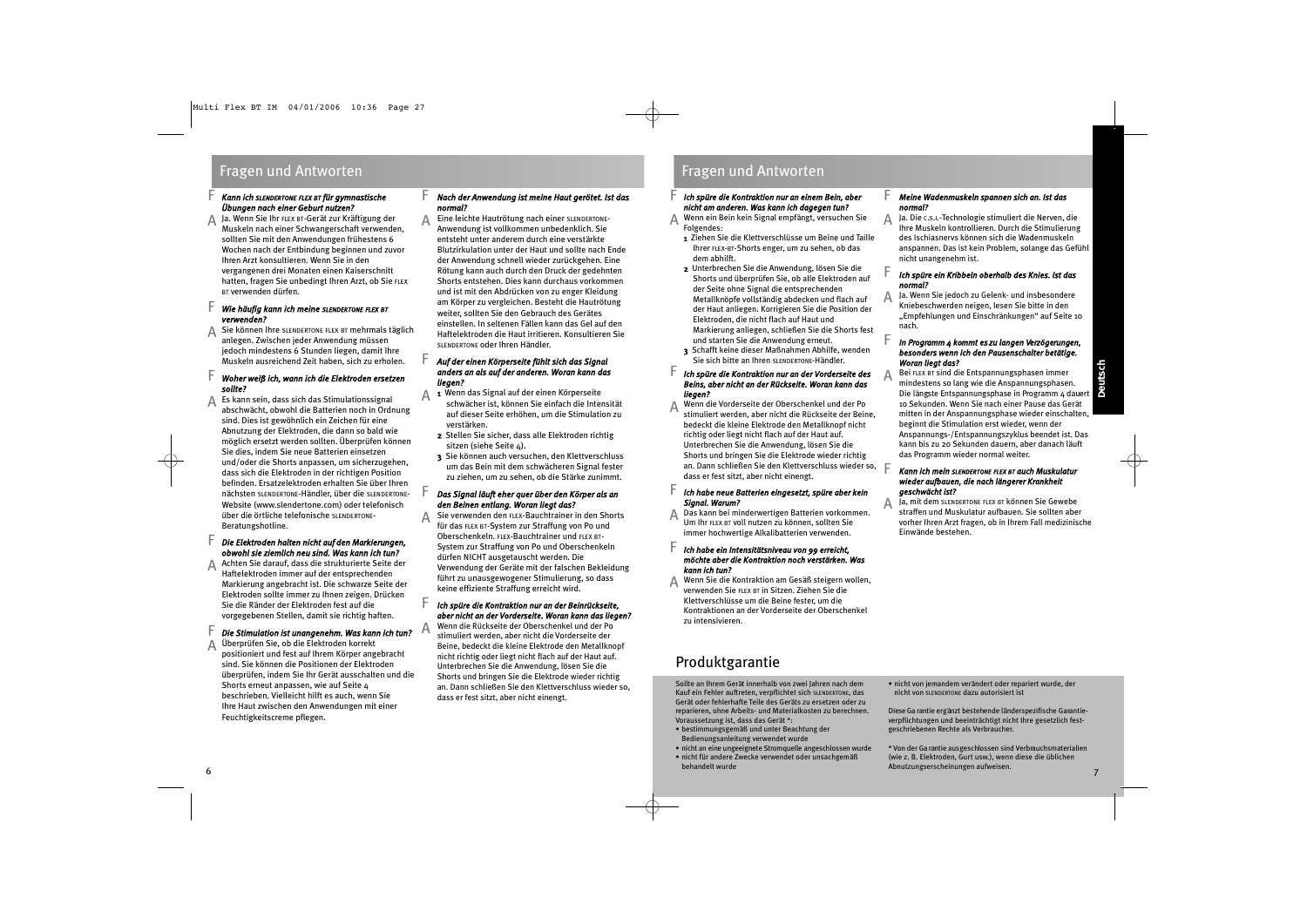## Fragen und Antworten

**F** ***Kann ich SLENDERTONE FLEX BT für gymnastische Übungen nach einer Geburt nutzen?***

**A** Ja. Wenn Sie Ihr FLEX BT-Gerät zur Kräftigung der Muskeln nach einer Schwangerschaft verwenden, sollten Sie mit den Anwendungen frühestens 6 Wochen nach der Entbindung beginnen und zuvor Ihren Arzt konsultieren. Wenn Sie in den vergangenen drei Monaten einen Kaiserschnitt hatten, fragen Sie unbedingt Ihren Arzt, ob Sie FLEX BT verwenden dürfen.

**F** ***Wie häufig kann ich meine SLENDERTONE FLEX BT verwenden?***

**A** Sie können Ihre SLENDERTONE FLEX BT mehrmals täglich anlegen. Zwischen jeder Anwendung müssen jedoch mindestens 6 Stunden liegen, damit Ihre Muskeln ausreichend Zeit haben, sich zu erholen.

**F** ***Woher weiß ich, wann ich die Elektroden ersetzen sollte?***

**A** Es kann sein, dass sich das Stimulationssignal abschwächt, obwohl die Batterien noch in Ordnung sind. Dies ist gewöhnlich ein Zeichen für eine Abnutzung der Elektroden, die dann so bald wie möglich ersetzt werden sollten. Überprüfen können Sie dies, indem Sie neue Batterien einsetzen und/oder die Shorts anpassen, um sicherzugehen, dass sich die Elektroden in der richtigen Position befinden. Ersatzelektroden erhalten Sie über Ihren nächsten SLENDERTONE-Händler, über die SLENDERTONE-Website (www.slendertone.com) oder telefonisch über die örtliche telefonische SLENDERTONE-Beratungshotline.

**F** ***Die Elektroden halten nicht auf den Markierungen, obwohl sie ziemlich neu sind. Was kann ich tun?***

**A** Achten Sie darauf, dass die strukturierte Seite der Haftelektroden immer auf der entsprechenden Markierung angebracht ist. Die schwarze Seite der Elektroden sollte immer zu Ihnen zeigen. Drücken Sie die Ränder der Elektroden fest auf die vorgegebenen Stellen, damit sie richtig haften.

**F** ***Die Stimulation ist unangenehm. Was kann ich tun?***

**A** Überprüfen Sie, ob die Elektroden korrekt positioniert und fest auf Ihrem Körper angebracht sind. Sie können die Positionen der Elektroden überprüfen, indem Sie Ihr Gerät ausschalten und die Shorts erneut anpassen, wie auf Seite 4 beschrieben. Vielleicht hilft es auch, wenn Sie Ihre Haut zwischen den Anwendungen mit einer Feuchtigkeitscreme pflegen.

**F** ***Nach der Anwendung ist meine Haut gerötet. Ist das normal?***

**A** Eine leichte Hautrötung nach einer SLENDERTONE-Anwendung ist vollkommen unbedenklich. Sie entsteht unter anderem durch eine verstärkte Blutzirkulation unter der Haut und sollte nach Ende der Anwendung schnell wieder zurückgehen. Eine Rötung kann auch durch den Druck der gedehnten Shorts entstehen. Dies kann durchaus vorkommen und ist mit den Abdrücken von zu enger Kleidung am Körper zu vergleichen. Besteht die Hautrötung weiter, sollten Sie den Gebrauch des Gerätes einstellen. In seltenen Fällen kann das Gel auf den Haftelektroden die Haut irritieren. Konsultieren Sie SLENDERTONE oder Ihren Händler.

**F** ***Auf der einen Körperseite fühlt sich das Signal anders an als auf der anderen. Woran kann das liegen?***

**A**
1. Wenn das Signal auf der einen Körperseite schwächer ist, können Sie einfach die Intensität auf dieser Seite erhöhen, um die Stimulation zu verstärken.
2. Stellen Sie sicher, dass alle Elektroden richtig sitzen (siehe Seite 4).
3. Sie können auch versuchen, den Klettverschluss um das Bein mit dem schwächeren Signal fester zu ziehen, um zu sehen, ob die Stärke zunimmt.

**F** ***Das Signal läuft eher quer über den Körper als an den Beinen entlang. Woran liegt das?***

**A** Sie verwenden den FLEX-Bauchtrainer in den Shorts für das FLEX BT-System zur Straffung von Po und Oberschenkeln. FLEX-Bauchtrainer und FLEX BT-System zur Straffung von Po und Oberschenkeln dürfen NICHT ausgetauscht werden. Die Verwendung der Geräte mit der falschen Bekleidung führt zu unausgewogener Stimulierung, so dass keine effiziente Straffung erreicht wird.

**F** ***Ich spüre die Kontraktion nur an der Beinrückseite, aber nicht an der Vorderseite. Woran kann das liegen?***

**A** Wenn die Rückseite der Oberschenkel und der Po stimuliert werden, aber nicht die Vorderseite der Beine, bedeckt die kleine Elektrode den Metallknopf nicht richtig oder liegt nicht flach auf der Haut auf. Unterbrechen Sie die Anwendung, lösen Sie die Shorts und bringen Sie die Elektrode wieder richtig an. Dann schließen Sie den Klettverschluss wieder so, dass er fest sitzt, aber nicht einengt.

**F** ***Ich spüre die Kontraktion nur an einem Bein, aber nicht am anderen. Was kann ich dagegen tun?***

**A** Wenn ein Bein kein Signal empfängt, versuchen Sie Folgendes:
1. Ziehen Sie die Klettverschlüsse um Beine und Taille Ihrer FLEX-BT-Shorts enger, um zu sehen, ob das dem abhilft.
2. Unterbrechen Sie die Anwendung, lösen Sie die Shorts und überprüfen Sie, ob alle Elektroden auf der Seite ohne Signal die entsprechenden Metallknöpfe vollständig abdecken und flach auf der Haut anliegen. Korrigieren Sie die Position der Elektroden, die nicht flach auf Haut und Markierung anliegen, schließen Sie die Shorts fest und starten Sie die Anwendung erneut.
3. Schafft keine dieser Maßnahmen Abhilfe, wenden Sie sich bitte an Ihren SLENDERTONE-Händler.

**F** ***Ich spüre die Kontraktion nur an der Vorderseite des Beins, aber nicht an der Rückseite. Woran kann das liegen?***

**A** Wenn die Vorderseite der Oberschenkel und der Po stimuliert werden, aber nicht die Rückseite der Beine, bedeckt die kleine Elektrode den Metallknopf nicht richtig oder liegt nicht flach auf der Haut auf. Unterbrechen Sie die Anwendung, lösen Sie die Shorts und bringen Sie die Elektrode wieder richtig an. Dann schließen Sie den Klettverschluss wieder so, dass er fest sitzt, aber nicht einengt.

**F** ***Ich habe neue Batterien eingesetzt, spüre aber kein Signal. Warum?***

**A** Das kann bei minderwertigen Batterien vorkommen. Um Ihr FLEX BT voll nutzen zu können, sollten Sie immer hochwertige Alkalibatterien verwenden.

**F** ***Ich habe ein Intensitätsniveau von 99 erreicht, möchte aber die Kontraktion noch verstärken. Was kann ich tun?***

**A** Wenn Sie die Kontraktion am Gesäß steigern wollen, verwenden Sie FLEX BT in Sitzen. Ziehen Sie die Klettverschlüsse um die Beine fester, um die Kontraktionen an der Vorderseite der Oberschenkel zu intensivieren.

**F** ***Meine Wadenmuskeln spannen sich an. Ist das normal?***

**A** Ja. Die C.S.I.-Technologie stimuliert die Nerven, die Ihre Muskeln kontrollieren. Durch die Stimulierung des Ischiasnervs können sich die Wadenmuskeln anspannen. Das ist kein Problem, solange das Gefühl nicht unangenehm ist.

**F** ***Ich spüre ein Kribbeln oberhalb des Knies. Ist das normal?***

**A** Ja. Wenn Sie jedoch zu Gelenk- und insbesondere Kniebeschwerden neigen, lesen Sie bitte in den „Empfehlungen und Einschränkungen" auf Seite 10 nach.

**F** ***In Programm 4 kommt es zu langen Verzögerungen, besonders wenn ich den Pausenschalter betätige. Woran liegt das?***

**A** Bei FLEX BT sind die Entspannungsphasen immer mindestens so lang wie die Anspannungsphasen. Die längste Entspannungsphase in Programm 4 dauert 10 Sekunden. Wenn Sie nach einer Pause das Gerät mitten in der Anspannungsphase wieder einschalten, beginnt die Stimulation erst wieder, wenn der Anspannungs-/Entspannungszyklus beendet ist. Das kann bis zu 20 Sekunden dauern, aber danach läuft das Programm wieder normal weiter.

**F** ***Kann ich mein SLENDERTONE FLEX BT auch Muskulatur wieder aufbauen, die nach längerer Krankheit geschwächt ist?***

**A** Ja, mit dem SLENDERTONE FLEX BT können Sie Gewebe straffen und Muskulatur aufbauen. Sie sollten aber vorher Ihren Arzt fragen, ob in Ihrem Fall medizinische Einwände bestehen.

## Produktgarantie

Sollte an Ihrem Gerät innerhalb von zwei Jahren nach dem Kauf ein Fehler auftreten, verpflichtet sich SLENDERTONE, das Gerät oder fehlerhafte Teile des Geräts zu ersetzen oder zu reparieren, ohne Arbeits- und Materialkosten zu berechnen. Voraussetzung ist, dass das Gerät *:

- bestimmungsgemäß und unter Beachtung der Bedienungsanleitung verwendet wurde
- nicht an eine ungeeignete Stromquelle angeschlossen wurde
- nicht für andere Zwecke verwendet oder unsachgemäß behandelt wurde
- nicht von jemandem verändert oder repariert wurde, der nicht von SLENDERTONE dazu autorisiert ist

Diese Garantie ergänzt bestehende länderspezifische Garantieverpflichtungen und beeinträchtigt nicht Ihre gesetzlich festgeschriebenen Rechte als Verbraucher.

\* Von der Garantie ausgeschlossen sind Verbrauchsmaterialien (wie z. B. Elektroden, Gurt usw.), wenn diese die üblichen Abnutzungserscheinungen aufweisen.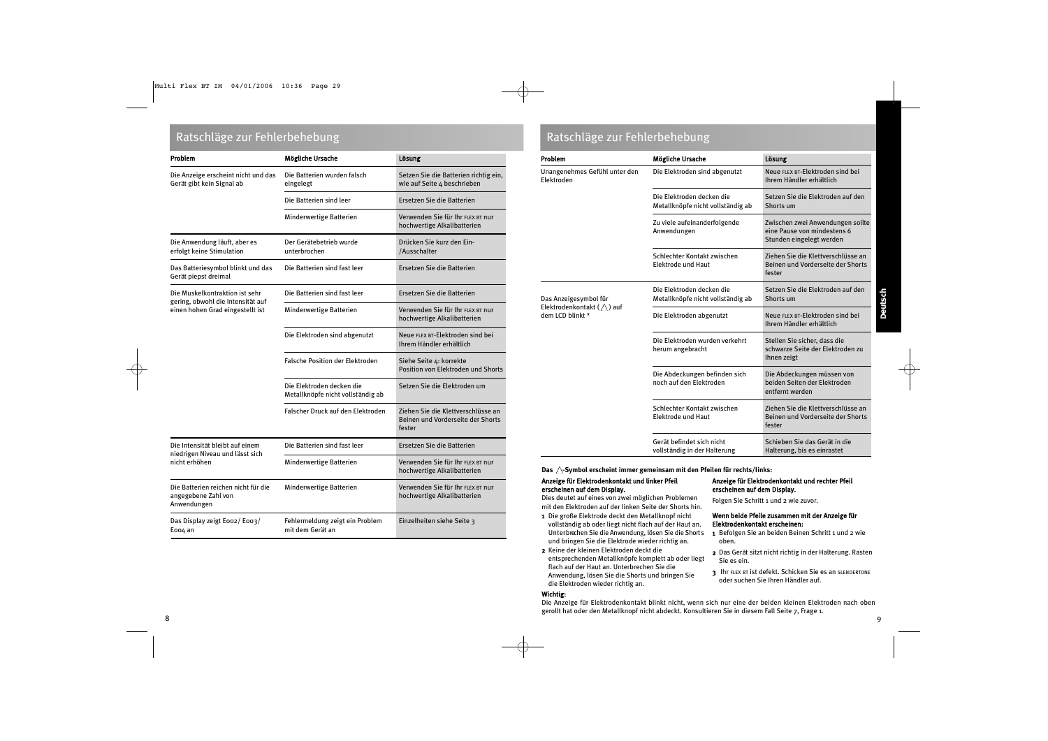## Ratschläge zur Fehlerbehebung

| Problem | Mögliche Ursache | Lösung |
|---|---|---|
| Die Anzeige erscheint nicht und das Gerät gibt kein Signal ab | Die Batterien wurden falsch eingelegt | Setzen Sie die Batterien richtig ein, wie auf Seite 4 beschrieben |
| | Die Batterien sind leer | Ersetzen Sie die Batterien |
| | Minderwertige Batterien | Verwenden Sie für Ihr FLEX BT nur hochwertige Alkalibatterien |
| Die Anwendung läuft, aber es erfolgt keine Stimulation | Der Gerätebetrieb wurde unterbrochen | Drücken Sie kurz den Ein-/Ausschalter |
| Das Batteriesymbol blinkt und das Gerät piepst dreimal | Die Batterien sind fast leer | Ersetzen Sie die Batterien |
| Die Muskelkontraktion ist sehr gering, obwohl die Intensität auf einen hohen Grad eingestellt ist | Die Batterien sind fast leer | Ersetzen Sie die Batterien |
| | Minderwertige Batterien | Verwenden Sie für Ihr FLEX BT nur hochwertige Alkalibatterien |
| | Die Elektroden sind abgenutzt | Neue FLEX BT-Elektroden sind bei Ihrem Händler erhältlich |
| | Falsche Position der Elektroden | Siehe Seite 4: korrekte Position von Elektroden und Shorts |
| | Die Elektroden decken die Metallknöpfe nicht vollständig ab | Setzen Sie die Elektroden um |
| | Falscher Druck auf den Elektroden | Ziehen Sie die Klettverschlüsse an Beinen und Vorderseite der Shorts fester |
| Die Intensität bleibt auf einem niedrigen Niveau und lässt sich nicht erhöhen | Die Batterien sind fast leer | Ersetzen Sie die Batterien |
| | Minderwertige Batterien | Verwenden Sie für Ihr FLEX BT nur hochwertige Alkalibatterien |
| Die Batterien reichen nicht für die angegebene Zahl von Anwendungen | Minderwertige Batterien | Verwenden Sie für Ihr FLEX BT nur hochwertige Alkalibatterien |
| Das Display zeigt E002/ E003/ E004 an | Fehlermeldung zeigt ein Problem mit dem Gerät an | Einzelheiten siehe Seite 3 |

## Ratschläge zur Fehlerbehebung

| Problem | Mögliche Ursache | Lösung |
|---|---|---|
| Unangenehmes Gefühl unter den Elektroden | Die Elektroden sind abgenutzt | Neue FLEX BT-Elektroden sind bei Ihrem Händler erhältlich |
| | Die Elektroden decken die Metallknöpfe nicht vollständig ab | Setzen Sie die Elektroden auf den Shorts um |
| | Zu viele aufeinanderfolgende Anwendungen | Zwischen zwei Anwendungen sollte eine Pause von mindestens 6 Stunden eingelegt werden |
| | Schlechter Kontakt zwischen Elektrode und Haut | Ziehen Sie die Klettverschlüsse an Beinen und Vorderseite der Shorts fester |
| Das Anzeigesymbol für Elektrodenkontakt (/\) auf dem LCD blinkt * | Die Elektroden decken die Metallknöpfe nicht vollständig ab | Setzen Sie die Elektroden auf den Shorts um |
| | Die Elektroden abgenutzt | Neue FLEX BT-Elektroden sind bei Ihrem Händler erhältlich |
| | Die Elektroden wurden verkehrt herum angebracht | Stellen Sie sicher, dass die schwarze Seite der Elektroden zu Ihnen zeigt |
| | Die Abdeckungen befinden sich noch auf den Elektroden | Die Abdeckungen müssen von beiden Seiten der Elektroden entfernt werden |
| | Schlechter Kontakt zwischen Elektrode und Haut | Ziehen Sie die Klettverschlüsse an Beinen und Vorderseite der Shorts fester |
| | Gerät befindet sich nicht vollständig in der Halterung | Schieben Sie das Gerät in die Halterung, bis es einrastet |

**Das /\-Symbol erscheint immer gemeinsam mit den Pfeilen für rechts/links:**

**Anzeige für Elektrodenkontakt und linker Pfeil erscheinen auf dem Display.**
Dies deutet auf eines von zwei möglichen Problemen mit den Elektroden auf der linken Seite der Shorts hin.

1. Die große Elektrode deckt den Metallknopf nicht vollständig ab oder liegt nicht flach auf der Haut an. Unterbrechen Sie die Anwendung, lösen Sie die Shorts und bringen Sie die Elektrode wieder richtig an.
2. Keine der kleinen Elektroden deckt die entsprechenden Metallknöpfe komplett ab oder liegt flach auf der Haut an. Unterbrechen Sie die Anwendung, lösen Sie die Shorts und bringen Sie die Elektroden wieder richtig an.

**Anzeige für Elektrodenkontakt und rechter Pfeil erscheinen auf dem Display.**
Folgen Sie Schritt 1 und 2 wie zuvor.

**Wenn beide Pfeile zusammen mit der Anzeige für Elektrodenkontakt erscheinen:**

1. Befolgen Sie an beiden Beinen Schritt 1 und 2 wie oben.
2. Das Gerät sitzt nicht richtig in der Halterung. Rasten Sie es ein.
3. Ihr FLEX BT ist defekt. Schicken Sie es an SLENDERTONE oder suchen Sie Ihren Händler auf.

**Wichtig:**
Die Anzeige für Elektrodenkontakt blinkt nicht, wenn sich nur eine der beiden kleinen Elektroden nach oben gerollt hat oder den Metallknopf nicht abdeckt. Konsultieren Sie in diesem Fall Seite 7, Frage 1.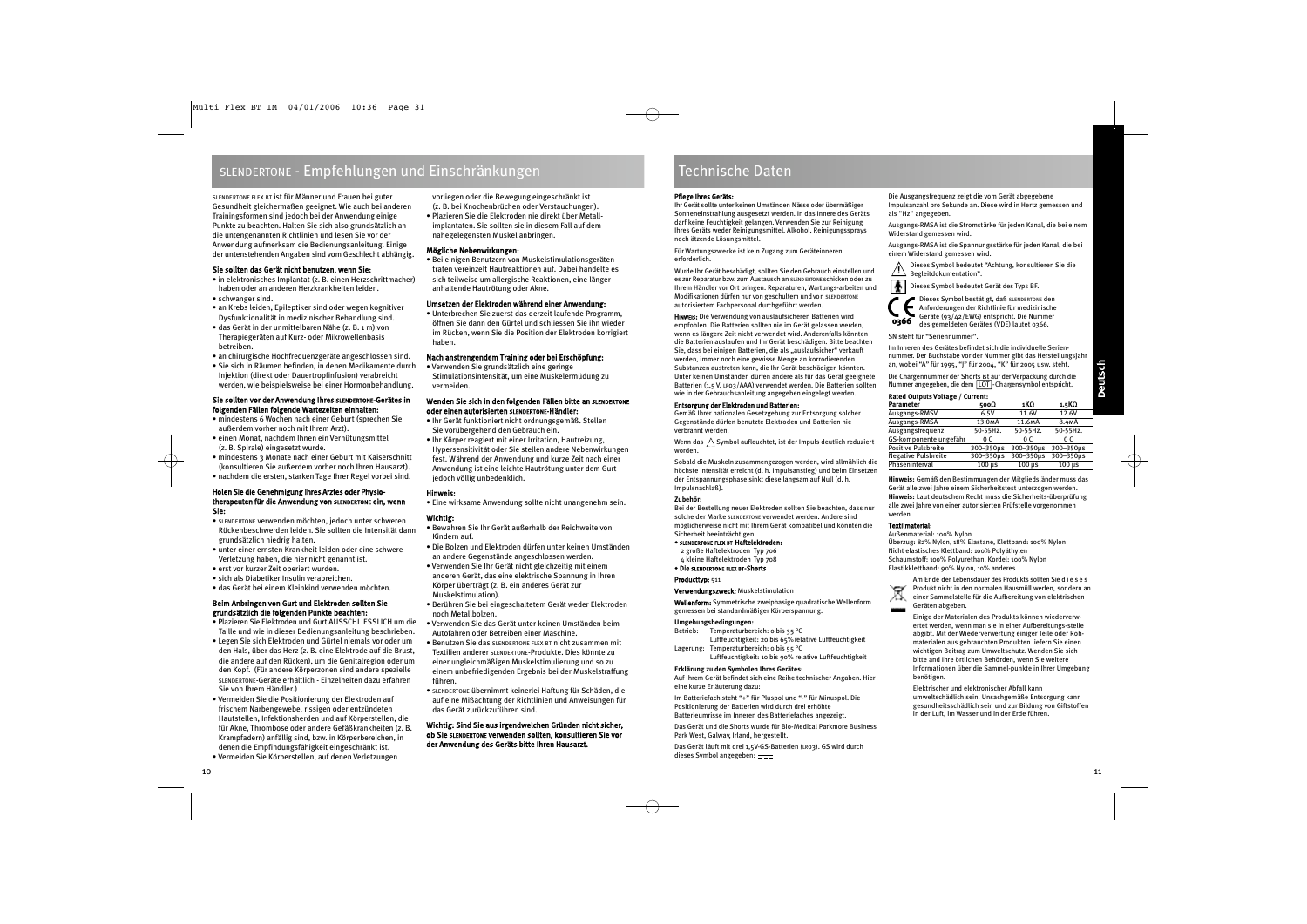# SLENDERTONE - Empfehlungen und Einschränkungen

SLENDERTONE FLEX BT ist für Männer und Frauen bei guter Gesundheit gleichermaßen geeignet. Wie auch bei anderen Trainingsformen sind jedoch bei der Anwendung einige Punkte zu beachten. Halten Sie sich also grundsätzlich an die untengenannten Richtlinien und lesen Sie vor der Anwendung aufmerksam die Bedienungsanleitung. Einige der untenstehenden Angaben sind vom Geschlecht abhängig.

**Sie sollten das Gerät nicht benutzen, wenn Sie:**

- in elektronisches Implantat (z. B. einen Herzschrittmacher) haben oder an anderen Herzkrankheiten leiden.
- schwanger sind.
- an Krebs leiden, Epileptiker sind oder wegen kognitiver Dysfunktionalität in medizinischer Behandlung sind.
- das Gerät in der unmittelbaren Nähe (z. B. 1 m) von Therapiegeräten auf Kurz- oder Mikrowellenbasis betreiben.
- an chirurgische Hochfrequenzgeräte angeschlossen sind.
- Sie sich in Räumen befinden, in denen Medikamente durch Injektion (direkt oder Dauertropfinfusion) verabreicht werden, wie beispielsweise bei einer Hormonbehandlung.

**Sie sollten vor der Anwendung Ihres SLENDERTONE-Gerätes in folgenden Fällen folgende Wartezeiten einhalten:**

- mindestens 6 Wochen nach einer Geburt (sprechen Sie außerdem vorher noch mit Ihrem Arzt).
- einen Monat, nachdem Ihnen ein Verhütungsmittel (z. B. Spirale) eingesetzt wurde.
- mindestens 3 Monate nach einer Geburt mit Kaiserschnitt (konsultieren Sie außerdem vorher noch Ihren Hausarzt).
- nachdem die ersten, starken Tage Ihrer Regel vorbei sind.

**Holen Sie die Genehmigung Ihres Arztes oder Physiotherapeuten für die Anwendung von SLENDERTONE ein, wenn Sie:**

- SLENDERTONE verwenden möchten, jedoch unter schweren Rückenbeschwerden leiden. Sie sollten die Intensität dann grundsätzlich niedrig halten.
- unter einer ernsten Krankheit leiden oder eine schwere Verletzung haben, die hier nicht genannt ist.
- erst vor kurzer Zeit operiert wurden.
- sich als Diabetiker Insulin verabreichen.
- das Gerät bei einem Kleinkind verwenden möchten.

**Beim Anbringen von Gurt und Elektroden sollten Sie grundsätzlich die folgenden Punkte beachten:**

- Plazieren Sie Elektroden und Gurt AUSSCHLIESSLICH um die Taille und wie in dieser Bedienungsanleitung beschrieben.
- Legen Sie sich Elektroden und Gürtel niemals vor oder um den Hals, über das Herz (z. B. eine Elektrode auf die Brust, die andere auf den Rücken), um die Genitalregion oder um den Kopf. (Für andere Körperzonen sind andere spezielle SLENDERTONE-Geräte erhältlich - Einzelheiten dazu erfahren Sie von Ihrem Händler.)
- Vermeiden Sie die Positionierung der Elektroden auf frischem Narbengewebe, rissigen oder entzündeten Hautstellen, Infektionsherden und auf Körperstellen, die für Akne, Thrombose oder andere Gefäßkrankheiten (z. B. Krampfadern) anfällig sind, bzw. in Körperbereichen, in denen die Empfindungsfähigkeit eingeschränkt ist.
- Vermeiden Sie Körperstellen, auf denen Verletzungen vorliegen oder die Bewegung eingeschränkt ist (z. B. bei Knochenbrüchen oder Verstauchungen).
- Plazieren Sie die Elektroden nie direkt über Metallimplantaten. Sie sollten sie in diesem Fall auf dem nahegelegensten Muskel anbringen.

**Mögliche Nebenwirkungen:**

- Bei einigen Benutzern von Muskelstimulationsgeräten traten vereinzelt Hautreaktionen auf. Dabei handelte es sich teilweise um allergische Reaktionen, eine länger anhaltende Hautrötung oder Akne.

**Umsetzen der Elektroden während einer Anwendung:**

- Unterbrechen Sie zuerst das derzeit laufende Programm, öffnen Sie dann den Gürtel und schliessen Sie ihn wieder im Rücken, wenn Sie die Position der Elektroden korrigiert haben.

**Nach anstrengendem Training oder bei Erschöpfung:**

- Verwenden Sie grundsätzlich eine geringe Stimulationsintensität, um eine Muskelermüdung zu vermeiden.

**Wenden Sie sich in den folgenden Fällen bitte an SLENDERTONE oder einen autorisierten SLENDERTONE-Händler:**

- Ihr Gerät funktioniert nicht ordnungsgemäß. Stellen Sie vorübergehend den Gebrauch ein.
- Ihr Körper reagiert mit einer Irritation, Hautreizung, Hypersensitivität oder Sie stellen andere Nebenwirkungen fest. Während der Anwendung und kurze Zeit nach einer Anwendung ist eine leichte Hautrötung unter dem Gurt jedoch völlig unbedenklich.

**Hinweis:**

- Eine wirksame Anwendung sollte nicht unangenehm sein.

**Wichtig:**

- Bewahren Sie Ihr Gerät außerhalb der Reichweite von Kindern auf.
- Die Bolzen und Elektroden dürfen unter keinen Umständen an andere Gegenstände angeschlossen werden.
- Verwenden Sie Ihr Gerät nicht gleichzeitig mit einem anderen Gerät, das eine elektrische Spannung in Ihren Körper überträgt (z. B. ein anderes Gerät zur Muskelstimulation).
- Berühren Sie bei eingeschaltetem Gerät weder Elektroden noch Metallbolzen.
- Verwenden Sie das Gerät unter keinen Umständen beim Autofahren oder Betreiben einer Maschine.
- Benutzen Sie das SLENDERTONE FLEX BT nicht zusammen mit Textilien anderer SLENDERTONE-Produkte. Dies könnte zu einer ungleichmäßigen Muskelstimulierung und so zu einem unbefriedigenden Ergebnis bei der Muskelstraffung führen.
- SLENDERTONE übernimmt keinerlei Haftung für Schäden, die auf eine Mißachtung der Richtlinien und Anweisungen für das Gerät zurückzuführen sind.

**Wichtig: Sind Sie aus irgendwelchen Gründen nicht sicher, ob Sie SLENDERTONE verwenden sollten, konsultieren Sie vor der Anwendung des Geräts bitte Ihren Hausarzt.**

# Technische Daten

**Pflege Ihres Geräts:**
Ihr Gerät sollte unter keinen Umständen Nässe oder übermäßiger Sonneneinstrahlung ausgesetzt werden. In das Innere des Geräts darf keine Feuchtigkeit gelangen. Verwenden Sie zur Reinigung Ihres Geräts weder Reinigungsmittel, Alkohol, Reinigungssprays noch ätzende Lösungsmittel.

Für Wartungszwecke ist kein Zugang zum Geräteinneren erforderlich.

Wurde Ihr Gerät beschädigt, sollten Sie den Gebrauch einstellen und es zur Reparatur bzw. zum Austausch an SLENDERTONE schicken oder zu Ihrem Händler vor Ort bringen. Reparaturen, Wartungs-arbeiten und Modifikationen dürfen nur von geschultem und von SLENDERTONE autorisiertem Fachpersonal durchgeführt werden.

**HINWEIS:** Die Verwendung von auslaufsicheren Batterien wird empfohlen. Die Batterien sollten nie im Gerät gelassen werden, wenn es längere Zeit nicht verwendet wird. Anderenfalls könnten die Batterien auslaufen und Ihr Gerät beschädigen. Bitte beachten Sie, dass bei einigen Batterien, die als „auslaufsicher" verkauft werden, immer noch eine gewisse Menge an korrodierenden Substanzen austreten kann, die Ihr Gerät beschädigen könnten. Unter keinen Umständen dürfen andere als für das Gerät geeignete Batterien (1,5 V, LR03/AAA) verwendet werden. Die Batterien sollten wie in der Gebrauchsanleitung angegeben eingelegt werden.

**Entsorgung der Elektroden und Batterien:**
Gemäß Ihrer nationalen Gesetzgebung zur Entsorgung solcher Gegenstände dürfen benutzte Elektroden und Batterien nie verbrannt werden.

Wenn das ⚠ Symbol aufleuchtet, ist der Impuls deutlich reduziert worden.

Sobald die Muskeln zusammengezogen werden, wird allmählich die höchste Intensität erreicht (d. h. Impulsanstieg) und beim Einsetzen der Entspannungsphase sinkt diese langsam auf Null (d. h. Impulsnachlaß).

**Zubehör:**
Bei der Bestellung neuer Elektroden sollten Sie beachten, dass nur solche der Marke SLENDERTONE verwendet werden. Andere sind möglicherweise nicht mit Ihrem Gerät kompatibel und könnten die Sicherheit beeinträchtigen.

- **SLENDERTONE FLEX BT-Haftelektroden:**
  2 große Haftelektroden Typ 706
  4 kleine Haftelektroden Typ 708
- **Die SLENDERTONE FLEX BT-Shorts**

**Producttyp:** 511

**Verwendungszweck:** Muskelstimulation

**Wellenform:** Symmetrische zweiphasige quadratische Wellenform gemessen bei standardmäßiger Körperspannung.

**Umgebungsbedingungen:**
Betrieb: Temperaturbereich: 0 bis 35 °C
Luftfeuchtigkeit: 20 bis 65% relative Luftfeuchtigkeit
Lagerung: Temperaturbereich: 0 bis 55 °C
Luftfeuchtigkeit: 10 bis 90% relative Luftfeuchtigkeit

**Erklärung zu den Symbolen Ihres Gerätes:**
Auf Ihrem Gerät befindet sich eine Reihe technischer Angaben. Hier eine kurze Erläuterung dazu:

Im Batteriefach steht "+" für Pluspol und "-" für Minuspol. Die Positionierung der Batterien wird durch drei erhöhte Batterieumrisse im Inneren des Batteriefaches angezeigt.

Das Gerät und die Shorts wurde für Bio-Medical Parkmore Business Park West, Galway, Irland, hergestellt.

Das Gerät läuft mit drei 1,5V-GS-Batterien (LR03). GS wird durch dieses Symbol angegeben: ⎓

Die Ausgangsfrequenz zeigt die vom Gerät abgegebene Impulsanzahl pro Sekunde an. Diese wird in Hertz gemessen und als "Hz" angegeben.

Ausgangs-RMSA ist die Stromstärke für jeden Kanal, die bei einem Widerstand gemessen wird.

Ausgangs-RMSA ist die Spannungsstärke für jeden Kanal, die bei einem Widerstand gemessen wird.

⚠ Dieses Symbol bedeutet "Achtung, konsultieren Sie die Begleitdokumentation".

Dieses Symbol bedeutet Gerät des Typs BF.

CE 0366 Dieses Symbol bestätigt, daß SLENDERTONE den Anforderungen der Richtlinie für medizinische Geräte (93/42/EWG) entspricht. Die Nummer des gemeldeten Gerätes (VDE) lautet 0366.

SN steht für "Seriennummer".

Im Inneren des Gerätes befindet sich die individuelle Seriennummer. Der Buchstabe vor der Nummer gibt das Herstellungsjahr an, wobei "A" für 1995, "J" für 2004, "K" für 2005 usw. steht.

Die Chargennummer der Shorts ist auf der Verpackung durch die Nummer angegeben, die dem LOT -Chargensymbol entspricht.

**Rated Outputs Voltage / Current:**

| Parameter | 500Ω | 1KΩ | 1.5KΩ |
|---|---|---|---|
| Ausgangs-RMSV | 6.5V | 11.6V | 12.6V |
| Ausgangs-RMSA | 13.0mA | 11.6mA | 8.4mA |
| Ausgangsfrequenz | 50-55Hz. | 50-55Hz. | 50-55Hz. |
| GS-komponente ungefähr | 0 C | 0 C | 0 C |
| Positive Pulsbreite | 300–350µs | 300–350µs | 300–350µs |
| Negative Pulsbreite | 300–350µs | 300–350µs | 300–350µs |
| Phaseninterval | 100 µs | 100 µs | 100 µs |

**Hinweis:** Gemäß den Bestimmungen der Mitgliedsländer muss das Gerät alle zwei Jahre einem Sicherheitstest unterzogen werden.
**Hinweis:** Laut deutschem Recht muss die Sicherheits-überprüfung alle zwei Jahre von einer autorisierten Prüfstelle vorgenommen werden.

**Textilmaterial:**
Außenmaterial: 100% Nylon
Überzug: 82% Nylon, 18% Elastane, Klettband: 100% Nylon
Nicht elastisches Klettband: 100% Polyäthylen
Schaumstoff: 100% Polyurethan, Kordel: 100% Nylon
Elastikklettband: 90% Nylon, 10% anderes

Am Ende der Lebensdauer des Produkts sollten Sie d i e s e s Produkt nicht in den normalen Hausmüll werfen, sondern an einer Sammelstelle für die Aufbereitung von elektrischen Geräten abgeben.

Einige der Materialen des Produkts können wiederverwertet werden, wenn man sie in einer Aufbereitungs-stelle abgibt. Mit der Wiederverwertung einiger Teile oder Rohmaterialen aus gebrauchten Produkten liefern Sie einen wichtigen Beitrag zum Umweltschutz. Wenden Sie sich bitte and Ihre örtlichen Behörden, wenn Sie weitere Informationen über die Sammel-punkte in Ihrer Umgebung benötigen.

Elektrischer und elektronischer Abfall kann umweltschädlich sein. Unsachgemäße Entsorgung kann gesundheitsschädlich sein und zur Bildung von Giftstoffen in der Luft, im Wasser und in der Erde führen.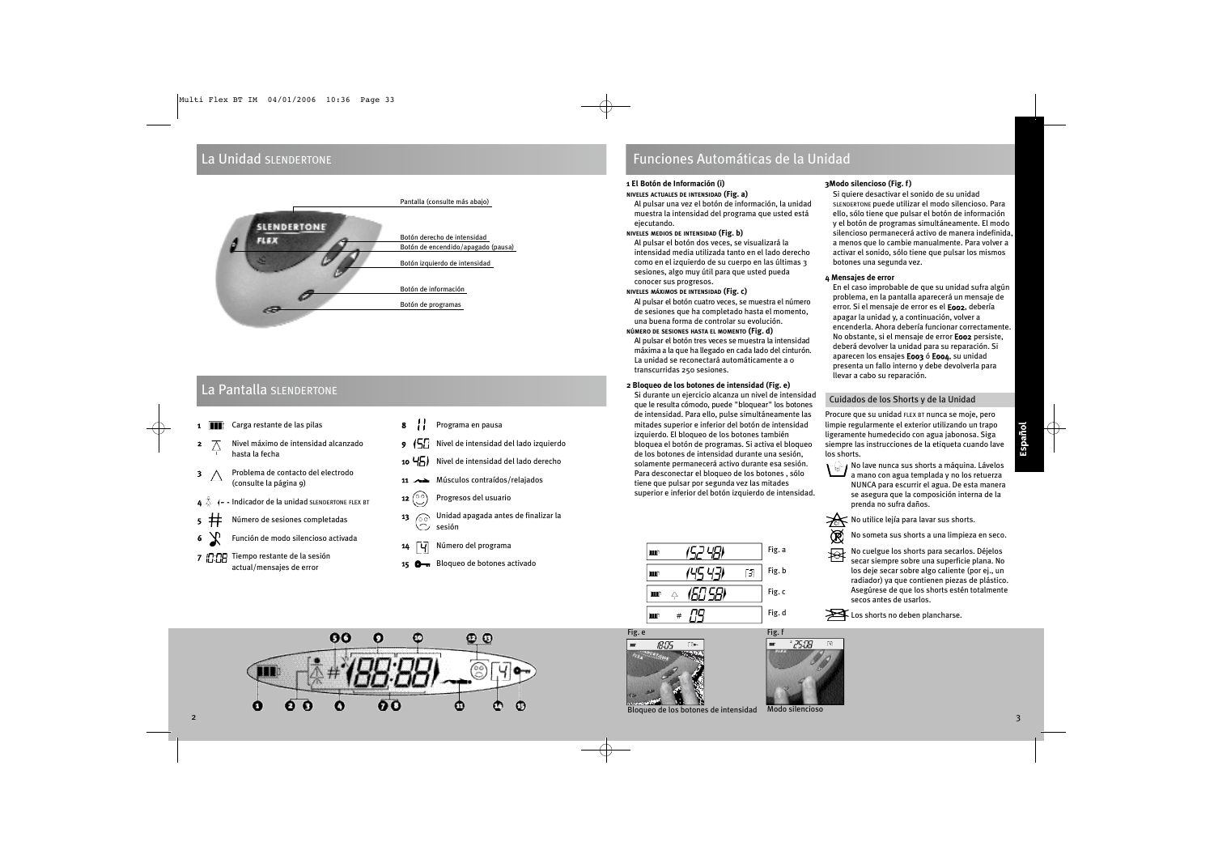## La Unidad SLENDERTONE

Pantalla (consulte más abajo)

Botón derecho de intensidad

Botón de encendido/apagado (pausa)

Botón izquierdo de intensidad

Botón de información

Botón de programas

## La Pantalla SLENDERTONE

1. Carga restante de las pilas
2. Nivel máximo de intensidad alcanzado hasta la fecha
3. Problema de contacto del electrodo (consulte la página 9)
4. Indicador de la unidad SLENDERTONE FLEX BT
5. Número de sesiones completadas
6. Función de modo silencioso activada
7. Tiempo restante de la sesión actual/mensajes de error
8. Programa en pausa
9. Nivel de intensidad del lado izquierdo
10. Nivel de intensidad del lado derecho
11. Músculos contraídos/relajados
12. Progresos del usuario
13. Unidad apagada antes de finalizar la sesión
14. Número del programa
15. Bloqueo de botones activado

## Funciones Automáticas de la Unidad

**1 El Botón de Información (i)**

**NIVELES ACTUALES DE INTENSIDAD (Fig. a)**

Al pulsar una vez el botón de información, la unidad muestra la intensidad del programa que usted está ejecutando.

**NIVELES MEDIOS DE INTENSIDAD (Fig. b)**

Al pulsar el botón dos veces, se visualizará la intensidad media utilizada tanto en el lado derecho como en el izquierdo de su cuerpo en las últimas 3 sesiones, algo muy útil para que usted pueda conocer sus progresos.

**NIVELES MÁXIMOS DE INTENSIDAD (Fig. c)**

Al pulsar el botón cuatro veces, se muestra el número de sesiones que ha completado hasta el momento, una buena forma de controlar su evolución.

**NÚMERO DE SESIONES HASTA EL MOMENTO (Fig. d)**

Al pulsar el botón tres veces se muestra la intensidad máxima a la que ha llegado en cada lado del cinturón. La unidad se reconectará automáticamente a o transcurridas 250 sesiones.

**2 Bloqueo de los botones de intensidad (Fig. e)**

Si durante un ejercicio alcanza un nivel de intensidad que le resulta cómodo, puede "bloquear" los botones de intensidad. Para ello, pulse simultáneamente las mitades superior e inferior del botón de intensidad izquierdo. El bloqueo de los botones también bloquea el botón de programas. Si activa el bloqueo de los botones de intensidad durante una sesión, solamente permanecerá activo durante esa sesión. Para desconectar el bloqueo de los botones , sólo tiene que pulsar por segunda vez las mitades superior e inferior del botón izquierdo de intensidad.

**3 Modo silencioso (Fig. f)**

Si quiere desactivar el sonido de su unidad SLENDERTONE puede utilizar el modo silencioso. Para ello, sólo tiene que pulsar el botón de información y el botón de programas simultáneamente. El modo silencioso permanecerá activo de manera indefinida, a menos que lo cambie manualmente. Para volver a activar el sonido, sólo tiene que pulsar los mismos botones una segunda vez.

**4 Mensajes de error**

En el caso improbable de que su unidad sufra algún problema, en la pantalla aparecerá un mensaje de error. Si el mensaje de error es el **E002**, debería apagar la unidad y, a continuación, volver a encenderla. Ahora debería funcionar correctamente. No obstante, si el mensaje de error **E002** persiste, deberá devolver la unidad para su reparación. Si aparecen los ensajes **E003** ó **E004**, su unidad presenta un fallo interno y debe devolverla para llevar a cabo su reparación.

Fig. a

Fig. b

Fig. c

Fig. d

Fig. e

Bloqueo de los botones de intensidad

Fig. f

Modo silencioso

### Cuidados de los Shorts y de la Unidad

Procure que su unidad FLEX BT nunca se moje, pero limpie regularmente el exterior utilizando un trapo ligeramente humedecido con agua jabonosa. Siga siempre las instrucciones de la etiqueta cuando lave los shorts.

- No lave nunca sus shorts a máquina. Lávelos a mano con agua templada y no los retuerza NUNCA para escurrir el agua. De esta manera se asegura que la composición interna de la prenda no sufra daños.
- No utilice lejía para lavar sus shorts.
- No someta sus shorts a una limpieza en seco.
- No cuelgue los shorts para secarlos. Déjelos secar siempre sobre una superficie plana. No los deje secar sobre algo caliente (por ej., un radiador) ya que contienen piezas de plástico. Asegúrese de que los shorts estén totalmente secos antes de usarlos.
- Los shorts no deben plancharse.

Español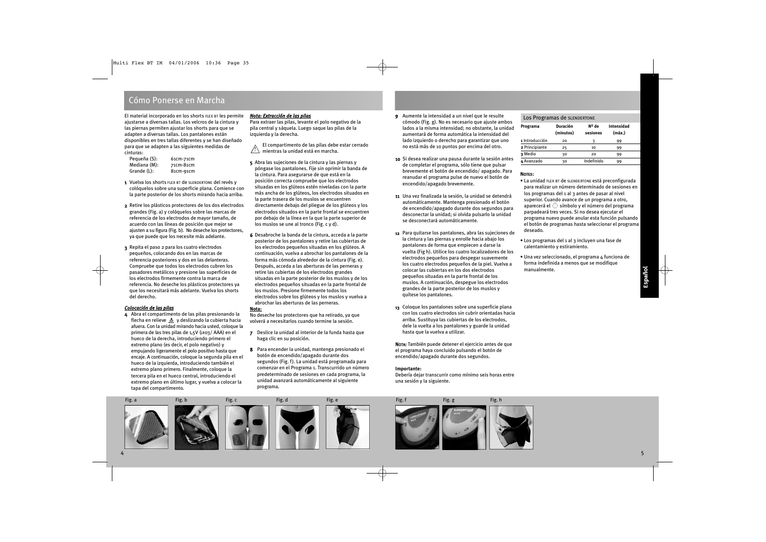## Cómo Ponerse en Marcha

El material incorporado en los shorts FLEX BT les permite ajustarse a diversas tallas. Los velcros de la cintura y las piernas permiten ajustar los shorts para que se adapten a diversas tallas. Los pantalones están disponibles en tres tallas diferentes y se han diseñado para que se adapten a las siguientes medidas de cinturas:

| | |
|---|---|
| Pequeña (S): | 61cm-71cm |
| Mediana (M): | 71cm-81cm |
| Grande (L): | 81cm-91cm |

**1** Vuelva los shorts FLEX BT de SLENDERTONE del revés y colóquelos sobre una superficie plana. Comience con la parte posterior de los shorts mirando hacia arriba.

**2** Retire los plásticos protectores de los dos electrodos grandes (Fig. a) y colóquelos sobre las marcas de referencia de los electrodos de mayor tamaño, de acuerdo con las líneas de posición que mejor se ajusten a su figura (Fig. b). No deseche los protectores, ya que puede que los necesite más adelante.

**3** Repita el paso 2 para los cuatro electrodos pequeños, colocando dos en las marcas de referencia posteriores y dos en las delanteras. Compruebe que todos los electrodos cubren los pasadores metálicos y presione las superficies de los electrodos firmemente contra la marca de referencia. No deseche los plásticos protectores ya que los necesitará más adelante. Vuelva los shorts del derecho.

***Colocación de las pilas***

**4** Abra el compartimento de las pilas presionando la flecha en relieve y deslizando la cubierta hacia afuera. Con la unidad mirando hacia usted, coloque la primera de las tres pilas de 1,5V (LR03/ AAA) en el hueco de la derecha, introduciendo primero el extremo plano (es decir, el polo negativo) y empujando ligeramente el polo positivo hasta que encaje. A continuación, coloque la segunda pila en el hueco de la izquierda, introduciendo también el extremo plano primero. Finalmente, coloque la tercera pila en el hueco central, introduciendo el extremo plano en último lugar, y vuelva a colocar la tapa del compartimento.

***Nota: Extracción de las pilas***

Para extraer las pilas, levante el polo negativo de la pila central y sáquela. Luego saque las pilas de la izquierda y la derecha.

⚠ El compartimento de las pilas debe estar cerrado mientras la unidad está en marcha.

**5** Abra las sujeciones de la cintura y las piernas y póngase los pantalones. Fije sin oprimir la banda de la cintura. Para asegurarse de que está en la posición correcta compruebe que los electrodos situados en los glúteos estén nivelados con la parte más ancha de los glúteos, los electrodos situados en la parte trasera de los muslos se encuentren directamente debajo del pliegue de los glúteos y los electrodos situados en la parte frontal se encuentren por debajo de la línea en la que la parte superior de los muslos se une al tronco (Fig. c y d).

**6** Desabroche la banda de la cintura, acceda a la parte posterior de los pantalones y retire las cubiertas de los electrodos pequeños situados en los glúteos. A continuación, vuelva a abrochar los pantalones de la forma más cómoda alrededor de la cintura (Fig. e). Después, acceda a las aberturas de las perneras y retire las cubiertas de los electrodos grandes situadas en la parte posterior de los muslos y de los electrodos pequeños situadas en la parte frontal de los muslos. Presione firmemente todos los electrodos sobre los glúteos y los muslos y vuelva a abrochar las aberturas de las perneras.

**Nota:**
No deseche los protectores que ha retirado, ya que volverá a necesitarlos cuando termine la sesión.

**7** Deslice la unidad al interior de la funda hasta que haga clic en su posición.

**8** Para encender la unidad, mantenga presionado el botón de encendido/apagado durante dos segundos (Fig. f). La unidad está programada para comenzar en el Programa 1. Transcurrido un número predeterminado de sesiones en cada programa, la unidad avanzará automáticamente al siguiente programa.

**9** Aumente la intensidad a un nivel que le resulte cómodo (Fig. g). No es necesario que ajuste ambos lados a la misma intensidad; no obstante, la unidad aumentará de forma automática la intensidad del lado izquierdo o derecho para garantizar que uno no está más de 10 puntos por encima del otro.

**10** Si desea realizar una pausa durante la sesión antes de completar el programa, sólo tiene que pulsar brevemente el botón de encendido/ apagado. Para reanudar el programa pulse de nuevo el botón de encendido/apagado brevemente.

**11** Una vez finalizada la sesión, la unidad se detendrá automáticamente. Mantenga presionado el botón de encendido/apagado durante dos segundos para desconectar la unidad; si olvida pulsarlo la unidad se desconectará automáticamente.

**12** Para quitarse los pantalones, abra las sujeciones de la cintura y las piernas y enrolle hacia abajo los pantalones de forma que empiecen a darse la vuelta (Fig h). Utilice los cuatro localizadores de los electrodos pequeños para despegar suavemente los cuatro electrodos pequeños de la piel. Vuelva a colocar las cubiertas en los dos electrodos pequeños situados en la parte frontal de los muslos. A continuación, despegue los electrodos grandes de la parte posterior de los muslos y quítese los pantalones.

**13** Coloque los pantalones sobre una superficie plana con los cuatro electrodos sin cubrir orientadas hacia arriba. Sustituya las cubiertas de los electrodos, dele la vuelta a los pantalones y guarde la unidad hasta que la vuelva a utilizar.

**NOTA:** También puede detener el ejercicio antes de que el programa haya concluido pulsando el botón de encendido/apagado durante dos segundos.

**Importante:**
Debería dejar transcurrir como mínimo seis horas entre una sesión y la siguiente.

### Los Programas de SLENDERTONE

| Programa | Duración (minutos) | Nº de sesiones | Intensidad (máx.) |
|---|---|---|---|
| 1 Introducción | 20 | 3 | 99 |
| 2 Principiante | 25 | 10 | 99 |
| 3 Medio | 30 | 20 | 99 |
| 4 Avanzado | 30 | Indefinido | 99 |

**NOTES:**

- La unidad FLEX BT de SLENDERTONE está preconfigurada para realizar un número determinado de sesiones en los programas del 1 al 3 antes de pasar al nivel superior. Cuando avance de un programa a otro, aparecerá el símbolo y el número del programa parpadeará tres veces. Si no desea ejecutar el programa nuevo puede anular esta función pulsando el botón de programas hasta seleccionar el programa deseado.
- Los programas del 1 al 3 incluyen una fase de calentamiento y estiramiento.
- Una vez seleccionado, el programa 4 funciona de forma indefinida a menos que se modifique manualmente.

Fig. a Fig. b Fig. c Fig. d Fig. e Fig. f Fig. g Fig. h

Español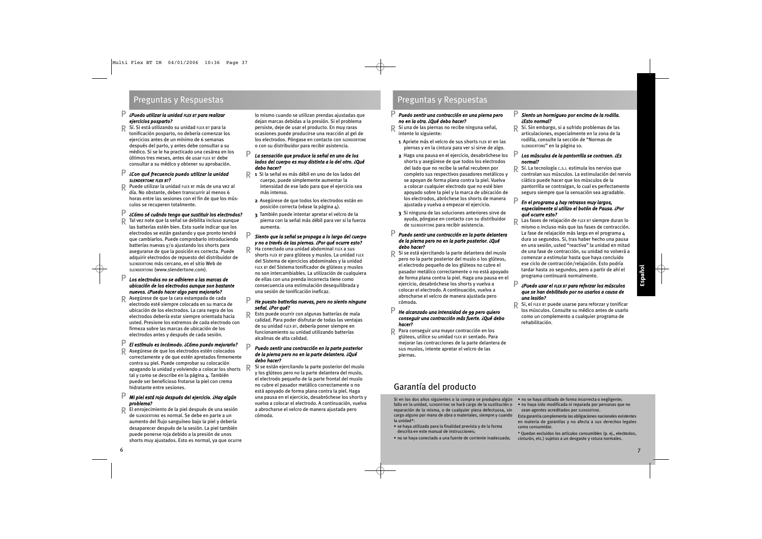## Preguntas y Respuestas

P ***¿Puedo utilizar la unidad FLEX BT para realizar ejercicios posparto?***

R Sí. Si está utilizando su unidad FLEX BT para la tonificación posparto, no debería comenzar los ejercicios antes de un mínimo de 6 semanas después del parto, y antes debe consultar a su médico. Si se le ha practicado una cesárea en los últimos tres meses, antes de usar FLEX BT debe consultar a su médico y obtener su aprobación.

P ***¿Con qué frecuencia puedo utilizar la unidad SLENDERTONE FLEX BT?***

R Puede utilizar la unidad FLEX BT más de una vez al día. No obstante, deben transcurrir al menos 6 horas entre las sesiones con el fin de que los músculos se recuperen totalmente.

P ***¿Cómo sé cuándo tengo que sustituir los electrodos?***

R Tal vez note que la señal se debilita incluso aunque las batterías estén bien. Esto suele indicar que los electrodos se están gastando y que pronto tendrá que cambiarlos. Puede comprobarlo introduciendo batterías nuevas y/o ajustando los shorts para asegurarse de que la posición es correcta. Puede adquirir electrodos de repuesto del distribuidor de SLENDERTONE más cercano, en el sitio Web de SLENDERTONE (www.slendertone.com).

P ***Los electrodos no se adhieren a las marcas de ubicación de los electrodos aunque son bastante nuevos. ¿Puedo hacer algo para mejorarlo?***

R Asegúrese de que la cara estampada de cada electrodo esté siempre colocada en su marca de ubicación de los electrodos. La cara negra de los electrodos debería estar siempre orientada hacia usted. Presione los extremos de cada electrodo con firmeza sobre las marcas de ubicación de los electrodos antes y después de cada sesión.

P ***El estímulo es incómodo. ¿Cómo puedo mejorarlo?***

R Asegúrese de que los electrodos estén colocados correctamente y de que estén apretados firmemente contra su piel. Puede comprobar su colocación apagando la unidad y volviendo a colocar los shorts tal y como se describe en la página 4. También puede ser beneficioso frotarse la piel con crema hidratante entre sesiones.

P ***Mi piel está roja después del ejercicio. ¿Hay algún problema?***

R El enrojecimiento de la piel después de una sesión de SLENDERTONE es normal. Se debe en parte a un aumento del flujo sanguíneo bajo la piel y debería desaparecer después de la sesión. La piel también puede ponerse roja debido a la presión de unos shorts muy ajustados. Esto es normal, ya que ocurre lo mismo cuando se utilizan prendas ajustadas que dejan marcas debidas a la presión. Si el problema persiste, deje de usar el producto. En muy raras ocasiones puede producirse una reacción al gel de los electrodos. Póngase en contacto con SLENDERTONE o con su distribuidor para recibir asistencia.

P ***La sensación que produce la señal en uno de los lados del cuerpo es muy distinta a la del otro. ¿Qué debo hacer?***

R
1. Si la señal es más débil en uno de los lados del cuerpo, puede simplemente aumentar la intensidad de ese lado para que el ejercicio sea más intenso.
2. Asegúrese de que todos los electrodos están en posición correcta (véase la página 4).
3. También puede intentar apretar el velcro de la pierna con la señal más débil para ver si la fuerza aumenta.

P ***Siento que la señal se propaga a lo largo del cuerpo y no a través de las piernas. ¿Por qué ocurre esto?***

R Ha conectado una unidad abdominal FLEX a sus shorts FLEX BT para glúteos y muslos. La unidad FLEX del Sistema de ejercicios abdominales y la unidad FLEX BT del Sistema tonificador de glúteos y muslos no son intercambiables. La utilización de cualquiera de ellas con una prenda incorrecta tiene como consecuencia una estimulación desequilibrada y una sesión de tonificación ineficaz.

P ***He puesto batterías nuevas, pero no siento ninguna señal. ¿Por qué?***

R Esto puede ocurrir con algunas batterías de mala calidad. Para poder disfrutar de todas las ventajas de su unidad FLEX BT, debería poner siempre en funcionamiento su unidad utilizando batterías alcalinas de alta calidad.

P ***Puedo sentir una contracción en la parte posterior de la pierna pero no en la parte delantera. ¿Qué debo hacer?***

R Si se están ejercitando la parte posterior del muslo y los glúteos pero no la parte delantera del muslo, el electrodo pequeño de la parte frontal del muslo no cubre el pasador metálico correctamente o no está apoyado de forma plana contra la piel. Haga una pausa en el ejercicio, desabróchese los shorts y vuelva a colocar el electrodo. A continuación, vuelva a abrocharse el velcro de manera ajustada pero cómoda.

P ***Puedo sentir una contracción en una pierna pero no en la otra. ¿Qué debo hacer?***

R Si una de las piernas no recibe ninguna señal, intente lo siguiente:

1. Apriete más el velcro de sus shorts FLEX BT en las piernas y en la cintura para ver si sirve de algo.
2. Haga una pausa en el ejercicio, desabróchese los shorts y asegúrese de que todos los electrodos del lado que no recibe la señal recubren por completo sus respectivos pasadores metálicos y se apoyan de forma plana contra la piel. Vuelva a colocar cualquier electrodo que no esté bien apoyado sobre la piel y la marca de ubicación de los electrodos, abróchese los shorts de manera ajustada y vuelva a empezar el ejercicio.
3. Si ninguna de las soluciones anteriores sirve de ayuda, póngase en contacto con su distribuidor de SLENDERTONE para recibir asistencia.

P ***Puedo sentir una contracción en la parte delantera de la pierna pero no en la parte posterior. ¿Qué debo hacer?***

R Si se está ejercitando la parte delantera del muslo pero no la parte posterior del muslo o los glúteos, el electrodo pequeño de los glúteos no cubre el pasador metálico correctamente o no está apoyado de forma plana contra la piel. Haga una pausa en el ejercicio, desabróchese los shorts y vuelva a colocar el electrodo. A continuación, vuelva a abrocharse el velcro de manera ajustada pero cómoda.

P ***He alcanzado una intensidad de 99 pero quiero conseguir una contracción más fuerte. ¿Qué debo hacer?***

R Para conseguir una mayor contracción en los glúteos, utilice su unidad FLEX BT sentado. Para mejorar las contracciones de la parte delantera de sus muslos, intente apretar el velcro de las piernas.

P ***Siento un hormigueo por encima de la rodilla. ¿Esto normal?***

R Sí. Sin embargo, si a sufrido problemas de las articulaciones, especialmente en la zona de la rodilla, consulte la sección de "Normas de SLENDERTONE" en la página 10.

P ***Los músculos de la pantorrilla se contraen. ¿Es normal?***

R Sí. La tecnología C.S.I. estimula los nervios que controlan sus músculos. La estimulación del nervio ciático puede hacer que los músculos de la pantorrilla se contraigan, lo cual es perfectamente seguro siempre que la sensación sea agradable.

P ***En el programa 4 hay retrasos muy largos, especialmente si utilizo el botón de Pausa. ¿Por qué ocurre esto?***

R Las fases de relajación de FLEX BT siempre duran lo mismo o incluso más que las fases de contracción. La fase de relajación más larga en el programa 4 dura 10 segundos. Si, tras haber hecho una pausa en una sesión, usted "reactiva" la unidad en mitad de una fase de contracción, su unidad no volverá a comenzar a estimular hasta que haya concluido ese ciclo de contracción/relajación. Esto podría tardar hasta 20 segundos, pero a partir de ahí el programa continuará normalmente.

P ***¿Puedo usar el FLEX BT para reforzar los músculos que se han debilitado por no usarlos a causa de una lesión?***

R Si, el FLEX BT puede usarse para reforzar y tonificar los músculos. Consulte su médico antes de usarlo como un complemento a cualquier programa de rehabilitación.

## Garantía del producto

Si en los dos años siguientes a la compra se produjera algún fallo en la unidad, SLENDERTONE se hará cargo de la sustitución o reparación de la misma, o de cualquier pieza defectuosa, sin cargo alguno por mano de obra o materiales, siempre y cuando la unidad*:

- se haya utilizado para la finalidad prevista y de la forma descrita en este manual de instrucciones;
- no se haya conectado a una fuente de corriente inadecuada;
- no se haya utilizado de forma incorrecta o negligente;
- no haya sido modificada ni reparada por personas que no sean agentes acreditados por SLENDERTONE.

Esta garantía complementa las obligaciones nacionales existentes en materia de garantías y no afecta a sus derechos legales como consumidor.

* Quedan excluidos los artículos consumibles (p. ej., electrodos, cinturón, etc.) sujetos a un desgaste y rotura normales.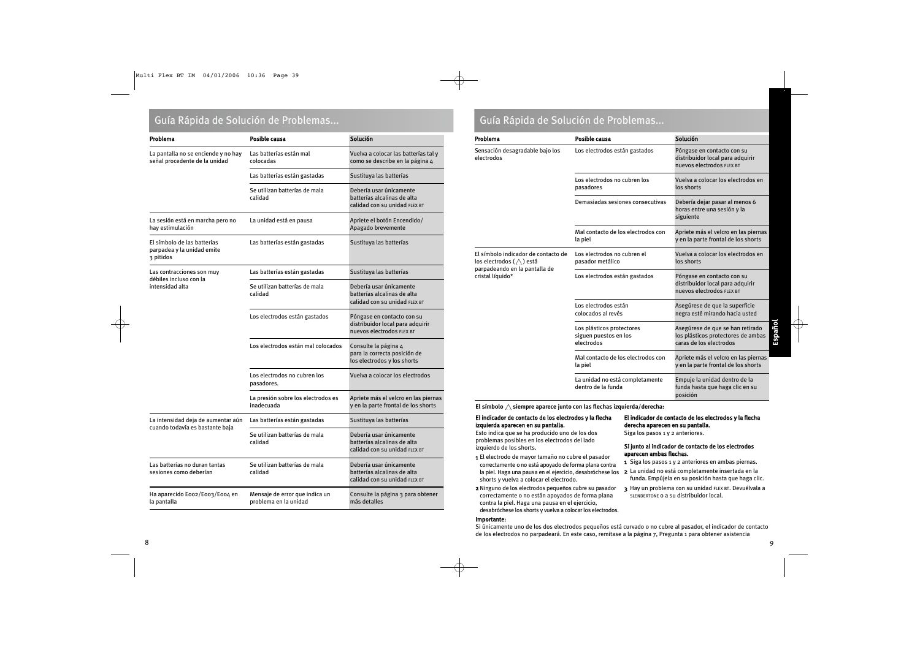## Guía Rápida de Solución de Problemas...

| Problema | Posible causa | Solución |
|---|---|---|
| La pantalla no se enciende y no hay señal procedente de la unidad | Las batterías están mal colocadas | Vuelva a colocar las batterías tal y como se describe en la página 4 |
| | Las batterías están gastadas | Sustituya las batterías |
| | Se utilizan batterías de mala calidad | Debería usar únicamente batterías alcalinas de alta calidad con su unidad FLEX BT |
| La sesión está en marcha pero no hay estimulación | La unidad está en pausa | Apriete el botón Encendido/ Apagado brevemente |
| El símbolo de las batterías parpadea y la unidad emite 3 pitidos | Las batterías están gastadas | Sustituya las batterías |
| Las contracciones son muy débiles incluso con la intensidad alta | Las batterías están gastadas | Sustituya las batterías |
| | Se utilizan batterías de mala calidad | Debería usar únicamente batterías alcalinas de alta calidad con su unidad FLEX BT |
| | Los electrodos están gastados | Póngase en contacto con su distribuidor local para adquirir nuevos electrodos FLEX BT |
| | Los electrodos están mal colocados | Consulte la página 4 para la correcta posición de los electrodos y los shorts |
| | Los electrodos no cubren los pasadores. | Vuelva a colocar los electrodos |
| | La presión sobre los electrodos es inadecuada | Apriete más el velcro en las piernas y en la parte frontal de los shorts |
| La intensidad deja de aumentar aún cuando todavía es bastante baja | Las batterías están gastadas | Sustituya las batterías |
| | Se utilizan batterías de mala calidad | Debería usar únicamente batterías alcalinas de alta calidad con su unidad FLEX BT |
| Las batterías no duran tantas sesiones como deberían | Se utilizan batterías de mala calidad | Debería usar únicamente batterías alcalinas de alta calidad con su unidad FLEX BT |
| Ha aparecido E002/E003/E004 en la pantalla | Mensaje de error que indica un problema en la unidad | Consulte la página 3 para obtener más detalles |

## Guía Rápida de Solución de Problemas...

| Problema | Posible causa | Solución |
|---|---|---|
| Sensación desagradable bajo los electrodos | Los electrodos están gastados | Póngase en contacto con su distribuidor local para adquirir nuevos electrodos FLEX BT |
| | Los electrodos no cubren los pasadores | Vuelva a colocar los electrodos en los shorts |
| | Demasiadas sesiones consecutivas | Debería dejar pasar al menos 6 horas entre una sesión y la siguiente |
| | Mal contacto de los electrodos con la piel | Apriete más el velcro en las piernas y en la parte frontal de los shorts |
| El símbolo indicador de contacto de los electrodos (/\) está parpadeando en la pantalla de cristal líquido* | Los electrodos no cubren el pasador metálico | Vuelva a colocar los electrodos en los shorts |
| | Los electrodos están gastados | Póngase en contacto con su distribuidor local para adquirir nuevos electrodos FLEX BT |
| | Los electrodos están colocados al revés | Asegúrese de que la superficie negra esté mirando hacia usted |
| | Los plásticos protectores siguen puestos en los electrodos | Asegúrese de que se han retirado los plásticos protectores de ambas caras de los electrodos |
| | Mal contacto de los electrodos con la piel | Apriete más el velcro en las piernas y en la parte frontal de los shorts |
| | La unidad no está completamente dentro de la funda | Empuje la unidad dentro de la funda hasta que haga clic en su posición |

**El símbolo /\ siempre aparece junto con las flechas izquierda/derecha:**

**El indicador de contacto de los electrodos y la flecha izquierda aparecen en su pantalla.**
Esto indica que se ha producido uno de los dos problemas posibles en los electrodos del lado izquierdo de los shorts.

1. El electrodo de mayor tamaño no cubre el pasador correctamente o no está apoyado de forma plana contra la piel. Haga una pausa en el ejercicio, desabróchese los shorts y vuelva a colocar el electrodo.
2. Ninguno de los electrodos pequeños cubre su pasador correctamente o no están apoyados de forma plana contra la piel. Haga una pausa en el ejercicio, desabróchese los shorts y vuelva a colocar los electrodos.

**El indicador de contacto de los electrodos y la flecha derecha aparecen en su pantalla.**
Siga los pasos 1 y 2 anteriores.

**Si junto al indicador de contacto de los electrodos aparecen ambas flechas.**

1. Siga los pasos 1 y 2 anteriores en ambas piernas.
2. La unidad no está completamente insertada en la funda. Empújela en su posición hasta que haga clic.
3. Hay un problema con su unidad FLEX BT. Devuélvala a SLENDERTONE o a su distribuidor local.

**Importante:**
Si únicamente uno de los dos electrodos pequeños está curvado o no cubre al pasador, el indicador de contacto de los electrodos no parpadeará. En este caso, remítase a la página 7, Pregunta 1 para obtener asistencia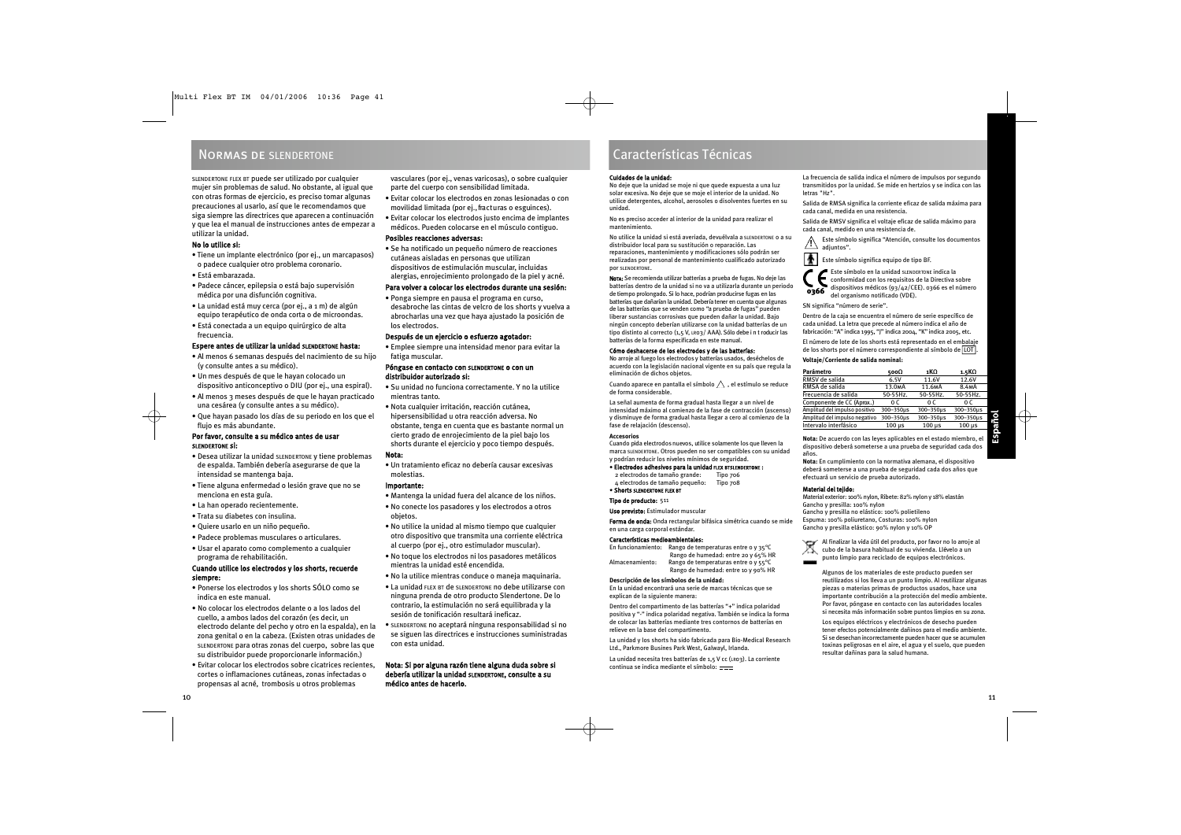## Normas de SLENDERTONE

SLENDERTONE FLEX BT puede ser utilizado por cualquier mujer sin problemas de salud. No obstante, al igual que con otras formas de ejercicio, es preciso tomar algunas precauciones al usarlo, así que le recomendamos que siga siempre las directrices que aparecen a continuación y que lea el manual de instrucciones antes de empezar a utilizar la unidad.

**No lo utilice si:**

- Tiene un implante electrónico (por ej., un marcapasos) o padece cualquier otro problema coronario.
- Está embarazada.
- Padece cáncer, epilepsia o está bajo supervisión médica por una disfunción cognitiva.
- La unidad está muy cerca (por ej., a 1 m) de algún equipo terapéutico de onda corta o de microondas.
- Está conectada a un equipo quirúrgico de alta frecuencia.

**Espere antes de utilizar la unidad SLENDERTONE hasta:**

- Al menos 6 semanas después del nacimiento de su hijo (y consulte antes a su médico).
- Un mes después de que le hayan colocado un dispositivo anticonceptivo o DIU (por ej., una espiral).
- Al menos 3 meses después de que le hayan practicado una cesárea (y consulte antes a su médico).
- Que hayan pasado los días de su periodo en los que el flujo es más abundante.

**Por favor, consulte a su médico antes de usar SLENDERTONE si:**

- Desea utilizar la unidad SLENDERTONE y tiene problemas de espalda. También debería asegurarse de que la intensidad se mantenga baja.
- Tiene alguna enfermedad o lesión grave que no se menciona en esta guía.
- La han operado recientemente.
- Trata su diabetes con insulina.
- Quiere usarlo en un niño pequeño.
- Padece problemas musculares o articulares.
- Usar el aparato como complemento a cualquier programa de rehabilitación.

**Cuando utilice los electrodos y los shorts, recuerde siempre:**

- Ponerse los electrodos y los shorts SÓLO como se indica en este manual.
- No colocar los electrodos delante o a los lados del cuello, a ambos lados del corazón (es decir, un electrodo delante del pecho y otro en la espalda), en la zona genital o en la cabeza. (Existen otras unidades de SLENDERTONE para otras zonas del cuerpo, sobre las que su distribuidor puede proporcionarle información.)
- Evitar colocar los electrodos sobre cicatrices recientes, cortes o inflamaciones cutáneas, zonas infectadas o propensas al acné, trombosis u otros problemas vasculares (por ej., venas varicosas), o sobre cualquier parte del cuerpo con sensibilidad limitada.
- Evitar colocar los electrodos en zonas lesionadas o con movilidad limitada (por ej., fracturas o esguinces).
- Evitar colocar los electrodos justo encima de implantes médicos. Pueden colocarse en el músculo contiguo.

**Posibles reacciones adversas:**

- Se ha notificado un pequeño número de reacciones cutáneas aisladas en personas que utilizan dispositivos de estimulación muscular, incluidas alergias, enrojecimiento prolongado de la piel y acné.

**Para volver a colocar los electrodos durante una sesión:**

- Ponga siempre en pausa el programa en curso, desabroche las cintas de velcro de los shorts y vuelva a abrocharlas una vez que haya ajustado la posición de los electrodos.

**Después de un ejercicio o esfuerzo agotador:**

- Emplee siempre una intensidad menor para evitar la fatiga muscular.

**Póngase en contacto con SLENDERTONE o con un distribuidor autorizado si:**

- Su unidad no funciona correctamente. Y no la utilice mientras tanto.
- Nota cualquier irritación, reacción cutánea, hipersensibilidad u otra reacción adversa. No obstante, tenga en cuenta que es bastante normal un cierto grado de enrojecimiento de la piel bajo los shorts durante el ejercicio y poco tiempo después.

**Nota:**

- Un tratamiento eficaz no debería causar excesivas molestias.

**Importante:**

- Mantenga la unidad fuera del alcance de los niños.
- No conecte los pasadores y los electrodos a otros objetos.
- No utilice la unidad al mismo tiempo que cualquier otro dispositivo que transmita una corriente eléctrica al cuerpo (por ej., otro estimulador muscular).
- No toque los electrodos ni los pasadores metálicos mientras la unidad esté encendida.
- No la utilice mientras conduce o maneja maquinaria.
- La unidad FLEX BT de SLENDERTONE no debe utilizarse con ninguna prenda de otro producto Slendertone. De lo contrario, la estimulación no será equilibrada y la sesión de tonificación resultará ineficaz.
- SLENDERTONE no aceptará ninguna responsabilidad si no se siguen las directrices e instrucciones suministradas con esta unidad.

**Nota: Si por alguna razón tiene alguna duda sobre si debería utilizar la unidad SLENDERTONE, consulte a su médico antes de hacerlo.**

## Características Técnicas

**Cuidados de la unidad:**
No deje que la unidad se moje ni que quede expuesta a una luz solar excesiva. No deje que se moje el interior de la unidad. No utilice detergentes, alcohol, aerosoles o disolventes fuertes en su unidad.

No es preciso acceder al interior de la unidad para realizar el mantenimiento.

No utilice la unidad si está averiada, devuélvala a SLENDERTONE o a su distribuidor local para su sustitución o reparación. Las reparaciones, mantenimiento y modificaciones sólo podrán ser realizadas por personal de mantenimiento cualificado autorizado por SLENDERTONE.

**Nota:** Se recomienda utilizar batterías a prueba de fugas. No deje las batterías dentro de la unidad si no va a utilizarla durante un periodo de tiempo prolongado. Si lo hace, podrían producirse fugas en las batterías que dañarían la unidad. Debería tener en cuenta que algunas de las batterías que se venden como "a prueba de fugas" pueden liberar sustancias corrosivas que pueden dañar la unidad. Bajo ningún concepto deberían utilizarse con la unidad batterías de un tipo distinto al correcto (1,5 V, LR03/ AAA). Sólo debe i n t roducir las batterías de la forma especificada en este manual.

**Cómo deshacerse de los electrodos y de las batterías:**
No arroje al fuego los electrodos y batterías usados, deséchelos de acuerdo con la legislación nacional vigente en su país que regula la eliminación de dichos objetos.

Cuando aparece en pantalla el símbolo ⚠, el estímulo se reduce de forma considerable.

La señal aumenta de forma gradual hasta llegar a un nivel de intensidad máximo al comienzo de la fase de contracción (ascenso) y disminuye de forma gradual hasta llegar a cero al comienzo de la fase de relajación (descenso).

**Accesorios**
Cuando pida electrodos nuevos, utilice solamente los que lleven la marca SLENDERTONE. Otros pueden no ser compatibles con su unidad y podrían reducir los niveles mínimos de seguridad.

- **Electrodos adhesivos para la unidad FLEX BTSLENDERTONE :**
  2 electrodos de tamaño grande: Tipo 706
  4 electrodos de tamaño pequeño: Tipo 708
- **Shorts SLENDERTONE FLEX BT**

**Tipo de producto:** 511

**Uso previsto:** Estimulador muscular

**Forma de onda:** Onda rectangular bifásica simétrica cuando se mide en una carga corporal estándar.

**Características medioambientales:**
En funcionamiento: Rango de temperaturas entre 0 y 35°C
Rango de humedad: entre 20 y 65% HR
Almacenamiento: Rango de temperaturas entre 0 y 55°C
Rango de humedad: entre 10 y 90% HR

**Descripción de los símbolos de la unidad:**
En la unidad encontrará una serie de marcas técnicas que se explican de la siguiente manera:

Dentro del compartimento de las batterías "+" indica polaridad positiva y "-" indica polaridad negativa. También se indica la forma de colocar las batterías mediante tres contornos de batterías en relieve en la base del compartimento.

La unidad y los shorts ha sido fabricada para Bio-Medical Research Ltd., Parkmore Busines Park West, Galwayl, Irlanda.

La unidad necesita tres batterías de 1,5 V CC (LR03). La corriente continua se indica mediante el símbolo: ⎓

La frecuencia de salida indica el número de impulsos por segundo transmitidos por la unidad. Se mide en hertzios y se indica con las letras "Hz".

Salida de RMSA significa la corriente eficaz de salida máxima para cada canal, medida en una resistencia.

Salida de RMSV significa el voltaje eficaz de salida máximo para cada canal, medido en una resistencia de.

⚠ Este símbolo significa "Atención, consulte los documentos adjuntos".

Este símbolo significa equipo de tipo BF.

CE 0366 Este símbolo en la unidad SLENDERTONE indica la conformidad con los requisitos de la Directiva sobre dispositivos médicos (93/42/CEE). 0366 es el número del organismo notificado (VDE).

SN significa "número de serie".

Dentro de la caja se encuentra el número de serie específico de cada unidad. La letra que precede al número indica el año de fabricación: "A" indica 1995, "J" indica 2004, "K" indica 2005, etc.

El número de lote de los shorts está representado en el embalaje de los shorts por el número correspondiente al símbolo de LOT.

**Voltaje/Corriente de salida nominal:**

| Parámetro | 500Ω | 1KΩ | 1,5KΩ |
|---|---|---|---|
| RMSV de salida | 6.5V | 11.6V | 12.6V |
| RMSA de salida | 13.0mA | 11.6mA | 8.4mA |
| Frecuencia de salida | 50-55Hz. | 50-55Hz. | 50-55Hz. |
| Componente de CC (Aprox.) | 0 C | 0 C | 0 C |
| Amplitud del impulso positivo | 300–350µs | 300–350µs | 300–350µs |
| Amplitud del impulso negativo | 300–350µs | 300–350µs | 300–350µs |
| Intervalo interfásico | 100 µs | 100 µs | 100 µs |

**Nota:** De acuerdo con las leyes aplicables en el estado miembro, el dispositivo deberá someterse a una prueba de seguridad cada dos años.

**Nota:** En cumplimiento con la normativa alemana, el dispositivo deberá someterse a una prueba de seguridad cada dos años que efectuará un servicio de prueba autorizado.

**Material del tejido:**
Material exterior: 100% nylon, Ribete: 82% nylon y 18% elastán
Gancho y presilla: 100% nylon
Gancho y presilla no elástico: 100% polietileno
Espuma: 100% poliuretano, Costuras: 100% nylon
Gancho y presilla elástico: 90% nylon y 10% OP

Al finalizar la vida útil del producto, por favor no lo arroje al cubo de la basura habitual de su vivienda. Llévelo a un punto limpio para reciclado de equipos electrónicos.

Algunos de los materiales de este producto pueden ser reutilizados si los lleva a un punto limpio. Al reutilizar algunas piezas o materias primas de productos usados, hace una importante contribución a la protección del medio ambiente. Por favor, póngase en contacto con las autoridades locales si necesita más información sobre puntos limpios en su zona.

Los equipos eléctricos y electrónicos de desecho pueden tener efectos potencialmente dañinos para el medio ambiente. Si se desechan incorrectamente pueden hacer que se acumulen toxinas peligrosas en el aire, el agua y el suelo, que pueden resultar dañinas para la salud humana.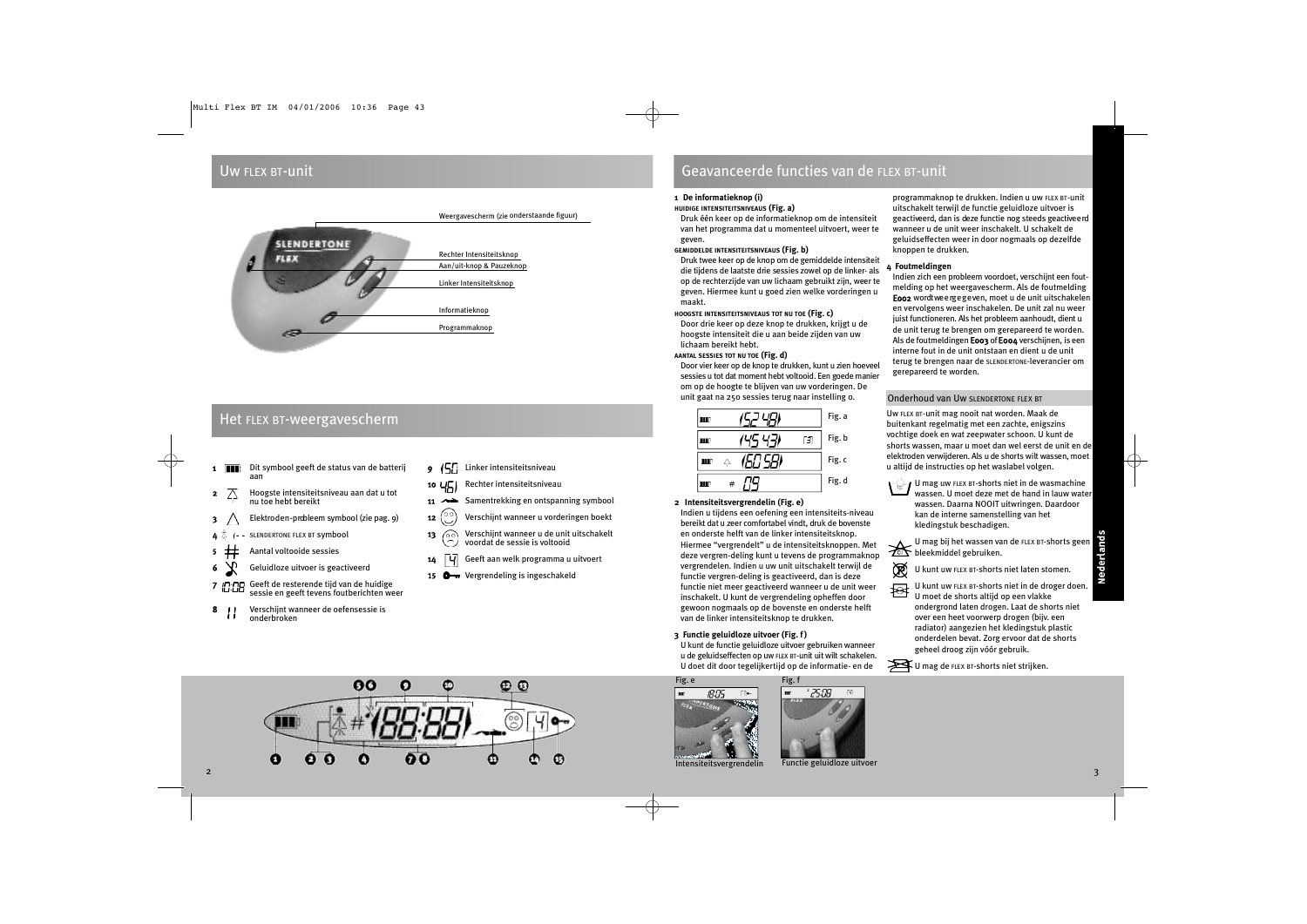## Uw FLEX BT-unit

Weergavescherm (zie onderstaande figuur)

Rechter Intensiteitsknop

Aan/uit-knop & Pauzeknop

Linker Intensiteitsknop

Informatieknop

Programmaknop

## Het FLEX BT-weergavescherm

1. Dit symbool geeft de status van de batterij aan
2. Hoogste intensiteitsniveau aan dat u tot nu toe hebt bereikt
3. Elektroden-probleem symbool (zie pag. 9)
4. SLENDERTONE FLEX BT symbool
5. Aantal voltooide sessies
6. Geluidloze uitvoer is geactiveerd
7. Geeft de resterende tijd van de huidige sessie en geeft tevens foutberichten weer
8. Verschijnt wanneer de oefensessie is onderbroken
9. Linker intensiteitsniveau
10. Rechter intensiteitsniveau
11. Samentrekking en ontspanning symbool
12. Verschijnt wanneer u vorderingen boekt
13. Verschijnt wanneer u de unit uitschakelt voordat de sessie is voltooid
14. Geeft aan welk programma u uitvoert
15. Vergrendeling is ingeschakeld

## Geavanceerde functies van de FLEX BT-unit

**1 De informatieknop (i)**

**HUIDIGE INTENSITEITSNIVEAUS (Fig. a)**
Druk één keer op de informatieknop om de intensiteit van het programma dat u momenteel uitvoert, weer te geven.

**GEMIDDELDE INTENSITEITSNIVEAUS (Fig. b)**
Druk twee keer op de knop om de gemiddelde intensiteit die tijdens de laatste drie sessies zowel op de linker- als op de rechterzijde van uw lichaam gebruikt zijn, weer te geven. Hiermee kunt u goed zien welke vorderingen u maakt.

**HOOGSTE INTENSITEITSNIVEAUS TOT NU TOE (Fig. c)**
Door drie keer op deze knop te drukken, krijgt u de hoogste intensiteit die u aan beide zijden van uw lichaam bereikt hebt.

**AANTAL SESSIES TOT NU TOE (Fig. d)**
Door vier keer op de knop te drukken, kunt u zien hoeveel sessies u tot dat moment hebt voltooid. Een goede manier om op de hoogte te blijven van uw vorderingen. De unit gaat na 250 sessies terug naar instelling 0.

Fig. a

Fig. b

Fig. c

Fig. d

**2 Intensiteitsvergrendelin (Fig. e)**
Indien u tijdens een oefening een intensiteits-niveau bereikt dat u zeer comfortabel vindt, druk de bovenste en onderste helft van de linker intensiteitsknop. Hiermee "vergrendelt" u de intensiteitsknoppen. Met deze vergren-deling kunt u tevens de programmaknop vergrendelen. Indien u uw unit uitschakelt terwijl de functie vergren-deling is geactiveerd, dan is deze functie niet meer geactiveerd wanneer u de unit weer inschakelt. U kunt de vergrendeling opheffen door gewoon nogmaals op de bovenste en onderste helft van de linker intensiteitsknop te drukken.

**3 Functie geluidloze uitvoer (Fig. f)**
U kunt de functie geluidloze uitvoer gebruiken wanneer u de geluidseffecten op uw FLEX BT-unit uit wilt schakelen. U doet dit door tegelijkertijd op de informatie- en de programmaknop te drukken. Indien u uw FLEX BT-unit uitschakelt terwijl de functie geluidloze uitvoer is geactiveerd, dan is deze functie nog steeds geactiveerd wanneer u de unit weer inschakelt. U schakelt de geluidseffecten weer in door nogmaals op dezelfde knoppen te drukken.

**4 Foutmeldingen**
Indien zich een probleem voordoet, verschijnt een fout-melding op het weergavescherm. Als de foutmelding **E002** wordt weergegeven, moet u de unit uitschakelen en vervolgens weer inschakelen. De unit zal nu weer juist functioneren. Als het probleem aanhoudt, dient u de unit terug te brengen om gerepareerd te worden. Als de foutmeldingen **E003** of **E004** verschijnen, is een interne fout in de unit ontstaan en dient u de unit terug te brengen naar de SLENDERTONE-leverancier om gerepareerd te worden.

### Onderhoud van Uw SLENDERTONE FLEX BT

Uw FLEX BT-unit mag nooit nat worden. Maak de buitenkant regelmatig met een zachte, enigszins vochtige doek en wat zeepwater schoon. U kunt de shorts wassen, maar u moet dan wel eerst de unit en de elektroden verwijderen. Als u de shorts wilt wassen, moet u altijd de instructies op het waslabel volgen.

- U mag uw FLEX BT-shorts niet in de wasmachine wassen. U moet deze met de hand in lauw water wassen. Daarna NOOIT uitwringen. Daardoor kan de interne samenstelling van het kledingstuk beschadigen.
- U mag bij het wassen van de FLEX BT-shorts geen bleekmiddel gebruiken.
- U kunt uw FLEX BT-shorts niet laten stomen.
- U kunt uw FLEX BT-shorts niet in de droger doen. U moet de shorts altijd op een vlakke ondergrond laten drogen. Laat de shorts niet over een heet voorwerp drogen (bijv. een radiator) aangezien het kledingstuk plastic onderdelen bevat. Zorg ervoor dat de shorts geheel droog zijn vóór gebruik.
- U mag de FLEX BT-shorts niet strijken.

Fig. e

Intensiteitsvergrendelin

Fig. f

Functie geluidloze uitvoer

Nederlands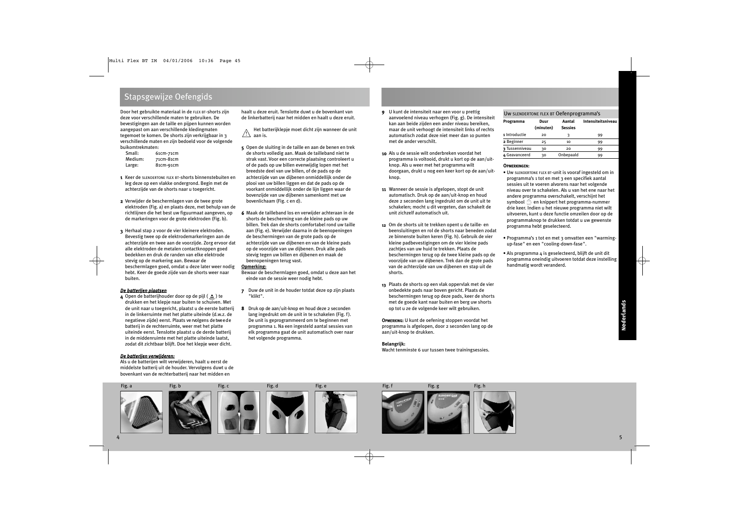## Stapsgewijze Oefengids

Door het gebruikte materiaal in de FLEX BT-shorts zijn deze voor verschillende maten te gebruiken. De bevestigingen aan de taille en pijpen kunnen worden aangepast om aan verschillende kledingmaten tegemoet te komen. De shorts zijn verkrijgbaar in 3 verschillende maten en zijn bedoeld voor de volgende buikomtrekmaten:

| | |
|---|---|
| Small: | 61cm-71cm |
| Medium: | 71cm-81cm |
| Large: | 81cm-91cm |

**1** Keer de SLENDERTONE FLEX BT-shorts binnenstebuiten en leg deze op een vlakke ondergrond. Begin met de achterzijde van de shorts naar u toegericht.

**2** Verwijder de beschermlagen van de twee grote elektroden (Fig. a) en plaats deze, met behulp van de richtlijnen die het best uw figuurmaat aangeven, op de markeringen voor de grote elektroden (Fig. b).

**3** Herhaal stap 2 voor de vier kleinere elektroden. Bevestig twee op de elektrodemarkeringen aan de achterzijde en twee aan de voorzijde. Zorg ervoor dat alle elektroden de metalen contactknoppen goed bedekken en druk de randen van elke elektrode stevig op de markering aan. Bewaar de beschermlagen goed, omdat u deze later weer nodig hebt. Keer de goede zijde van de shorts weer naar buiten.

***De batterijen plaatsen***

**4** Open de batterijhouder door op de pijl ( ) te drukken en het klepje naar buiten te schuiven. Met de unit naar u toegericht, plaatst u de eerste batterij in de linkerruimte met het platte uiteinde (d.w.z. de negatieve zijde) eerst. Plaats vervolgens de tweede batterij in de rechterruimte, weer met het platte uiteinde eerst. Tenslotte plaatst u de derde batterij in de middenruimte met het platte uiteinde laatst, zodat dit zichtbaar blijft. Doe het klepje weer dicht.

***De batterijen verwijderen:***

Als u de batterijen wilt verwijderen, haalt u eerst de middelste batterij uit de houder. Vervolgens duwt u de bovenkant van de rechterbatterij naar het midden en haalt u deze eruit. Tenslotte duwt u de bovenkant van de linkerbatterij naar het midden en haalt u deze eruit.

⚠ Het batterijklepje moet dicht zijn wanneer de unit aan is.

**5** Open de sluiting in de taille en aan de benen en trek de shorts volledig aan. Maak de tailleband niet te strak vast. Voor een correcte plaatsing controleert u of de pads op uw billen evenwijdig lopen met het breedste deel van uw billen, of de pads op de achterzijde van uw dijbenen onmiddellijk onder de plooi van uw billen liggen en dat de pads op de voorkant onmiddellijk onder de lijn liggen waar de bovenzijde van uw dijbenen samenkomt met uw bovenlichaam (Fig. c en d).

**6** Maak de tailleband los en verwijder achteraan in de shorts de bescherming van de kleine pads op uw billen. Trek dan de shorts comfortabel rond uw taille aan (Fig. e). Verwijder daarna in de beenopeningen de beschermingen van de grote pads op de achterzijde van uw dijbenen en van de kleine pads op de voorzijde van uw dijbenen. Druk alle pads stevig tegen uw billen en dijbenen en maak de beenopeningen terug vast.

**Opmerking:**
Bewaar de beschermlagen goed, omdat u deze aan het einde van de sessie weer nodig hebt.

**7** Duw de unit in de houder totdat deze op zijn plaats "klikt".

**8** Druk op de aan/uit-knop en houd deze 2 seconden lang ingedrukt om de unit in te schakelen (Fig. f). De unit is geprogrammeerd om te beginnen met programma 1. Na een ingesteld aantal sessies van elk programma gaat de unit automatisch over naar het volgende programma.

**9** U kunt de intensiteit naar een voor u prettig aanvoelend niveau verhogen (Fig. g). De intensiteit kan aan beide zijden een ander niveau bereiken, maar de unit verhoogt de intensiteit links of rechts automatisch zodat deze niet meer dan 10 punten met de ander verschilt.

**10** Als u de sessie wilt onderbreken voordat het programma is voltooid, drukt u kort op de aan/uit-knop. Als u weer met het programma wilt doorgaan, drukt u nog een keer kort op de aan/uit-knop.

**11** Wanneer de sessie is afgelopen, stopt de unit automatisch. Druk op de aan/uit-knop en houd deze 2 seconden lang ingedrukt om de unit uit te schakelen; mocht u dit vergeten, dan schakelt de unit zichzelf automatisch uit.

**12** Om de shorts uit te trekken opent u de taille- en beensluitingen en rol de shorts naar beneden zodat ze binnenste buiten keren (Fig. h). Gebruik de vier kleine padbevestigingen om de vier kleine pads zachtjes van uw huid te trekken. Plaats de beschermingen terug op de twee kleine pads op de voorzijde van uw dijbenen. Trek dan de grote pads van de achterzijde van uw dijbenen en stap uit de shorts.

**13** Plaats de shorts op een vlak oppervlak met de vier onbedekte pads naar boven gericht. Plaats de beschermingen terug op deze pads, keer de shorts met de goede kant naar buiten en berg uw shorts op tot u ze de volgende keer wilt gebruiken.

**OPMERKING:** U kunt de oefening stoppen voordat het programma is afgelopen, door 2 seconden lang op de aan/uit-knop te drukken.

**Belangrijk:**
Wacht tenminste 6 uur tussen twee trainingssessies.

### UW SLENDERTONE FLEX BT Oefenprogramma's

| Programma | Duur (minuten) | Aantal Sessies | Intensiteitsniveau |
|---|---|---|---|
| 1 Introductie | 20 | 3 | 99 |
| 2 Beginner | 25 | 10 | 99 |
| 3 Tussenniveau | 30 | 20 | 99 |
| 4 Geavanceerd | 30 | Onbepaald | 99 |

**OPMERKINGEN:**

- Uw SLENDERTONE FLEX BT-unit is vooraf ingesteld om in programma's 1 tot en met 3 een specifiek aantal sessies uit te voeren alvorens naar het volgende niveau over te schakelen. Als u van het ene naar het andere programma overschakelt, verschijnt het symbool en knippert het programma-nummer drie keer. Indien u het nieuwe programma niet wilt uitvoeren, kunt u deze functie omzeilen door op de programmaknop te drukken totdat u uw gewenste programma hebt geselecteerd.
- Programma's 1 tot en met 3 omvatten een "warming-up-fase" en een "cooling-down-fase".
- Als programma 4 is geselecteerd, blijft de unit dit programma oneindig uitvoeren totdat deze instelling handmatig wordt veranderd.

Fig. a Fig. b Fig. c Fig. d Fig. e Fig. f Fig. g Fig. h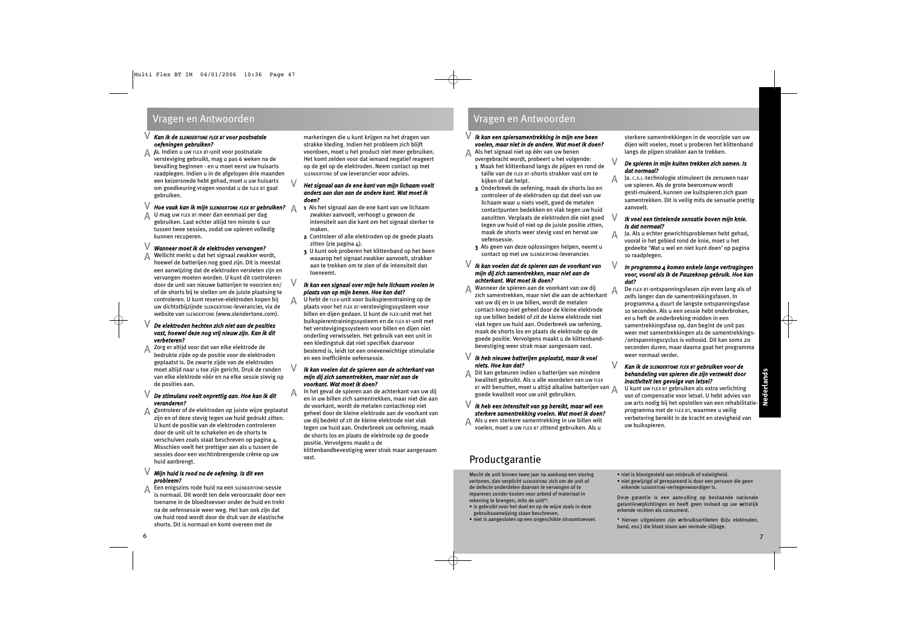## Vragen en Antwoorden

V **_Kan ik de SLENDERTONE FLEX BT voor postnatale oefeningen gebruiken?_**

A Ja. Indien u uw FLEX BT-unit voor postnatale versteviging gebruikt, mag u pas 6 weken na de bevalling beginnen - en u moet eerst uw huisarts raadplegen. Indien u in de afgelopen drie maanden een keizersnede hebt gehad, moet u uw huisarts om goedkeuring vragen voordat u de FLEX BT gaat gebruiken.

V **_Hoe vaak kan ik mijn SLENDERTONE FLEX BT gebruiken?_**

A U mag uw FLEX BT meer dan eenmaal per dag gebruiken. Laat echter altijd ten minste 6 uur tussen twee sessies, zodat uw spieren volledig kunnen recuperen.

V **_Wanneer moet ik de elektroden vervangen?_**

A Wellicht merkt u dat het signaal zwakker wordt, hoewel de batterijen nog goed zijn. Dit is meestal een aanwijzing dat de elektroden versleten zijn en vervangen moeten worden. U kunt dit controleren door de unit van nieuwe batterijen te voorzien en/of de shorts bij te stellen om de juiste plaatsing te controleren. U kunt reserve-elektroden kopen bij uw dichtstbijzijnde SLENDERTONE-leverancier, via de website van SLENDERTONE (www.slendertone.com).

V **_De elektroden hechten zich niet aan de posities vast, hoewel deze nog vrij nieuw zijn. Kan ik dit verbeteren?_**

A Zorg er altijd voor dat van elke elektrode de bedrukte zijde op de positie voor de elektroden geplaatst is. De zwarte zijde van de elektroden moet altijd naar u toe zijn gericht. Druk de randen van elke elektrode vóór en na elke sessie stevig op de posities aan.

V **_De stimulans voelt onprettig aan. Hoe kan ik dit veranderen?_**

A Controleer of de elektroden op juiste wijze geplaatst zijn en of deze stevig tegen uw huid gedrukt zitten. U kunt de positie van de elektroden controleren door de unit uit te schakelen en de shorts te verschuiven zoals staat beschreven op pagina 4. Misschien voelt het prettiger aan als u tussen de sessies door een vochtinbrengende crème op uw huid aanbrengt.

V **_Mijn huid is rood na de oefening. Is dit een probleem?_**

A Een enigszins rode huid na een SLENDERTONE-sessie is normaal. Dit wordt ten dele veroorzaakt door een toename in de bloedtoevoer onder de huid en trekt na de oefensessie weer weg. Het kan ook zijn dat uw huid rood wordt door de druk van de elastische shorts. Dit is normaal en komt overeen met de markeringen die u kunt krijgen na het dragen van strakke kleding. Indien het probleem zich blijft voordoen, moet u het product niet meer gebruiken. Het komt zelden voor dat iemand negatief reageert op de gel op de elektroden. Neem contact op met SLENDERTONE of uw leverancier voor advies.

V **_Het signaal aan de ene kant van mijn lichaam voelt anders aan dan aan de andere kant. Wat moet ik doen?_**

A
1. Als het signaal aan de ene kant van uw lichaam zwakker aanvoelt, verhoogt u gewoon de intensiteit aan die kant om het signaal sterker te maken.
2. Controleer of alle elektroden op de goede plaats zitten (zie pagina 4).
3. U kunt ook proberen het klittenband op het been waaarop het signaal zwakker aanvoelt, strakker aan te trekken om te zien of de intensiteit dan toeneemt.

V **_Ik kan een signaal over mijn hele lichaam voelen in plaats van op mijn benen. Hoe kan dat?_**

A U hebt de FLEX-unit voor buikspiertraining op de plaats voor het FLEX BT-verstevigingssysteem voor billen en dijen gedaan. U kunt de FLEX-unit met het buikspiertrainingssysteem en de FLEX BT-unit met het verstevigingssysteem voor billen en dijen niet onderling verwisselen. Het gebruik van een unit in een kledingstuk dat niet specifiek daarvoor bestemd is, leidt tot een onevenwichtige stimulatie en een inefficiënte oefensessie.

V **_Ik kan voelen dat de spieren aan de achterkant van mijn dij zich samentrekken, maar niet aan de voorkant. Wat moet ik doen?_**

A In het geval de spieren aan de achterkant van uw dij en in uw billen zich samentrekken, maar niet die aan de voorkant, wordt de metalen contactknop niet geheel door de kleine elektrode aan de voorkant van uw dij bedekt of zit de kleine elektrode niet vlak tegen uw huid aan. Onderbreek uw oefening, maak de shorts los en plaats de elektrode op de goede positie. Vervolgens maakt u de klittenbandbevestiging weer strak maar aangenaam vast.

V **_Ik kan een spiersamentrekking in mijn ene been voelen, maar niet in de andere. Wat moet ik doen?_**

A Als het signaal niet op één van uw benen overgebracht wordt, probeert u het volgende:
1. Maak het klittenband langs de pijpen en rond de taille van de FLEX BT-shorts strakker vast om te kijken of dat helpt.
2. Onderbreek de oefening, maak de shorts los en controleer of de elektroden op dat deel van uw lichaam waar u niets voelt, goed de metalen contactpunten bedekken en vlak tegen uw huid aanzitten. Verplaats de elektroden die niet goed tegen uw huid of niet op de juiste positie zitten, maak de shorts weer stevig vast en hervat uw oefensessie.
3. Als geen van deze oplossingen helpen, neemt u contact op met uw SLENDERTONE-leverancier.

V **_Ik kan voelen dat de spieren aan de voorkant van mijn dij zich samentrekken, maar niet aan de achterkant. Wat moet ik doen?_**

A Wanneer de spieren aan de voorkant van uw dij zich samentrekken, maar niet die aan de achterkant van uw dij en in uw billen, wordt de metalen contact-knop niet geheel door de kleine elektrode op uw billen bedekt of zit de kleine elektrode niet vlak tegen uw huid aan. Onderbreek uw oefening, maak de shorts los en plaats de elektrode op de goede positie. Vervolgens maakt u de klittenband-bevestiging weer strak maar aangenaam vast.

V **_Ik heb nieuwe batterijen geplaatst, maar ik voel niets. Hoe kan dat?_**

A Dit kan gebeuren indien u batterijen van mindere kwaliteit gebruikt. Als u alle voordelen van uw FLEX BT wilt benutten, moet u altijd alkaline batterijen van goede kwaliteit voor uw unit gebruiken.

V **_Ik heb een intensiteit van 99 bereikt, maar wil een sterkere samentrekking voelen. Wat moet ik doen?_**

A Als u een sterkere samentrekking in uw billen wilt voelen, moet u uw FLEX BT zittend gebruiken. Als u sterkere samentrekkingen in de voorzijde van uw dijen wilt voelen, moet u proberen het klittenband langs de pijpen strakker aan te trekken.

V **_De spieren in mijn kuiten trekken zich samen. Is dat normaal?_**

A Ja. C.S.I.-technologie stimuleert de zenuwen naar uw spieren. Als de grote beenzenuw wordt gesti-muleerd, kunnen uw kuitspieren zich gaan samentrekken. Dit is veilig mits de sensatie prettig aanvoelt.

V **_Ik voel een tintelende sensatie boven mijn knie. Is dat normaal?_**

A Ja. Als u echter gewrichtsproblemen hebt gehad, vooral in het gebied rond de knie, moet u het gedeelte 'Wat u wel en niet kunt doen' op pagina 10 raadplegen.

V **_In programma 4 komen enkele lange vertragingen voor, vooral als ik de Pauzeknop gebruik. Hoe kan dat?_**

A De FLEX BT-ontspanningsfasen zijn even lang als of zelfs langer dan de samentrekkingsfasen. In programma 4 duurt de langste ontspanningsfase 10 seconden. Als u een sessie hebt onderbroken, en u heft de onderbreking midden in een samentrekkingsfase op, dan begint de unit pas weer met samentrekkingen als de samentrekkings-/ontspanningscyclus is voltooid. Dit kan soms 20 seconden duren, maar daarna gaat het programma weer normaal verder.

V **_Kan ik de SLENDERTONE FLEX BT gebruiken voor de behandeling van spieren die zijn verzwakt door inactiviteit ten gevolge van letsel?_**

A U kunt uw FLEX BT gebruiken als extra verlichting van of compensatie voor letsel. U hebt advies van uw arts nodig bij het opstellen van een rehabilitatie-programma met de FLEX BT, waarmee u veilig verbetering bereikt in de kracht en stevigheid van uw buikspieren.

## Productgarantie

Mocht de unit binnen twee jaar na aankoop een storing vertonen, dan verplicht SLENDERTONE zich om de unit of de defecte onderdelen daarvan te vervangen of te repareren zonder kosten voor arbeid of materiaal in rekening te brengen, mits de unit*:
- is gebruikt voor het doel en op de wijze zoals in deze gebruiksaanwijzing staan beschreven.
- niet is aangesloten op een ongeschikte stroomtoevoer.
- niet is blootgesteld aan misbruik of nalatigheid.
- niet gewijzigd of gerepareerd is door een persoon die geen erkende SLENDERTONE-vertegenwoordiger is.

Deze garantie is een aanvulling op bestaande nationale garantieverplichtingen en heeft geen invloed op uw wettelijk erkende rechten als consument.

\* hiervan uitgesloten zijn verbruiksartikelen (bijv. elektroden, band, enz.) die bloot staan aan normale slijtage.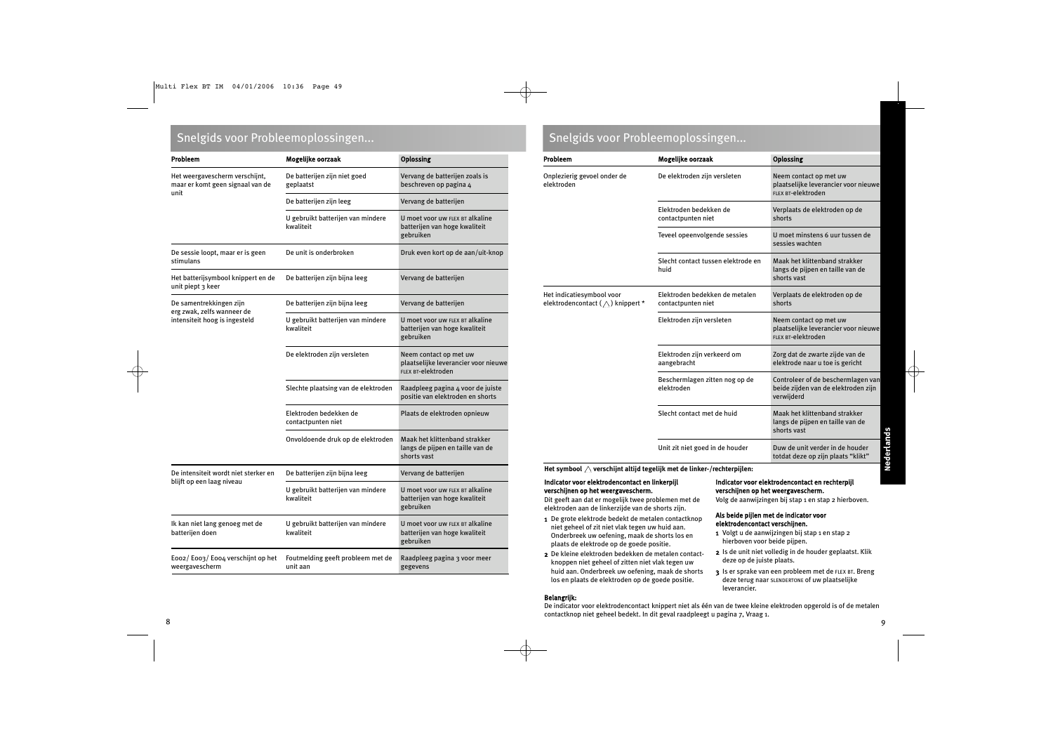## Snelgids voor Probleemoplossingen...

| Probleem | Mogelijke oorzaak | Oplossing |
|---|---|---|
| Het weergavescherm verschijnt, maar er komt geen signaal van de unit | De batterijen zijn niet goed geplaatst | Vervang de batterijen zoals is beschreven op pagina 4 |
| | De batterijen zijn leeg | Vervang de batterijen |
| | U gebruikt batterijen van mindere kwaliteit | U moet voor uw FLEX BT alkaline batterijen van hoge kwaliteit gebruiken |
| De sessie loopt, maar er is geen stimulans | De unit is onderbroken | Druk even kort op de aan/uit-knop |
| Het batterijsymbool knippert en de unit piept 3 keer | De batterijen zijn bijna leeg | Vervang de batterijen |
| De samentrekkingen zijn erg zwak, zelfs wanneer de intensiteit hoog is ingesteld | De batterijen zijn bijna leeg | Vervang de batterijen |
| | U gebruikt batterijen van mindere kwaliteit | U moet voor uw FLEX BT alkaline batterijen van hoge kwaliteit gebruiken |
| | De elektroden zijn versleten | Neem contact op met uw plaatselijke leverancier voor nieuwe FLEX BT-elektroden |
| | Slechte plaatsing van de elektroden | Raadpleeg pagina 4 voor de juiste positie van elektroden en shorts |
| | Elektroden bedekken de contactpunten niet | Plaats de elektroden opnieuw |
| | Onvoldoende druk op de elektroden | Maak het klittenband strakker langs de pijpen en taille van de shorts vast |
| De intensiteit wordt niet sterker en blijft op een laag niveau | De batterijen zijn bijna leeg | Vervang de batterijen |
| | U gebruikt batterijen van mindere kwaliteit | U moet voor uw FLEX BT alkaline batterijen van hoge kwaliteit gebruiken |
| Ik kan niet lang genoeg met de batterijen doen | U gebruikt batterijen van mindere kwaliteit | U moet voor uw FLEX BT alkaline batterijen van hoge kwaliteit gebruiken |
| E002/ E003/ E004 verschijnt op het weergavescherm | Foutmelding geeft probleem met de unit aan | Raadpleeg pagina 3 voor meer gegevens |

## Snelgids voor Probleemoplossingen...

| Probleem | Mogelijke oorzaak | Oplossing |
|---|---|---|
| Onplezierig gevoel onder de elektroden | De elektroden zijn versleten | Neem contact op met uw plaatselijke leverancier voor nieuwe FLEX BT-elektroden |
| | Elektroden bedekken de contactpunten niet | Verplaats de elektroden op de shorts |
| | Teveel opeenvolgende sessies | U moet minstens 6 uur tussen de sessies wachten |
| | Slecht contact tussen elektrode en huid | Maak het klittenband strakker langs de pijpen en taille van de shorts vast |
| Het indicatiesymbool voor elektrodencontact (⋀) knippert * | Elektroden bedekken de metalen contactpunten niet | Verplaats de elektroden op de shorts |
| | Elektroden zijn versleten | Neem contact op met uw plaatselijke leverancier voor nieuwe FLEX BT-elektroden |
| | Elektroden zijn verkeerd om aangebracht | Zorg dat de zwarte zijde van de elektrode naar u toe is gericht |
| | Beschermlagen zitten nog op de elektroden | Controleer of de beschermlagen van beide zijden van de elektroden zijn verwijderd |
| | Slecht contact met de huid | Maak het klittenband strakker langs de pijpen en taille van de shorts vast |
| | Unit zit niet goed in de houder | Duw de unit verder in de houder totdat deze op zijn plaats "klikt" |

**Het symbool ⋀ verschijnt altijd tegelijk met de linker-/rechterpijlen:**

**Indicator voor elektrodencontact en linkerpijl verschijnen op het weergavescherm.**
Dit geeft aan dat er mogelijk twee problemen met de elektroden aan de linkerzijde van de shorts zijn.

1. De grote elektrode bedekt de metalen contactknop niet geheel of zit niet vlak tegen uw huid aan. Onderbreek uw oefening, maak de shorts los en plaats de elektrode op de goede positie.
2. De kleine elektroden bedekken de metalen contactknoppen niet geheel of zitten niet vlak tegen uw huid aan. Onderbreek uw oefening, maak de shorts los en plaats de elektroden op de goede positie.

**Indicator voor elektrodencontact en rechterpijl verschijnen op het weergavescherm.**
Volg de aanwijzingen bij stap 1 en stap 2 hierboven.

**Als beide pijlen met de indicator voor elektrodencontact verschijnen.**

1. Volgt u de aanwijzingen bij stap 1 en stap 2 hierboven voor beide pijlen.
2. Is de unit niet volledig in de houder geplaatst. Klik deze op de juiste plaats.
3. Is er sprake van een probleem met de FLEX BT. Breng deze terug naar SLENDERTONE of uw plaatselijke leverancier.

**Belangrijk:**
De indicator voor elektrodencontact knippert niet als één van de twee kleine elektroden opgerold is of de metalen contactknop niet geheel bedekt. In dit geval raadpleegt u pagina 7, Vraag 1.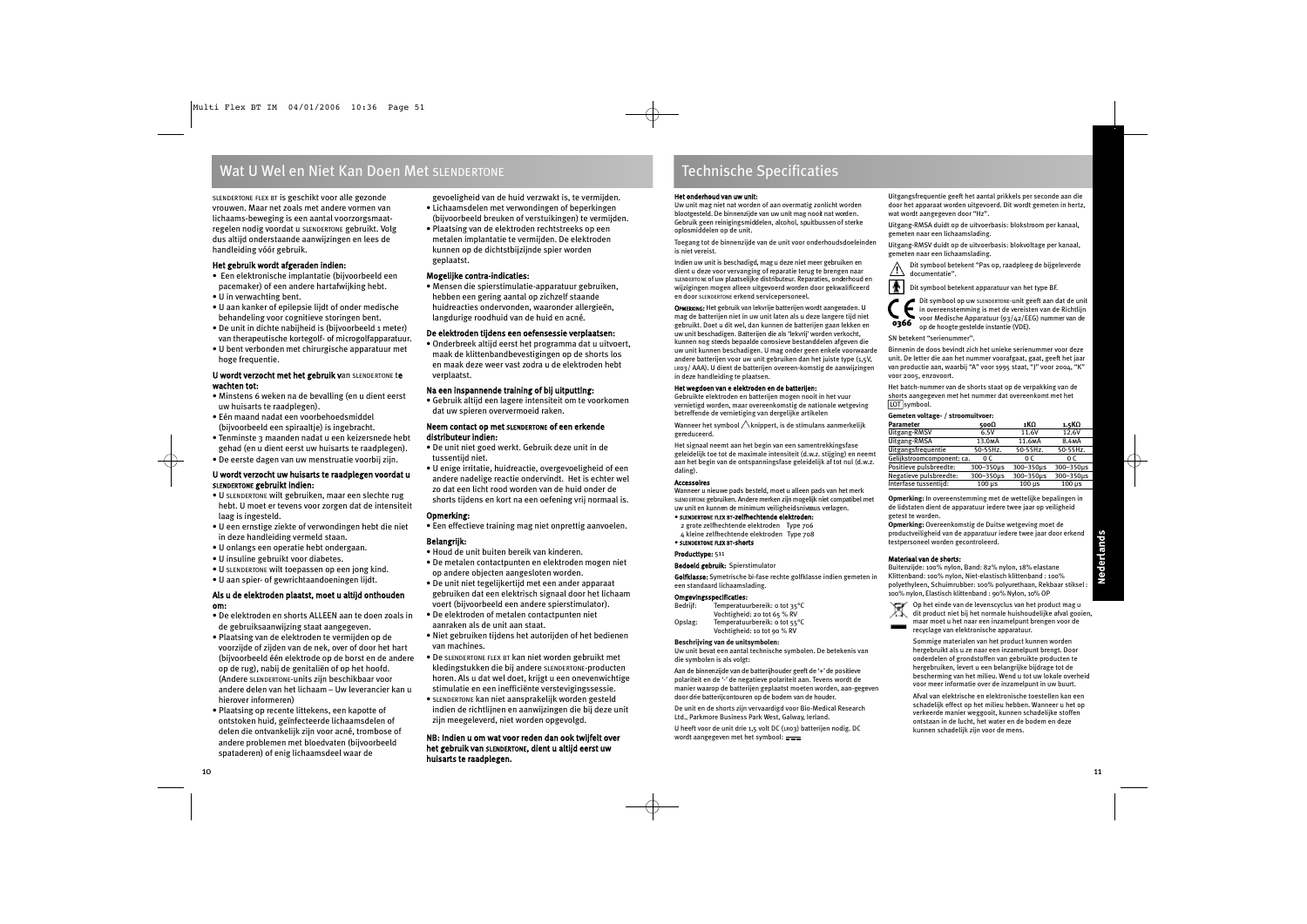## Wat U Wel en Niet Kan Doen Met SLENDERTONE

SLENDERTONE FLEX BT is geschikt voor alle gezonde vrouwen. Maar net zoals met andere vormen van lichaams-beweging is een aantal voorzorgsmaat-regelen nodig voordat u SLENDERTONE gebruikt. Volg dus altijd onderstaande aanwijzingen en lees de handleiding vóór gebruik.

**Het gebruik wordt afgeraden indien:**

- Een elektronische implantatie (bijvoorbeeld een pacemaker) of een andere hartafwijking hebt.
- U in verwachting bent.
- U aan kanker of epilepsie lijdt of onder medische behandeling voor cognitieve storingen bent.
- De unit in dichte nabijheid is (bijvoorbeeld 1 meter) van therapeutische kortegolf- of microgolfapparatuur.
- U bent verbonden met chirurgische apparatuur met hoge frequentie.

**U wordt verzocht met het gebruik van SLENDERTONE te wachten tot:**

- Minstens 6 weken na de bevalling (en u dient eerst uw huisarts te raadplegen).
- Eén maand nadat een voorbehoedsmiddel (bijvoorbeeld een spiraaltje) is ingebracht.
- Tenminste 3 maanden nadat u een keizersnede hebt gehad (en u dient eerst uw huisarts te raadplegen).
- De eerste dagen van uw menstruatie voorbij zijn.

**U wordt verzocht uw huisarts te raadplegen voordat u SLENDERTONE gebruikt indien:**

- U SLENDERTONE wilt gebruiken, maar een slechte rug hebt. U moet er tevens voor zorgen dat de intensiteit laag is ingesteld.
- U een ernstige ziekte of verwondingen hebt die niet in deze handleiding vermeld staan.
- U onlangs een operatie hebt ondergaan.
- U insuline gebruikt voor diabetes.
- U SLENDERTONE wilt toepassen op een jong kind.
- U aan spier- of gewrichtaandoeningen lijdt.

**Als u de elektroden plaatst, moet u altijd onthouden om:**

- De elektroden en shorts ALLEEN aan te doen zoals in de gebruiksaanwijzing staat aangegeven.
- Plaatsing van de elektroden te vermijden op de voorzijde of zijden van de nek, over of door het hart (bijvoorbeeld één elektrode op de borst en de andere op de rug), nabij de genitaliën of op het hoofd. (Andere SLENDERTONE-units zijn beschikbaar voor andere delen van het lichaam – Uw leverancier kan u hierover informeren)
- Plaatsing op recente littekens, een kapotte of ontstoken huid, geïnfecteerde lichaamsdelen of delen die ontvankelijk zijn voor acné, trombose of andere problemen met bloedvaten (bijvoorbeeld spataderen) of enig lichaamsdeel waar de gevoeligheid van de huid verzwakt is, te vermijden.
- Lichaamsdelen met verwondingen of beperkingen (bijvoorbeeld breuken of verstuikingen) te vermijden.
- Plaatsing van de elektroden rechtstreeks op een metalen implantatie te vermijden. De elektroden kunnen op de dichtstbijzijnde spier worden geplaatst.

**Mogelijke contra-indicaties:**

- Mensen die spierstimulatie-apparatuur gebruiken, hebben een gering aantal op zichzelf staande huidreacties ondervonden, waaronder allergieën, langdurige roodheid van de huid en acné.

**De elektroden tijdens een oefensessie verplaatsen:**

- Onderbreek altijd eerst het programma dat u uitvoert, maak de klittenbandbevestigingen op de shorts los en maak deze weer vast zodra u de elektroden hebt verplaatst.

**Na een inspannende training of bij uitputting:**

- Gebruik altijd een lagere intensiteit om te voorkomen dat uw spieren oververmoeid raken.

**Neem contact op met SLENDERTONE of een erkende distributeur indien:**

- De unit niet goed werkt. Gebruik deze unit in de tussentijd niet.
- U enige irritatie, huidreactie, overgevoeligheid of een andere nadelige reactie ondervindt. Het is echter wel zo dat een licht rood worden van de huid onder de shorts tijdens en kort na een oefening vrij normaal is.

**Opmerking:**

- Een effectieve training mag niet onprettig aanvoelen.

**Belangrijk:**

- Houd de unit buiten bereik van kinderen.
- De metalen contactpunten en elektroden mogen niet op andere objecten aangesloten worden.
- De unit niet tegelijkertijd met een ander apparaat gebruiken dat een elektrisch signaal door het lichaam voert (bijvoorbeeld een andere spierstimulator).
- De elektroden of metalen contactpunten niet aanraken als de unit aan staat.
- Niet gebruiken tijdens het autorijden of het bedienen van machines.
- De SLENDERTONE FLEX BT kan niet worden gebruikt met kledingstukken die bij andere SLENDERTONE-producten horen. Als u dat wel doet, krijgt u een onevenwichtige stimulatie en een inefficiënte verstevigingssessie.
- SLENDERTONE kan niet aansprakelijk worden gesteld indien de richtlijnen en aanwijzingen die bij deze unit zijn meegeleverd, niet worden opgevolgd.

**NB: Indien u om wat voor reden dan ook twijfelt over het gebruik van SLENDERTONE, dient u altijd eerst uw huisarts te raadplegen.**

## Technische Specificaties

**Het onderhoud van uw unit:**

Uw unit mag niet nat worden of aan overmatig zonlicht worden blootgesteld. De binnenzijde van uw unit mag nooit nat worden. Gebruik geen reinigingsmiddelen, alcohol, spuitbussen of sterke oplosmiddelen op de unit.

Toegang tot de binnenzijde van de unit voor onderhoudsdoeleinden is niet vereist.

Indien uw unit is beschadigd, mag u deze niet meer gebruiken en dient u deze voor vervanging of reparatie terug te brengen naar SLENDERTONE of uw plaatselijke distributeur. Reparaties, onderhoud en wijzigingen mogen alleen uitgevoerd worden door gekwalificeerd en door SLENDERTONE erkend servicepersoneel.

**OPMERKING:** Het gebruik van lekvrije batterijen wordt aangeraden. U mag de batterijen niet in uw unit laten als u deze langere tijd niet gebruikt. Doet u dit wel, dan kunnen de batterijen gaan lekken en uw unit beschadigen. Batterijen die als 'lekvrij' worden verkocht, kunnen nog steeds bepaalde corrosieve bestanddelen afgeven die uw unit kunnen beschadigen. U mag onder geen enkele voorwaarde andere batterijen voor uw unit gebruiken dan het juiste type (1,5V, LR03/ AAA). U dient de batterijen overeen-komstig de aanwijzingen in deze handleiding te plaatsen.

**Het wegdoen van e elektroden en de batterijen:**

Gebruikte elektroden en batterijen mogen nooit in het vuur vernietigd worden, maar overeenkomstig de nationale wetgeving betreffende de vernietiging van dergelijke artikelen

Wanneer het symbool ⚠ knippert, is de stimulans aanmerkelijk gereduceerd.

Het signaal neemt aan het begin van een samentrekkingsfase geleidelijk toe tot de maximale intensiteit (d.w.z. stijging) en neemt aan het begin van de ontspanningsfase geleidelijk af tot nul (d.w.z. daling).

**Accessoires**

Wanneer u nieuwe pads besteld, moet u alleen pads van het merk SLENDERTONE gebruiken. Andere merken zijn mogelijk niet compatibel met uw unit en kunnen de minimum veiligheidsniveaus verlagen.

- **SLENDERTONE FLEX BT-zelfhechtende elektroden:**
  2 grote zelfhechtende elektroden Type 706
  4 kleine zelfhechtende elektroden Type 708
- **SLENDERTONE FLEX BT-shorts**

**Producttype:** 511

**Bedoeld gebruik:** Spierstimulator

**Golfklasse:** Symmetrische bi-fase rechte golfklasse indien gemeten in een standaard lichaamslading.

**Omgevingsspecificaties:**

Bedrijf: Temperatuurbereik: 0 tot 35°C
Vochtigheid: 20 tot 65 % RV
Opslag: Temperatuurbereik: 0 tot 55°C
Vochtigheid: 10 tot 90 % RV

**Beschrijving van de unitsymbolen:**

Uw unit bevat een aantal technische symbolen. De betekenis van die symbolen is als volgt:

Aan de binnenzijde van de batterijhouder geeft de '+' de positieve polariteit en de '-' de negatieve polariteit aan. Tevens wordt de manier waarop de batterijen geplaatst moeten worden, aan-gegeven door drie batterijcontouren op de bodem van de houder.

De unit en de shorts zijn vervaardigd voor Bio-Medical Research Ltd., Parkmore Business Park West, Galway, Ierland.

U heeft voor de unit drie 1,5 volt DC (LR03) batterijen nodig. DC wordt aangegeven met het symbool: ⎓

Uitgangsfrequentie geeft het aantal prikkels per seconde aan die door het apparaat worden uitgevoerd. Dit wordt gemeten in hertz, wat wordt aangegeven door "Hz".

Uitgang-RMSA duidt op de uitvoerbasis: blokstroom per kanaal, gemeten naar een lichaamslading.

Uitgang-RMSV duidt op de uitvoerbasis: blokvoltage per kanaal, gemeten naar een lichaamslading.

⚠ Dit symbool betekent "Pas op, raadpleeg de bijgeleverde documentatie".

Dit symbool betekent apparatuur van het type BF.

CE 0366 Dit symbool op uw SLENDERTONE-unit geeft aan dat de unit in overeenstemming is met de vereisten van de Richtlijn voor Medische Apparatuur (93/42/EEG) nummer van de op de hoogte gestelde instantie (VDE).

SN betekent "serienummer".

Binnenin de doos bevindt zich het unieke serienummer voor deze unit. De letter die aan het nummer voorafgaat, gaat, geeft het jaar van productie aan, waarbij "A" voor 1995 staat, "J" voor 2004, "K" voor 2005, enzovoort.

Het batch-nummer van de shorts staat op de verpakking van de shorts aangegeven met het nummer dat overeenkomt met het LOT symbool.

**Gemeten voltage- / stroomuitvoer:**

| Parameter | 500Ω | 1KΩ | 1.5KΩ |
|---|---|---|---|
| Uitgang-RMSV | 6.5V | 11.6V | 12.6V |
| Uitgang-RMSA | 13.0mA | 11.6mA | 8.4mA |
| Uitgangsfrequentie | 50-55Hz. | 50-55Hz. | 50-55Hz. |
| Gelijkstroomcomponent: ca. | 0 C | 0 C | 0 C |
| Positieve pulsbreedte: | 300–350μs | 300–350μs | 300–350μs |
| Negatieve pulsbreedte: | 300–350μs | 300–350μs | 300–350μs |
| Interfase tussentijd: | 100 μs | 100 μs | 100 μs |

**Opmerking:** In overeenstemming met de wettelijke bepalingen in de lidstaten dient de apparatuur iedere twee jaar op veiligheid getest te worden.

**Opmerking:** Overeenkomstig de Duitse wetgeving moet de productveiligheid van de apparatuur iedere twee jaar door erkend testpersoneel worden gecontroleerd.

**Materiaal van de shorts:**

Buitenzijde: 100% nylon, Band: 82% nylon, 18% elastane Klittenband: 100% nylon, Niet-elastisch klittenband : 100% polyethyleen, Schuimrubber: 100% polyurethaan, Rekbaar stiksel : 100% nylon, Elastisch klittenband : 90% Nylon, 10% OP

Op het einde van de levenscyclus van het product mag u dit product niet bij het normale huishoudelijke afval gooien, maar moet u het naar een inzamelpunt brengen voor de recyclage van elektronische apparatuur.

Sommige materialen van het product kunnen worden hergebruikt als u ze naar een inzamelpunt brengt. Door onderdelen of grondstoffen van gebruikte producten te hergebruiken, levert u een belangrijke bijdrage tot de bescherming van het milieu. Wend u tot uw lokale overheid voor meer informatie over de inzamelpunt in uw buurt.

Afval van elektrische en elektronische toestellen kan een schadelijk effect op het milieu hebben. Wanneer u het op verkeerde manier weggooit, kunnen schadelijke stoffen ontstaan in de lucht, het water en de bodem en deze kunnen schadelijk zijn voor de mens.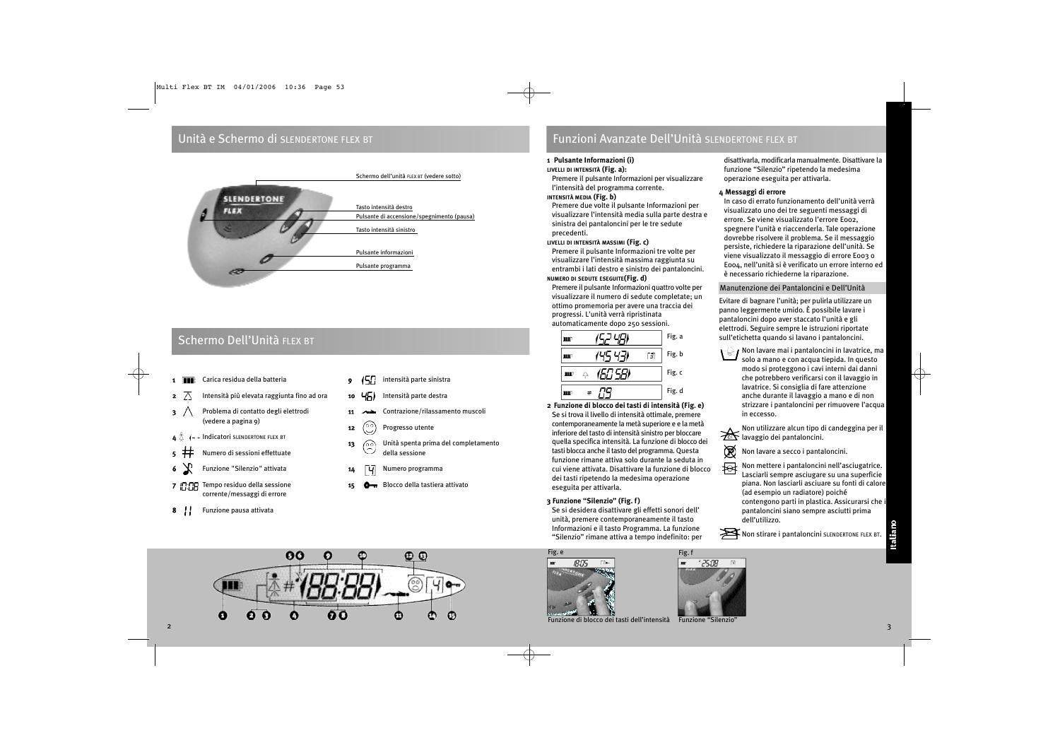## Unità e Schermo di SLENDERTONE FLEX BT

Schermo dell'unità FLEX BT (vedere sotto)

Tasto intensità destro

Pulsante di accensione/spegnimento (pausa)

Tasto intensità sinistro

Pulsante informazioni

Pulsante programma

## Schermo Dell'Unità FLEX BT

1. Carica residua della batteria
2. Intensità più elevata raggiunta fino ad ora
3. Problema di contatto degli elettrodi (vedere a pagina 9)
4. Indicatori SLENDERTONE FLEX BT
5. Numero di sessioni effettuate
6. Funzione "Silenzio" attivata
7. Tempo residuo della sessione corrente/messaggi di errore
8. Funzione pausa attivata
9. intensità parte sinistra
10. Intensità parte destra
11. Contrazione/rilassamento muscoli
12. Progresso utente
13. Unità spenta prima del completamento della sessione
14. Numero programma
15. Blocco della tastiera attivato

## Funzioni Avanzate Dell'Unità SLENDERTONE FLEX BT

**1 Pulsante Informazioni (i)**

LIVELLI DI INTENSITÀ **(Fig. a):**
Premere il pulsante Informazioni per visualizzare l'intensità del programma corrente.

INTENSITÀ MEDIA **(Fig. b)**
Premere due volte il pulsante Informazioni per visualizzare l'intensità media sulla parte destra e sinistra dei pantaloncini per le tre sedute precedenti.

LIVELLI DI INTENSITÀ MASSIMI **(Fig. c)**
Premere il pulsante Informazioni tre volte per visualizzare l'intensità massima raggiunta su entrambi i lati destro e sinistro dei pantaloncini.

NUMERO DI SEDUTE ESEGUITE**(Fig. d)**
Premere il pulsante Informazioni quattro volte per visualizzare il numero di sedute completate; un ottimo promemoria per avere una traccia dei progressi. L'unità verrà ripristinata automaticamente dopo 250 sessioni.

Fig. a

Fig. b

Fig. c

Fig. d

**2 Funzione di blocco dei tasti di intensità (Fig. e)**
Se si trova il livello di intensità ottimale, premere contemporaneamente la metà superiore e la metà inferiore del tasto di intensità sinistro per bloccare quella specifica intensità. La funzione di blocco dei tasti blocca anche il tasto del programma. Questa funzione rimane attiva solo durante la seduta in cui viene attivata. Disattivare la funzione di blocco dei tasti ripetendo la medesima operazione eseguita per attivarla.

**3 Funzione "Silenzio" (Fig. f)**
Se si desidera disattivare gli effetti sonori dell' unità, premere contemporaneamente il tasto Informazioni e il tasto Programma. La funzione "Silenzio" rimane attiva a tempo indefinito: per disattivarla, modificarla manualmente. Disattivare la funzione "Silenzio" ripetendo la medesima operazione eseguita per attivarla.

**4 Messaggi di errore**
In caso di errato funzionamento dell'unità verrà visualizzato uno dei tre seguenti messaggi di errore. Se viene visualizzato l'errore E002, spegnere l'unità e riaccenderla. Tale operazione dovrebbe risolvere il problema. Se il messaggio persiste, richiedere la riparazione dell'unità. Se viene visualizzato il messaggio di errore E003 o E004, nell'unità si è verificato un errore interno ed è necessario richiederne la riparazione.

### Manutenzione dei Pantaloncini e Dell'Unità

Evitare di bagnare l'unità; per pulirla utilizzare un panno leggermente umido. È possibile lavare i pantaloncini dopo aver staccato l'unità e gli elettrodi. Seguire sempre le istruzioni riportate sull'etichetta quando si lavano i pantaloncini.

Non lavare mai i pantaloncini in lavatrice, ma solo a mano e con acqua tiepida. In questo modo si proteggono i cavi interni dai danni che potrebbero verificarsi con il lavaggio in lavatrice. Si consiglia di fare attenzione anche durante il lavaggio a mano e di non strizzare i pantaloncini per rimuovere l'acqua in eccesso.

Non utilizzare alcun tipo di candeggina per il lavaggio dei pantaloncini.

Non lavare a secco i pantaloncini.

Non mettere i pantaloncini nell'asciugatrice. Lasciarli sempre asciugare su una superficie piana. Non lasciarli asciuare su fonti di calore (ad esempio un radiatore) poiché contengono parti in plastica. Assicurarsi che i pantaloncini siano sempre asciutti prima dell'utilizzo.

Non stirare i pantaloncini SLENDERTONE FLEX BT.

Fig. e

Funzione di blocco dei tasti dell'intensità

Fig. f

Funzione "Silenzio"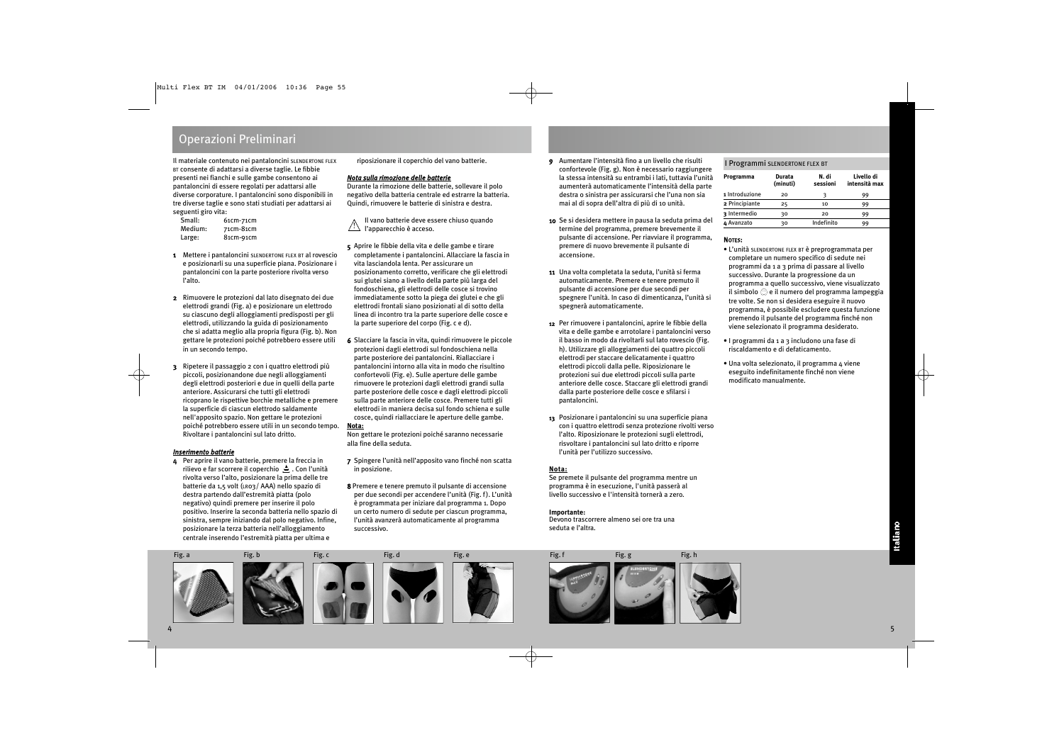## Operazioni Preliminari

Il materiale contenuto nei pantaloncini SLENDERTONE FLEX BT consente di adattarsi a diverse taglie. Le fibbie presenti nei fianchi e sulle gambe consentono ai pantaloncini di essere regolati per adattarsi alle diverse corporature. I pantaloncini sono disponibili in tre diverse taglie e sono stati studiati per adattarsi ai seguenti giro vita:

Small: 61cm-71cm
Medium: 71cm-81cm
Large: 81cm-91cm

**1** Mettere i pantaloncini SLENDERTONE FLEX BT al rovescio e posizionarli su una superficie piana. Posizionare i pantaloncini con la parte posteriore rivolta verso l'alto.

**2** Rimuovere le protezioni dal lato disegnato dei due elettrodi grandi (Fig. a) e posizionare un elettrodo su ciascuno degli alloggiamenti predisposti per gli elettrodi, utilizzando la guida di posizionamento che si adatta meglio alla propria figura (Fig. b). Non gettare le protezioni poiché potrebbero essere utili in un secondo tempo.

**3** Ripetere il passaggio 2 con i quattro elettrodi più piccoli, posizionandone due negli alloggiamenti degli elettrodi posteriori e due in quelli della parte anteriore. Assicurarsi che tutti gli elettrodi ricoprano le rispettive borchie metalliche e premere la superficie di ciascun elettrodo saldamente nell'apposito spazio. Non gettare le protezioni poiché potrebbero essere utili in un secondo tempo. Rivoltare i pantaloncini sul lato dritto.

***Inserimento batterie***

**4** Per aprire il vano batterie, premere la freccia in rilievo e far scorrere il coperchio. Con l'unità rivolta verso l'alto, posizionare la prima delle tre batterie da 1,5 volt (LR03/ AAA) nello spazio di destra partendo dall'estremità piatta (polo negativo) quindi premere per inserire il polo positivo. Inserire la seconda batteria nello spazio di sinistra, sempre iniziando dal polo negativo. Infine, posizionare la terza batteria nell'alloggiamento centrale inserendo l'estremità piatta per ultima e riposizionare il coperchio del vano batterie.

***Nota sulla rimozione delle batterie***

Durante la rimozione delle batterie, sollevare il polo negativo della batteria centrale ed estrarre la batteria. Quindi, rimuovere le batterie di sinistra e destra.

⚠ Il vano batterie deve essere chiuso quando l'apparecchio è acceso.

**5** Aprire le fibbie della vita e delle gambe e tirare completamente i pantaloncini. Allacciare la fascia in vita lasciandola lenta. Per assicurare un posizionamento corretto, verificare che gli elettrodi sui glutei siano a livello della parte più larga del fondoschiena, gli elettrodi delle cosce si trovino immediatamente sotto la piega dei glutei e che gli elettrodi frontali siano posizionati al di sotto della linea di incontro tra la parte superiore delle cosce e la parte superiore del corpo (Fig. c e d).

**6** Slacciare la fascia in vita, quindi rimuovere le piccole protezioni dagli elettrodi sul fondoschiena nella parte posteriore dei pantaloncini. Riallacciare i pantaloncini intorno alla vita in modo che risultino confortevoli (Fig. e). Sulle aperture delle gambe rimuovere le protezioni dagli elettrodi grandi sulla parte posteriore delle cosce e dagli elettrodi piccoli sulla parte anteriore delle cosce. Premere tutti gli elettrodi in maniera decisa sul fondo schiena e sulle cosce, quindi riallacciare le aperture delle gambe.

**Nota:**
Non gettare le protezioni poiché saranno necessarie alla fine della seduta.

**7** Spingere l'unità nell'apposito vano finché non scatta in posizione.

**8** Premere e tenere premuto il pulsante di accensione per due secondi per accendere l'unità (Fig. f). L'unità è programmata per iniziare dal programma 1. Dopo un certo numero di sedute per ciascun programma, l'unità avanzerà automaticamente al programma successivo.

**9** Aumentare l'intensità fino a un livello che risulti confortevole (Fig. g). Non è necessario raggiungere la stessa intensità su entrambi i lati, tuttavia l'unità aumenterà automaticamente l'intensità della parte destra o sinistra per assicurarsi che l'una non sia mai al di sopra dell'altra di più di 10 unità.

**10** Se si desidera mettere in pausa la seduta prima del termine del programma, premere brevemente il pulsante di accensione. Per riavviare il programma, premere di nuovo brevemente il pulsante di accensione.

**11** Una volta completata la seduta, l'unità si ferma automaticamente. Premere e tenere premuto il pulsante di accensione per due secondi per spegnere l'unità. In caso di dimenticanza, l'unità si spegnerà automaticamente.

**12** Per rimuovere i pantaloncini, aprire le fibbie della vita e delle gambe e arrotolare i pantaloncini verso il basso in modo da rivoltarli sul lato rovescio (Fig. h). Utilizzare gli alloggiamenti dei quattro piccoli elettrodi per staccare delicatamente i quattro elettrodi piccoli dalla pelle. Riposizionare le protezioni sui due elettrodi piccoli sulla parte anteriore delle cosce. Staccare gli elettrodi grandi dalla parte posteriore delle cosce e sfilarsi i pantaloncini.

**13** Posizionare i pantaloncini su una superficie piana con i quattro elettrodi senza protezione rivolti verso l'alto. Riposizionare le protezioni sugli elettrodi, risvoltare i pantaloncini sul lato dritto e riporre l'unità per l'utilizzo successivo.

**Nota:**
Se premete il pulsante del programma mentre un programma è in esecuzione, l'unità passerà al livello successivo e l'intensità tornerà a zero.

**Importante:**
Devono trascorrere almeno sei ore tra una seduta e l'altra.

### I Programmi SLENDERTONE FLEX BT

| Programma | Durata (minuti) | N. di sessioni | Livello di intensità max |
|---|---|---|---|
| 1 Introduzione | 20 | 3 | 99 |
| 2 Principiante | 25 | 10 | 99 |
| 3 Intermedio | 30 | 20 | 99 |
| 4 Avanzato | 30 | Indefinito | 99 |

**NOTES:**

- L'unità SLENDERTONE FLEX BT è preprogrammata per completare un numero specifico di sedute nei programmi da 1 a 3 prima di passare al livello successivo. Durante la progressione da un programma a quello successivo, viene visualizzato il simbolo ☺ e il numero del programma lampeggia tre volte. Se non si desidera eseguire il nuovo programma, è possibile escludere questa funzione premendo il pulsante del programma finché non viene selezionato il programma desiderato.
- I programmi da 1 a 3 includono una fase di riscaldamento e di defaticamento.
- Una volta selezionato, il programma 4 viene eseguito indefinitamente finché non viene modificato manualmente.

Fig. a Fig. b Fig. c Fig. d Fig. e Fig. f Fig. g Fig. h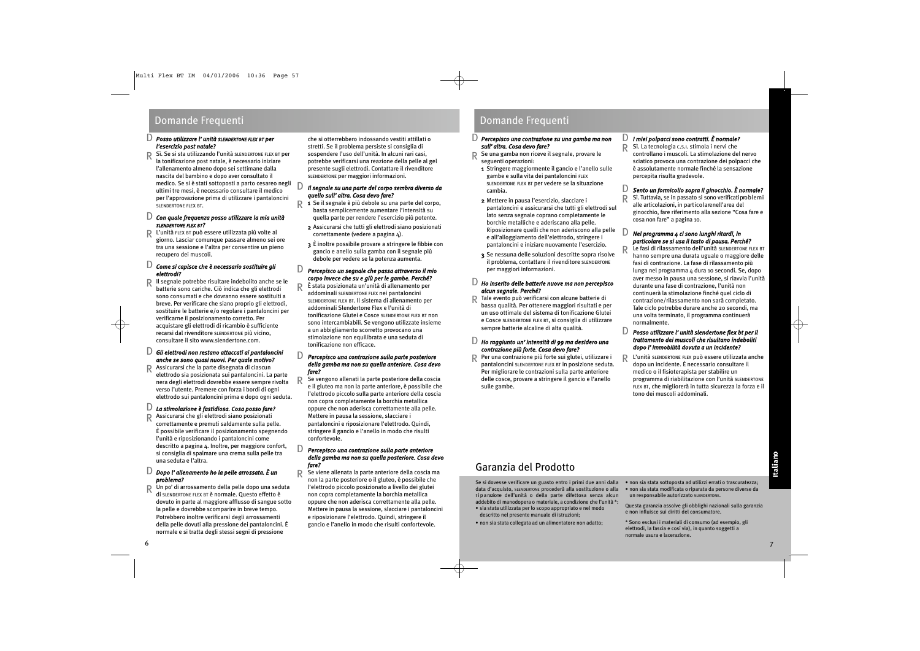## Domande Frequenti

**D** ***Posso utilizzare l' unità SLENDERTONE FLEX BT per l'esercizio post natale?***

**R** Sì. Se si sta utilizzando l'unità SLENDERTONE FLEX BT per la tonificazione post natale, è necessario iniziare l'allenamento almeno dopo sei settimane dalla nascita del bambino e dopo aver consultato il medico. Se si è stati sottoposti a parto cesareo negli ultimi tre mesi, è necessario consultare il medico per l'approvazione prima di utilizzare i pantaloncini SLENDERTONE FLEX BT.

**D** ***Con quale frequenza posso utilizzare la mia unità SLENDERTONE FLEX BT?***

**R** L'unità FLEX BT può essere utilizzata più volte al giorno. Lasciar comunque passare almeno sei ore tra una sessione e l'altra per consentire un pieno recupero dei muscoli.

**D** ***Come si capisce che è necessario sostituire gli elettrodi?***

**R** Il segnale potrebbe risultare indebolito anche se le batterie sono cariche. Ciò indica che gli elettrodi sono consumati e che dovranno essere sostituiti a breve. Per verificare che siano proprio gli elettrodi, sostituire le batterie e/o regolare i pantaloncini per verificarne il posizionamento corretto. Per acquistare gli elettrodi di ricambio è sufficiente recarsi dal rivenditore SLENDERTONE più vicino, consultare il sito www.slendertone.com.

**D** ***Gli elettrodi non restano attaccati ai pantaloncini anche se sono quasi nuovi. Per quale motivo?***

**R** Assicurarsi che la parte disegnata di ciascun elettrodo sia posizionata sui pantaloncini. La parte nera degli elettrodi dovrebbe essere sempre rivolta verso l'utente. Premere con forza i bordi di ogni elettrodo sui pantaloncini prima e dopo ogni seduta.

**D** ***La stimolazione è fastidiosa. Cosa posso fare?***

**R** Assicurarsi che gli elettrodi siano posizionati correttamente e premuti saldamente sulla pelle. È possibile verificare il posizionamento spegnendo l'unità e riposizionando i pantaloncini come descritto a pagina 4. Inoltre, per maggiore confort, si consiglia di spalmare una crema sulla pelle tra una seduta e l'altra.

**D** ***Dopo l' allenamento ho la pelle arrossata. È un problema?***

**R** Un po' di arrossamento della pelle dopo una seduta di SLENDERTONE FLEX BT è normale. Questo effetto è dovuto in parte al maggiore afflusso di sangue sotto la pelle e dovrebbe scomparire in breve tempo. Potrebbero inoltre verificarsi degli arrossamenti della pelle dovuti alla pressione dei pantaloncini. È normale e si tratta degli stessi segni di pressione che si otterrebbero indossando vestiti attillati o stretti. Se il problema persiste si consiglia di sospendere l'uso dell'unità. In alcuni rari casi, potrebbe verificarsi una reazione della pelle al gel presente sugli elettrodi. Contattare il rivenditore SLENDERTONE per maggiori informazioni.

**D** ***Il segnale su una parte del corpo sembra diverso da quello sull' altra. Cosa devo fare?***

**R**
1. Se il segnale è più debole su una parte del corpo, basta semplicemente aumentare l'intensità su quella parte per rendere l'esercizio più potente.
2. Assicurarsi che tutti gli elettrodi siano posizionati correttamente (vedere a pagina 4).
3. È inoltre possibile provare a stringere le fibbie con gancio e anello sulla gamba con il segnale più debole per vedere se la potenza aumenta.

**D** ***Percepisco un segnale che passa attraverso il mio corpo invece che su e giù per le gambe. Perché?***

**R** È stata posizionata un'unità di allenamento per addominali SLENDERTONE FLEX nei pantaloncini SLENDERTONE FLEX BT. Il sistema di allenamento per addominali Slendertone Flex e l'unità di tonificazione Glutei e Cosce SLENDERTONE FLEX BT non sono intercambiabili. Se vengono utilizzate insieme a un abbigliamento scorretto provocano una stimolazione non equilibrata e una seduta di tonificazione non efficace.

**D** ***Percepisco una contrazione sulla parte posteriore della gamba ma non su quella anteriore. Cosa devo fare?***

**R** Se vengono allenati la parte posteriore della coscia e il gluteo ma non la parte anteriore, è possibile che l'elettrodo piccolo sulla parte anteriore della coscia non copra completamente la borchia metallica oppure che non aderisca correttamente alla pelle. Mettere in pausa la sessione, slacciare i pantaloncini e riposizionare l'elettrodo. Quindi, stringere il gancio e l'anello in modo che risulti confortevole.

**D** ***Percepisco una contrazione sulla parte anteriore della gamba ma non su quella posteriore. Cosa devo fare?***

**R** Se viene allenata la parte anteriore della coscia ma non la parte posteriore o il gluteo, è possibile che l'elettrodo piccolo posizionato a livello dei glutei non copra completamente la borchia metallica oppure che non aderisca correttamente alla pelle. Mettere in pausa la sessione, slacciare i pantaloncini e riposizionare l'elettrodo. Quindi, stringere il gancio e l'anello in modo che risulti confortevole.

## Domande Frequenti

**D** ***Percepisco una contrazione su una gamba ma non sull' altra. Cosa devo fare?***

**R** Se una gamba non riceve il segnale, provare le seguenti operazioni:
1. Stringere maggiormente il gancio e l'anello sulle gambe e sulla vita dei pantaloncini FLEX SLENDERTONE FLEX BT per vedere se la situazione cambia.
2. Mettere in pausa l'esercizio, slacciare i pantaloncini e assicurarsi che tutti gli elettrodi sul lato senza segnale coprano completamente le borchie metalliche e aderiscano alla pelle. Riposizionare quelli che non aderiscono alla pelle e all'alloggiamento dell'elettrodo, stringere i pantaloncini e iniziare nuovamente l'esercizio.
3. Se nessuna delle soluzioni descritte sopra risolve il problema, contattare il rivenditore SLENDERTONE per maggiori informazioni.

**D** ***Ho inserito delle batterie nuove ma non percepisco alcun segnale. Perché?***

**R** Tale evento può verificarsi con alcune batterie di bassa qualità. Per ottenere maggiori risultati e per un uso ottimale del sistema di tonificazione Glutei e Cosce SLENDERTONE FLEX BT, si consiglia di utilizzare sempre batterie alcaline di alta qualità.

**D** ***Ho raggiunto un' intensità di 99 ma desidero una contrazione più forte. Cosa devo fare?***

**R** Per una contrazione più forte sui glutei, utilizzare i pantaloncini SLENDERTONE FLEX BT in posizione seduta. Per migliorare le contrazioni sulla parte anteriore delle cosce, provare a stringere il gancio e l'anello sulle gambe.

**D** ***I miei polpacci sono contratti. È normale?***

**R** Sì. La tecnologia C.S.I. stimola i nervi che controllano i muscoli. La stimolazione del nervo sciatico provoca una contrazione dei polpacci che è assolutamente normale finché la sensazione percepita risulta gradevole.

**D** ***Sento un formicolio sopra il ginocchio. È normale?***

**R** Sì. Tuttavia, se in passato si sono verificati problemi alle articolazioni, in particolare nell'area del ginocchio, fare riferimento alla sezione "Cosa fare e cosa non fare" a pagina 10.

**D** ***Nel programma 4 ci sono lunghi ritardi, in particolare se si usa il tasto di pausa. Perché?***

**R** Le fasi di rilassamento dell'unità SLENDERTONE FLEX BT hanno sempre una durata uguale o maggiore delle fasi di contrazione. La fase di rilassamento più lunga nel programma 4 dura 10 secondi. Se, dopo aver messo in pausa una sessione, si riavvia l'unità durante una fase di contrazione, l'unità non continuerà la stimolazione finché quel ciclo di contrazione/rilassamento non sarà completato. Tale ciclo potrebbe durare anche 20 secondi, ma una volta terminato, il programma continuerà normalmente.

**D** ***Posso utilizzare l' unità slendertone flex bt per il trattamento dei muscoli che risultano indeboliti dopo l' immobilità dovuta a un incidente?***

**R** L'unità SLENDERTONE FLEX può essere utilizzata anche dopo un incidente. È necessario consultare il medico o il fisioterapista per stabilire un programma di riabilitazione con l'unità SLENDERTONE FLEX BT, che migliorerà in tutta sicurezza la forza e il tono dei muscoli addominali.

## Garanzia del Prodotto

Se si dovesse verificare un guasto entro i primi due anni dalla data d'acquisto, SLENDERTONE procederà alla sostituzione o alla riparazione dell'unità o della parte difettosa senza alcun addebito di manodopera o materiale, a condizione che l'unità *:

- sia stata utilizzata per lo scopo appropriato e nel modo descritto nel presente manuale di istruzioni;
- non sia stata collegata ad un alimentatore non adatto;
- non sia stata sottoposta ad utilizzi errati o trascuratezza;
- non sia stata modificata o riparata da persone diverse da un responsabile autorizzato SLENDERTONE.

Questa garanzia assolve gli obblighi nazionali sulla garanzia e non influisce sui diritti del consumatore.

* Sono esclusi i materiali di consumo (ad esempio, gli elettrodi, la fascia e così via), in quanto soggetti a normale usura e lacerazione.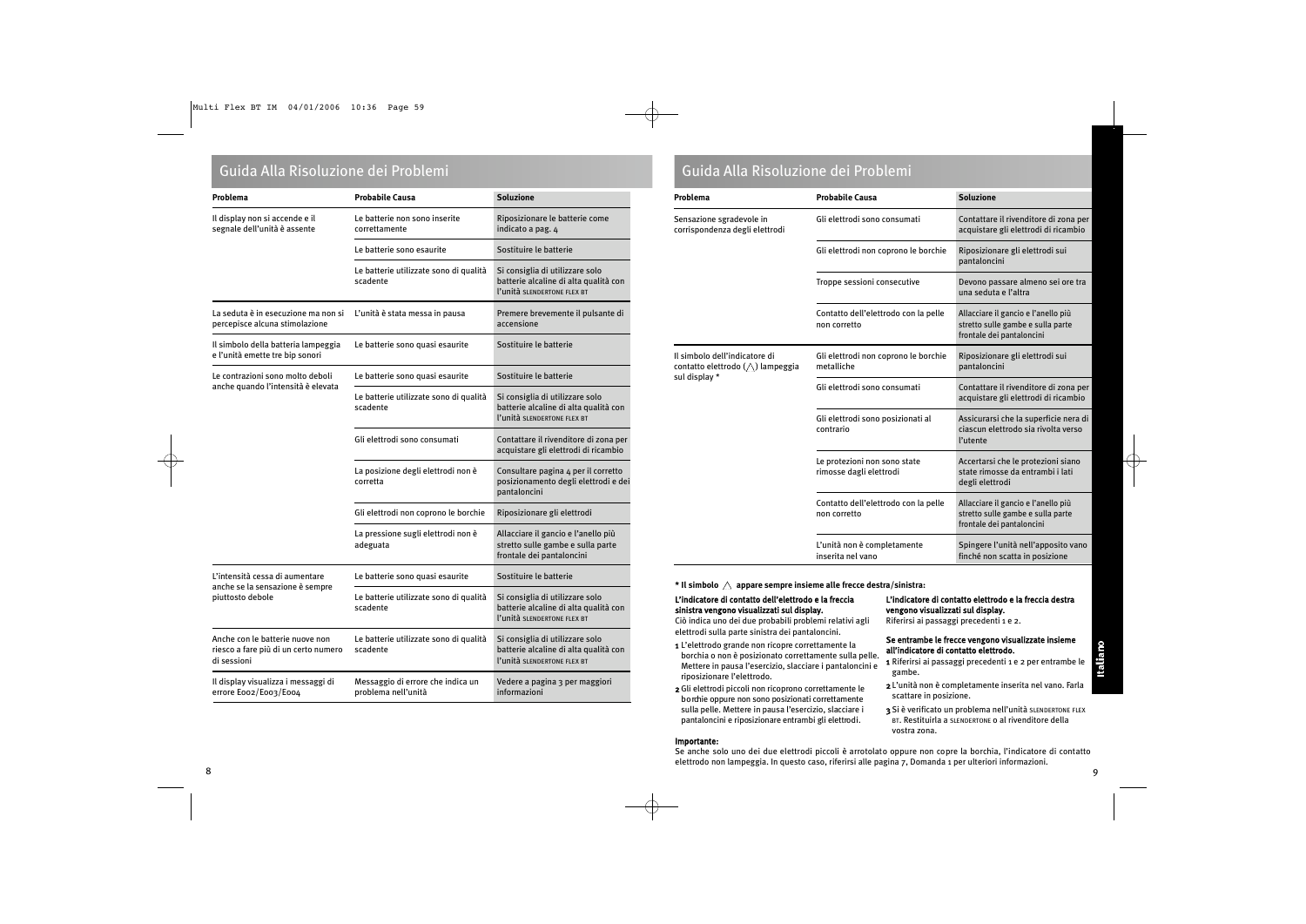## Guida Alla Risoluzione dei Problemi

| Problema | Probabile Causa | Soluzione |
|---|---|---|
| Il display non si accende e il segnale dell'unità è assente | Le batterie non sono inserite correttamente | Riposizionare le batterie come indicato a pag. 4 |
| | Le batterie sono esaurite | Sostituire le batterie |
| | Le batterie utilizzate sono di qualità scadente | Si consiglia di utilizzare solo batterie alcaline di alta qualità con l'unità SLENDERTONE FLEX BT |
| La seduta è in esecuzione ma non si percepisce alcuna stimolazione | L'unità è stata messa in pausa | Premere brevemente il pulsante di accensione |
| Il simbolo della batteria lampeggia e l'unità emette tre bip sonori | Le batterie sono quasi esaurite | Sostituire le batterie |
| Le contrazioni sono molto deboli anche quando l'intensità è elevata | Le batterie sono quasi esaurite | Sostituire le batterie |
| | Le batterie utilizzate sono di qualità scadente | Si consiglia di utilizzare solo batterie alcaline di alta qualità con l'unità SLENDERTONE FLEX BT |
| | Gli elettrodi sono consumati | Contattare il rivenditore di zona per acquistare gli elettrodi di ricambio |
| | La posizione degli elettrodi non è corretta | Consultare pagina 4 per il corretto posizionamento degli elettrodi e dei pantaloncini |
| | Gli elettrodi non coprono le borchie | Riposizionare gli elettrodi |
| | La pressione sugli elettrodi non è adeguata | Allacciare il gancio e l'anello più stretto sulle gambe e sulla parte frontale dei pantaloncini |
| L'intensità cessa di aumentare anche se la sensazione è sempre piuttosto debole | Le batterie sono quasi esaurite | Sostituire le batterie |
| | Le batterie utilizzate sono di qualità scadente | Si consiglia di utilizzare solo batterie alcaline di alta qualità con l'unità SLENDERTONE FLEX BT |
| Anche con le batterie nuove non riesco a fare più di un certo numero di sessioni | Le batterie utilizzate sono di qualità scadente | Si consiglia di utilizzare solo batterie alcaline di alta qualità con l'unità SLENDERTONE FLEX BT |
| Il display visualizza i messaggi di errore E002/E003/E004 | Messaggio di errore che indica un problema nell'unità | Vedere a pagina 3 per maggiori informazioni |

## Guida Alla Risoluzione dei Problemi

| Problema | Probabile Causa | Soluzione |
|---|---|---|
| Sensazione sgradevole in corrispondenza degli elettrodi | Gli elettrodi sono consumati | Contattare il rivenditore di zona per acquistare gli elettrodi di ricambio |
| | Gli elettrodi non coprono le borchie | Riposizionare gli elettrodi sui pantaloncini |
| | Troppe sessioni consecutive | Devono passare almeno sei ore tra una seduta e l'altra |
| | Contatto dell'elettrodo con la pelle non corretto | Allacciare il gancio e l'anello più stretto sulle gambe e sulla parte frontale dei pantaloncini |
| Il simbolo dell'indicatore di contatto elettrodo (/\) lampeggia sul display * | Gli elettrodi non coprono le borchie metalliche | Riposizionare gli elettrodi sui pantaloncini |
| | Gli elettrodi sono consumati | Contattare il rivenditore di zona per acquistare gli elettrodi di ricambio |
| | Gli elettrodi sono posizionati al contrario | Assicurarsi che la superficie nera di ciascun elettrodo sia rivolta verso l'utente |
| | Le protezioni non sono state rimosse dagli elettrodi | Accertarsi che le protezioni siano state rimosse da entrambi i lati degli elettrodi |
| | Contatto dell'elettrodo con la pelle non corretto | Allacciare il gancio e l'anello più stretto sulle gambe e sulla parte frontale dei pantaloncini |
| | L'unità non è completamente inserita nel vano | Spingere l'unità nell'apposito vano finché non scatta in posizione |

**\* Il simbolo /\ appare sempre insieme alle frecce destra/sinistra:**

**L'indicatore di contatto dell'elettrodo e la freccia sinistra vengono visualizzati sul display.**
Ciò indica uno dei due probabili problemi relativi agli elettrodi sulla parte sinistra dei pantaloncini.

1. L'elettrodo grande non ricopre correttamente la borchia o non è posizionato correttamente sulla pelle. Mettere in pausa l'esercizio, slacciare i pantaloncini e riposizionare l'elettrodo.
2. Gli elettrodi piccoli non ricoprono correttamente le borchie oppure non sono posizionati correttamente sulla pelle. Mettere in pausa l'esercizio, slacciare i pantaloncini e riposizionare entrambi gli elettrodi.

**L'indicatore di contatto elettrodo e la freccia destra vengono visualizzati sul display.**
Riferirsi ai passaggi precedenti 1 e 2.

**Se entrambe le frecce vengono visualizzate insieme all'indicatore di contatto elettrodo.**

1. Riferirsi ai passaggi precedenti 1 e 2 per entrambe le gambe.
2. L'unità non è completamente inserita nel vano. Farla scattare in posizione.
3. Si è verificato un problema nell'unità SLENDERTONE FLEX BT. Restituirla a SLENDERTONE o al rivenditore della vostra zona.

**Importante:**
Se anche solo uno dei due elettrodi piccoli è arrotolato oppure non copre la borchia, l'indicatore di contatto elettrodo non lampeggia. In questo caso, riferirsi alle pagina 7, Domanda 1 per ulteriori informazioni.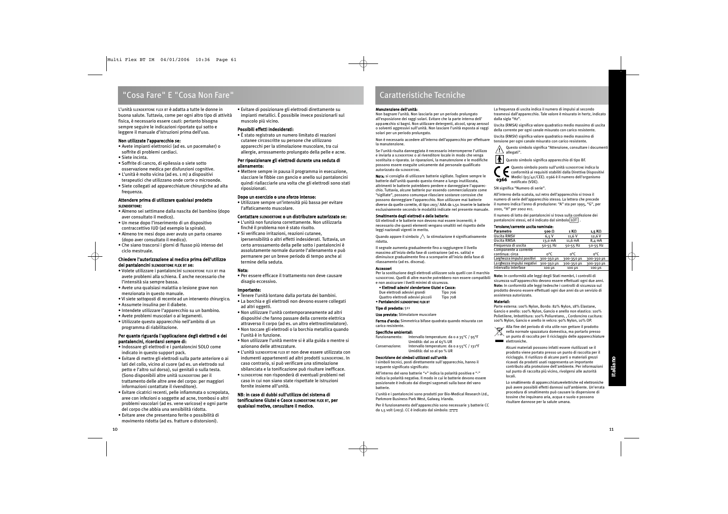# "Cosa Fare" E "Cosa Non Fare"

L'unità SLENDERTONE FLEX BT è adatta a tutte le donne in buona salute. Tuttavia, come per ogni altro tipo di attività fisica, è necessario essere cauti: pertanto bisogna sempre seguire le indicazioni riportate qui sotto e leggere il manuale d'istruzioni prima dell'uso.

**Non utilizzate l'apparecchio se:**

- Avete impianti elettronici (ad es. un pacemaker) o soffrite di problemi cardiaci.
- Siete incinta.
- Soffrite di cancro, di epilessia o siete sotto osservazione medica per disfunzioni cognitive.
- L'unità è molto vicina (ad es. 1 m) a dispositivi terapeutici che utilizzano onde corte o microonde.
- Siete collegati ad apparecchiature chirurgiche ad alta frequenza.

**Attendere prima di utilizzare qualsiasi prodotto SLENDERTONE:**

- Almeno sei settimane dalla nascita del bambino (dopo aver consultato il medico).
- Un mese dopo l'inserimento di un dispositivo contraccettivo IUD (ad esempio la spirale).
- Almeno tre mesi dopo aver avuto un parto cesareo (dopo aver consultato il medico).
- Che siano trascorsi i giorni di flusso più intenso del ciclo mestruale.

**Chiedere l'autorizzazione al medico prima dell'utilizzo dei pantaloncini SLENDERTONE FLEX BT se:**

- Volete utilizzare i pantaloncini SLENDERTONE FLEX BT ma avete problemi alla schiena. È anche necessario che l'intensità sia sempre bassa.
- Avete una qualsiasi malattia o lesione grave non menzionata in questo manuale.
- Vi siete sottoposti di recente ad un intervento chirurgico.
- Assumete insulina per il diabete.
- Intendete utilizzare l'apparecchio su un bambino.
- Avete problemi muscolari o ai legamenti.
- Utilizzate questo apparecchio nell'ambito di un programma di riabilitazione.

**Per quanto riguarda l'applicazione degli elettrodi e dei pantaloncini, ricordarsi sempre di:**

- Indossare gli elettrodi e i pantaloncini SOLO come indicato in questo support pack.
- Evitare di mettere gli elettrodi sulla parte anteriore o ai lati del collo, vicino al cuore (ad es. un elettrodo sul petto e l'altro sul dorso), sui genitali o sulla testa. (Sono disponibili altre unità SLENDERTONE per il trattamento delle altre aree del corpo: per maggiori informazioni contattate il rivenditore).
- Evitare cicatrici recenti, pelle infiammata o screpolata, aree con infezioni o soggette ad acne, trombosi o altri problemi vascolari (ad es. vene varicose) e ogni parte del corpo che abbia una sensibilità ridotta.
- Evitare aree che presentano ferite o possibilità di movimento ridotta (ad es. fratture o distorsioni).
- Evitare di posizionare gli elettrodi direttamente su impianti metallici. È possibile invece posizionarli sul muscolo più vicino.

**Possibili effetti indesiderati:**

- È stato registrato un numero limitato di reazioni cutanee circoscritte su persone che utilizzano apparecchi per la stimolazione muscolare, tra cui allergie, arrossamento prolungato della pelle e acne.

**Per riposizionare gli elettrodi durante una seduta di allenamento:**

- Mettere sempre in pausa il programma in esecuzione, slacciare le fibbie con gancio e anello sui pantaloncini quindi riallacciarle una volta che gli elettrodi sono stati riposizionati.

**Dopo un esercizio o uno sforzo intenso:**

- Utilizzare sempre un'intensità più bassa per evitare l'affaticamento muscolare.

**Contattare SLENDERTONE o un distributore autorizzato se:**

- L'unità non funziona correttamente. Non utilizzarla finché il problema non è stato risolto.
- Si verificano irritazioni, reazioni cutanee, ipersensibilità o altri effetti indesiderati. Tuttavia, un certo arrossamento della pelle sotto i pantaloncini è assolutamente normale durante l'allenamento e può permanere per un breve periodo di tempo anche al termine della seduta.

**Nota:**

- Per essere efficace il trattamento non deve causare disagio eccessivo.

**Importante:**

- Tenere l'unità lontano dalla portata dei bambini.
- La borchia e gli elettrodi non devono essere collegati ad altri oggetti.
- Non utilizzare l'unità contemporaneamente ad altri dispositivi che fanno passare della corrente elettrica attraverso il corpo (ad es. un altro elettrostimolatore).
- Non toccare gli elettrodi o la borchia metallica quando l'unità è in funzione.
- Non utilizzare l'unità mentre si è alla guida o mentre si azionano delle attrezzature.
- L'unità SLENDERTONE FLEX BT non deve essere utilizzata con indumenti appartenenti ad altri prodotti SLENDERTONE. In caso contrario, si può verificare una stimolazione sbilanciata e la tonificazione può risultare inefficace.
- SLENDERTONE non risponderà di eventuali problemi nel caso in cui non siano state rispettate le istruzioni fornite insieme all'unità.

**NB: in caso di dubbi sull'utilizzo del sistema di tonificazione Glutei e Cosce SLENDERTONE FLEX BT, per qualsiasi motivo, consultare il medico.**

# Caratteristiche Tecniche

**Manutenzione dell'unità:**
Non bagnare l'unità. Non lasciarla per un periodo prolungato all'esposizione dei raggi solari. Evitare che la parte interna dell' apparecchio si bagni. Non utilizzare detergenti, alcool, spray aerosol o solventi aggressivi sull'unità. Non lasciare l'unità esposta ai raggi solari per un periodo prolungato.

Non è necessario accedere all'interno dell'apparecchio per effettuare la manutenzione.

Se l'unità risulta danneggiata è necessario interromperne l'utilizzo e inviarla a SLENDERTONE o al rivenditore locale in modo che venga sostituita o riparata. Le riparazioni, la manutenzione e le modifiche possono essere eseguite unicamente dal personale qualificato autorizzato da SLENDERTONE.

**Nota:** si consiglia di utilizzare batterie sigillate. Togliere sempre le batterie dall'unità quando questa rimane a lungo inutilizzata, altrimenti le batterie potrebbero perdere e danneggiare l'apparecchio. Tuttavia, alcune batterie pur essendo commercializzate come "sigillate", possono comunque rilasciare sostanze corrosive che possono danneggiare l'apparecchio. Non utilizzare mai batterie diverse da quelle corrette, di tipo LR03/ AAA da 1,5v. Inserire le batterie esclusivamente secondo le modalità indicate nel presente manuale.

**Smaltimento degli elettrodi e delle batterie:**
Gli elettrodi e le batterie non devono mai essere inceneriti; è necessario che questi elementi vengano smaltiti nel rispetto delle leggi nazionali vigenti in merito.

Quando appare il simbolo ∧ la stimolazione è significativamente ridotta.

Il segnale aumenta gradualmente fino a raggiungere il livello massimo all'inizio della fase di contrazione (ad es. salita) e diminuisce gradualmente fino a scomparire all'inizio della fase di rilassamento (ad es. discesa).

**Accessori**
Per la sostituzione degli elettrodi utilizzare solo quelli con il marchio SLENDERTONE. Quelli di altre marche potrebbero non essere compatibili e non assicurare i livelli minimi di sicurezza.

- **Elettrodi adesivi slendertone Glutei e Cosce:**
  Due elettrodi adesivi grandi — Tipo 706
  Quattro elettrodi adesivi piccoli — Tipo 708
- **Pantaloncini SLENDERTONE FLEX BT**

**Tipo di prodotto:** 511

**Uso previsto:** Stimolatore muscolare

**Forma d'onda:** Simmetrica bifase quadrata quando misurata con carico resistente.

**Specifiche ambientali:**
Funzionamento: Intervallo temperature: da 0 a 35°C / 95°F; Umidità: dal 20 al 65% UR
Conservazione: Intervallo temperature: da 0 a 55°C / 131°F; Umidità: dal 10 al 90 % UR

**Descrizione dei simboli utilizzati sull'unità:**
I simboli tecnici, posti direttamente sull'apparecchio, hanno il seguente significato significato:

All'interno del vano batterie "+" indica la polarità positiva e "-" indica la polarità negativa. Il modo in cui le batterie devono essere posizionate è indicato dai disegni sagomati sulla base del vano batterie.

L'unità e i pantaloncini sono prodotti per Bio-Medical Research Ltd., Parkmore Business Park West, Galway, Irlanda.

Per il funzionamento dell'apparecchio sono necessarie 3 batterie CC da 1,5 volt (LR03). CC è indicato dal simbolo: ⎓

La frequenza di uscita indica il numero di impulsi al secondo trasmessi dall'apparecchio. Tale valore è misurato in hertz, indicato dalla sigla "Hz".

Uscita (RMSA) significa valore quadratico medio massimo di uscita della corrente per ogni canale misurato con carico resistente.

Uscita (RMSV) significa valore quadratico medio massimo di tensione per ogni canale misurato con carico resistente.

Questo simbolo significa "Attenzione, consultare i documenti allegati".

Questo simbolo significa apparecchio di tipo BF.

Questo simbolo posto sull'unità SLENDERTONE indica la conformità ai requisiti stabiliti dalla Direttiva Dispositivi Medici (93/42/CEE). 0366 è il numero dell'organismo notificato (VDE).

SN significa "Numero di serie".

All'interno della scatola, sul retro dell'apparecchio si trova il numero di serie dell'apparecchio stesso. La lettera che precede il numero indica l'anno di produzione: "A" sta per 1995, "G", per 2001, "H" per 2002 ecc.

Il numero di lotto dei pantaloncini si trova sulla confezione dei pantaloncini stessi, ed è indicato dal simbolo LOT .

**Tensione/corrente uscita nominale:**

| Parametro | 500 Ω | 1 KΩ | 1,5 KΩ |
|---|---|---|---|
| Uscita RMSV | 6,5 V | 11,6 V | 12,6 V |
| Uscita RMSA | 13,0 mA | 11,6 mA | 8,4 mA |
| Frequenza di uscita | 50-55 Hz | 50-55 Hz | 50-55 Hz |
| Componente a corrente continua: circa | 0°C | 0°C | 0°C |
| Larghezza impulsi positivi | 300-350 µs | 300-350 µs | 300-350 µs |
| Larghezza impulsi negativi | 300-350 µs | 300-350 µs | 300-350 µs |
| Intervallo interfase | 100 µs | 100 µs | 100 µs |

**Nota:** In conformità alle leggi degli Stati membri, i controlli di sicurezza sull'apparecchio devono essere effettuati ogni due anni.
**Nota:** In conformità alle leggi tedesche i controlli di sicurezza sul prodotto devono essere effettuati ogni due anni da un servizio di assistenza autorizzato.

**Materiali:**
Parte esterna: 100% Nylon, Bordo: 82% Nylon, 18% Elastane, Gancio e anello: 100% Nylon, Gancio e anello non elastico: 100% Polietilene, Imbottitura: 100% Poliuretano, , Cordoncino cucitura: 100% Nylon, Gancio e anello in velcro: 90% Nylon, 10% OP.

Alla fine del periodo di vita utile non gettare il prodotto nella normale spazzatura domestica, ma portarlo presso un punto di raccolta per il riciclaggio delle apparecchiature elettroniche.

Alcuni materiali possono infatti essere riutilizzati se il prodotto viene portato presso un punto di raccolta per il riciclaggio. Il riutilizzo di alcune parti o materiali grezzi ricavati da prodotti usati rappresenta un importante contributo alla protezione dell'ambiente. Per informazioni sul punto di raccolta più vicino, rivolgersi alle autorità locali.

Lo smaltimento di apparecchiatureelettriche ed elettroniche può avere possibili effetti dannosi sull'ambiente. Un'errata procedura di smaltimento può causare la dispersione di tossine che inquinano aria, acqua e suolo e possono risultare dannose per la salute umana.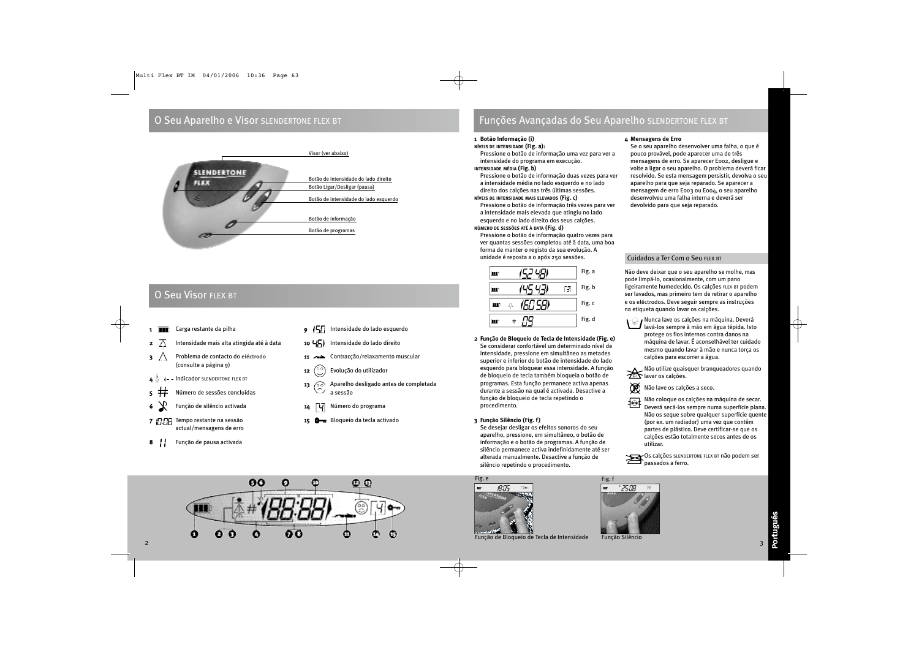## O Seu Aparelho e Visor SLENDERTONE FLEX BT

Visor (ver abaixo)

Botão de intensidade do lado direito

Botão Ligar/Desligar (pausa)

Botão de intensidade do lado esquerdo

Botão de informação

Botão de programas

## O Seu Visor FLEX BT

1. Carga restante da pilha
2. Intensidade mais alta atingida até à data
3. Problema de contacto do eléctrodo (consulte a página 9)
4. Indicador SLENDERTONE FLEX BT
5. Número de sessões concluídas
6. Função de silêncio activada
7. Tempo restante na sessão actual/mensagens de erro
8. Função de pausa activada
9. Intensidade do lado esquerdo
10. Intensidade do lado direito
11. Contracção/relaxamento muscular
12. Evolução do utilizador
13. Aparelho desligado antes de completada a sessão
14. Número do programa
15. Bloqueio da tecla activado

## Funções Avançadas do Seu Aparelho SLENDERTONE FLEX BT

**1 Botão Informação (i)**

**NÍVEIS DE INTENSIDADE (Fig. a):**
Pressione o botão de informação uma vez para ver a intensidade do programa em execução.

**INTENSIDADE MÉDIA (Fig. b)**
Pressione o botão de informação duas vezes para ver a intensidade média no lado esquerdo e no lado direito dos calções nas três últimas sessões.

**NÍVEIS DE INTENSIDADE MAIS ELEVADOS (Fig. c)**
Pressione o botão de informação três vezes para ver a intensidade mais elevada que atingiu no lado esquerdo e no lado direito dos seus calções.

**NÚMERO DE SESSÕES ATÉ À DATA (Fig. d)**
Pressione o botão de informação quatro vezes para ver quantas sessões completou até à data, uma boa forma de manter o registo da sua evolução. A unidade é reposta a 0 após 250 sessões.

Fig. a

Fig. b

Fig. c

Fig. d

**2 Função de Bloqueio de Tecla de Intensidade (Fig. e)**
Se considerar confortável um determinado nível de intensidade, pressione em simultâneo as metades superior e inferior do botão de intensidade do lado esquerdo para bloquear essa intensidade. A função de bloqueio de tecla também bloqueia o botão de programas. Esta função permanece activa apenas durante a sessão na qual é activada. Desactive a função de bloqueio de tecla repetindo o procedimento.

**3 Função Silêncio (Fig. f)**
Se desejar desligar os efeitos sonoros do seu aparelho, pressione, em simultâneo, o botão de informação e o botão de programas. A função de silêncio permanece activa indefinidamente até ser alterada manualmente. Desactive a função de silêncio repetindo o procedimento.

**4 Mensagens de Erro**
Se o seu aparelho desenvolver uma falha, o que é pouco provável, pode aparecer uma de três mensagens de erro. Se aparecer E002, desligue e volte a ligar o seu aparelho. O problema deverá ficar resolvido. Se esta mensagem persistir, devolva o seu aparelho para que seja reparado. Se aparecer a mensagem de erro E003 ou E004, o seu aparelho desenvolveu uma falha interna e deverá ser devolvido para que seja reparado.

### Cuidados a Ter Com o Seu FLEX BT

Não deve deixar que o seu aparelho se molhe, mas pode limpá-lo, ocasionalmente, com um pano ligeiramente humedecido. Os calções FLEX BT podem ser lavados, mas primeiro tem de retirar o aparelho e os eléctrodos. Deve seguir sempre as instruções na etiqueta quando lavar os calções.

- Nunca lave os calções na máquina. Deverá lavá-los sempre à mão em água tépida. Isto protege os fios internos contra danos na máquina de lavar. É aconselhável ter cuidado mesmo quando lavar à mão e nunca torça os calções para escorrer a água.
- Não utilize quaisquer branqueadores quando lavar os calções.
- Não lave os calções a seco.
- Não coloque os calções na máquina de secar. Deverá secá-los sempre numa superfície plana. Não os seque sobre qualquer superfície quente (por ex. um radiador) uma vez que contêm partes de plástico. Deve certificar-se que os calções estão totalmente secos antes de os utilizar.
- Os calções SLENDERTONE FLEX BT não podem ser passados a ferro.

Fig. e
Função de Bloqueio de Tecla de Intensidade

Fig. f
Função Silêncio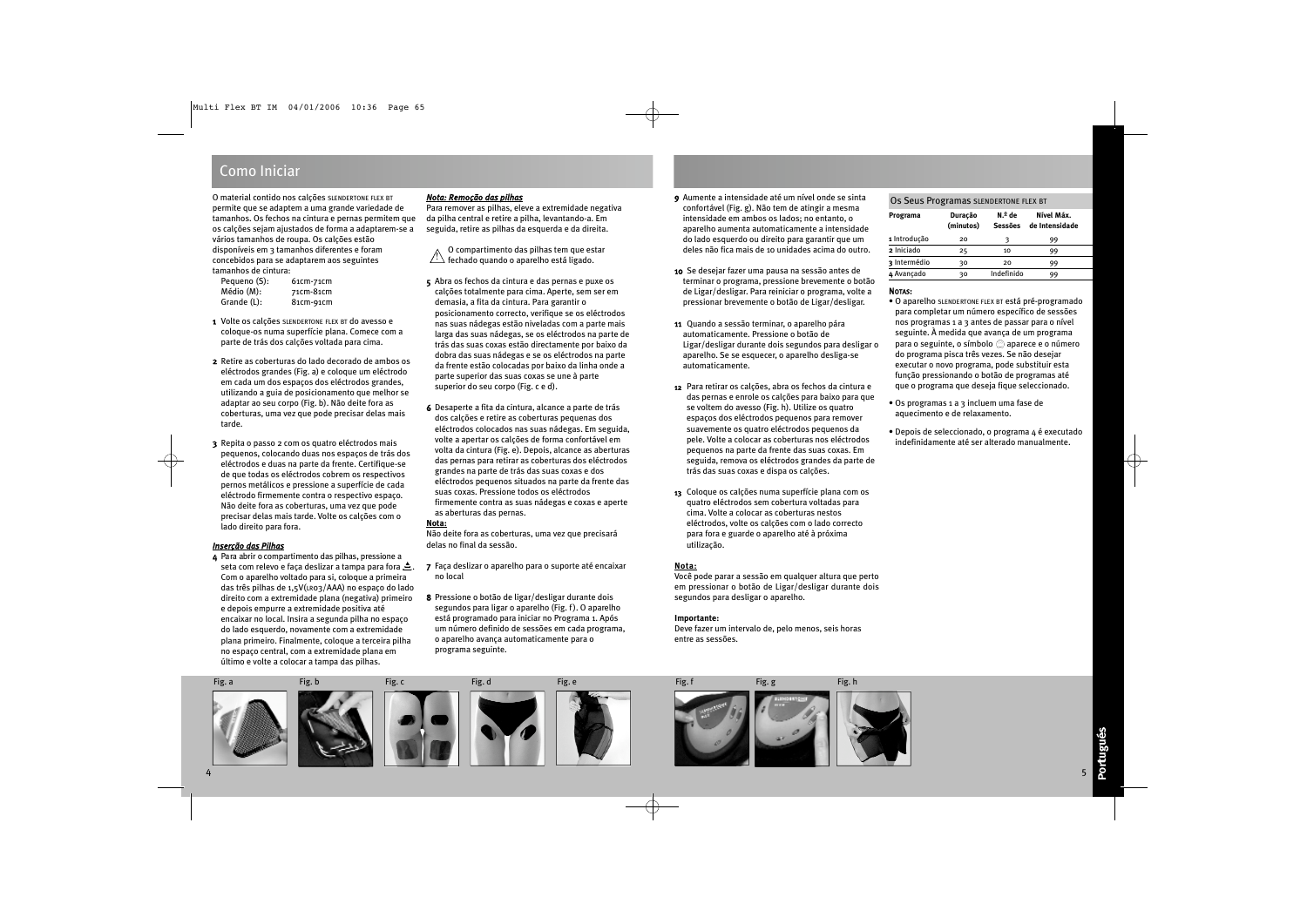## Como Iniciar

O material contido nos calções SLENDERTONE FLEX BT permite que se adaptem a uma grande variedade de tamanhos. Os fechos na cintura e pernas permitem que os calções sejam ajustados de forma a adaptarem-se a vários tamanhos de roupa. Os calções estão disponíveis em 3 tamanhos diferentes e foram concebidos para se adaptarem aos seguintes tamanhos de cintura:

| | |
|---|---|
| Pequeno (S): | 61cm-71cm |
| Médio (M): | 71cm-81cm |
| Grande (L): | 81cm-91cm |

**1** Volte os calções SLENDERTONE FLEX BT do avesso e coloque-os numa superfície plana. Comece com a parte de trás dos calções voltada para cima.

**2** Retire as coberturas do lado decorado de ambos os eléctrodos grandes (Fig. a) e coloque um eléctrodo em cada um dos espaços dos eléctrodos grandes, utilizando a guia de posicionamento que melhor se adaptar ao seu corpo (Fig. b). Não deite fora as coberturas, uma vez que pode precisar delas mais tarde.

**3** Repita o passo 2 com os quatro eléctrodos mais pequenos, colocando duas nos espaços de trás dos eléctrodos e duas na parte da frente. Certifique-se de que todas os eléctrodos cobrem os respectivos pernos metálicos e pressione a superfície de cada eléctrodo firmemente contra o respectivo espaço. Não deite fora as coberturas, uma vez que pode precisar delas mais tarde. Volte os calções com o lado direito para fora.

***Inserção das Pilhas***

**4** Para abrir o compartimento das pilhas, pressione a seta com relevo e faça deslizar a tampa para fora. Com o aparelho voltado para si, coloque a primeira das três pilhas de 1,5V(LR03/AAA) no espaço do lado direito com a extremidade plana (negativa) primeiro e depois empurre a extremidade positiva até encaixar no local. Insira a segunda pilha no espaço do lado esquerdo, novamente com a extremidade plana primeiro. Finalmente, coloque a terceira pilha no espaço central, com a extremidade plana em último e volte a colocar a tampa das pilhas.

***Nota: Remoção das pilhas***

Para remover as pilhas, eleve a extremidade negativa da pilha central e retire a pilha, levantando-a. Em seguida, retire as pilhas da esquerda e da direita.

⚠ O compartimento das pilhas tem que estar fechado quando o aparelho está ligado.

**5** Abra os fechos da cintura e das pernas e puxe os calções totalmente para cima. Aperte, sem ser em demasia, a fita da cintura. Para garantir o posicionamento correcto, verifique se os eléctrodos nas suas nádegas estão nivelados com a parte mais larga das suas nádegas, se os eléctrodos na parte de trás das suas coxas estão directamente por baixo da dobra das suas nádegas e se os eléctrodos na parte da frente estão colocadas por baixo da linha onde a parte superior das suas coxas se une à parte superior do seu corpo (Fig. c e d).

**6** Desaperte a fita da cintura, alcance a parte de trás dos calções e retire as coberturas pequenas dos eléctrodos colocados nas suas nádegas. Em seguida, volte a apertar os calções de forma confortável em volta da cintura (Fig. e). Depois, alcance as aberturas das pernas para retirar as coberturas dos eléctrodos grandes na parte de trás das suas coxas e dos eléctrodos pequenos situados na parte da frente das suas coxas. Pressione todos os eléctrodos firmemente contra as suas nádegas e coxas e aperte as aberturas das pernas.

**Nota:**
Não deite fora as coberturas, uma vez que precisará delas no final da sessão.

**7** Faça deslizar o aparelho para o suporte até encaixar no local

**8** Pressione o botão de ligar/desligar durante dois segundos para ligar o aparelho (Fig. f). O aparelho está programado para iniciar no Programa 1. Após um número definido de sessões em cada programa, o aparelho avança automaticamente para o programa seguinte.

**9** Aumente a intensidade até um nível onde se sinta confortável (Fig. g). Não tem de atingir a mesma intensidade em ambos os lados; no entanto, o aparelho aumenta automaticamente a intensidade do lado esquerdo ou direito para garantir que um deles não fica mais de 10 unidades acima do outro.

**10** Se desejar fazer uma pausa na sessão antes de terminar o programa, pressione brevemente o botão de Ligar/desligar. Para reiniciar o programa, volte a pressionar brevemente o botão de Ligar/desligar.

**11** Quando a sessão terminar, o aparelho pára automaticamente. Pressione o botão de Ligar/desligar durante dois segundos para desligar o aparelho. Se se esquecer, o aparelho desliga-se automaticamente.

**12** Para retirar os calções, abra os fechos da cintura e das pernas e enrole os calções para baixo para que se voltem do avesso (Fig. h). Utilize os quatro espaços dos eléctrodos pequenos para remover suavemente os quatro eléctrodos pequenos da pele. Volte a colocar as coberturas nos eléctrodos pequenos na parte da frente das suas coxas. Em seguida, remova os eléctrodos grandes da parte de trás das suas coxas e dispa os calções.

**13** Coloque os calções numa superfície plana com os quatro eléctrodos sem cobertura voltadas para cima. Volte a colocar as coberturas nestos eléctrodos, volte os calções com o lado correcto para fora e guarde o aparelho até à próxima utilização.

**Nota:**
Você pode parar a sessão em qualquer altura que perto em pressionar o botão de Ligar/desligar durante dois segundos para desligar o aparelho.

**Importante:**
Deve fazer um intervalo de, pelo menos, seis horas entre as sessões.

### Os Seus Programas SLENDERTONE FLEX BT

| Programa | Duração (minutos) | N.º de Sessões | Nível Máx. de Intensidade |
|---|---|---|---|
| 1 Introdução | 20 | 3 | 99 |
| 2 Iniciado | 25 | 10 | 99 |
| 3 Intermédio | 30 | 20 | 99 |
| 4 Avançado | 30 | Indefinido | 99 |

**NOTAS:**

- O aparelho SLENDERTONE FLEX BT está pré-programado para completar um número específico de sessões nos programas 1 a 3 antes de passar para o nível seguinte. À medida que avança de um programa para o seguinte, o símbolo aparece e o número do programa pisca três vezes. Se não desejar executar o novo programa, pode substituir esta função pressionando o botão de programas até que o programa que deseja fique seleccionado.
- Os programas 1 a 3 incluem uma fase de aquecimento e de relaxamento.
- Depois de seleccionado, o programa 4 é executado indefinidamente até ser alterado manualmente.

Fig. a Fig. b Fig. c Fig. d Fig. e Fig. f Fig. g Fig. h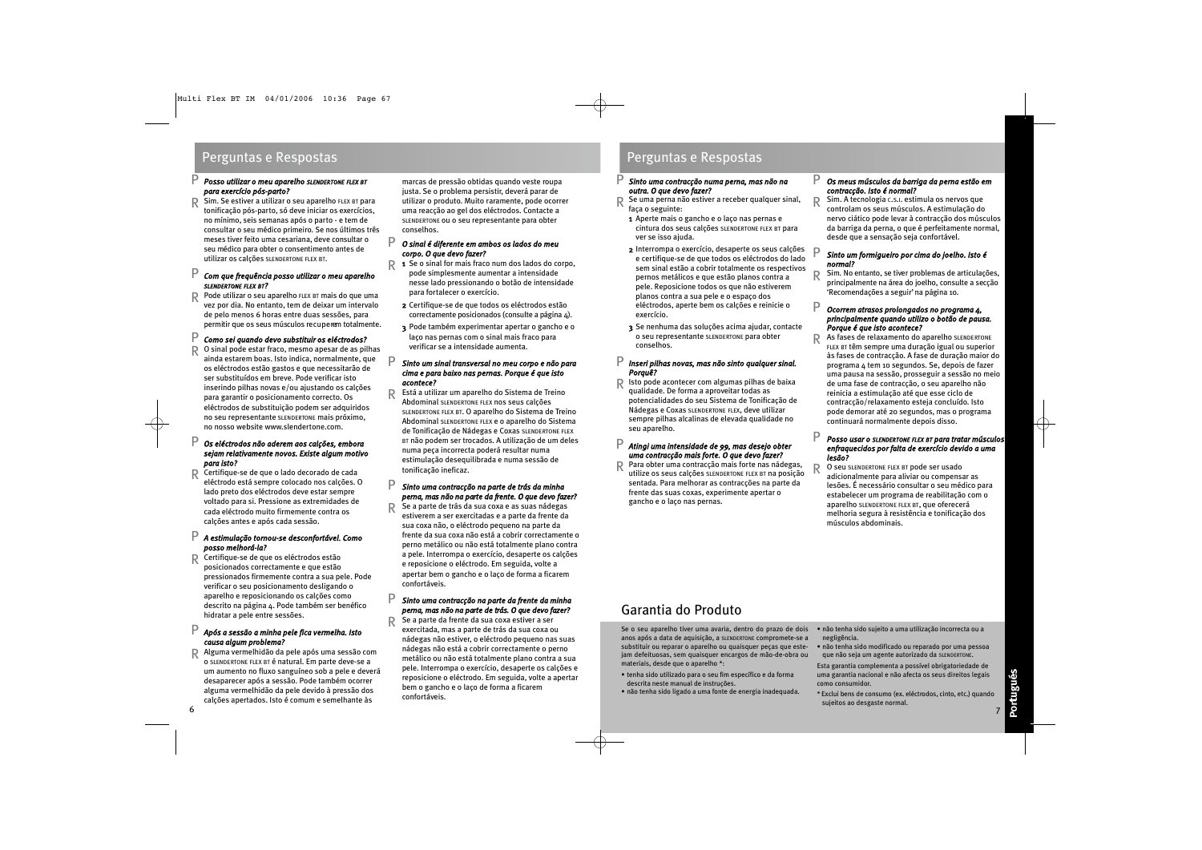## Perguntas e Respostas

**P** ***Posso utilizar o meu aparelho SLENDERTONE FLEX BT para exercício pós-parto?***

**R** Sim. Se estiver a utilizar o seu aparelho FLEX BT para tonificação pós-parto, só deve iniciar os exercícios, no mínimo, seis semanas após o parto - e tem de consultar o seu médico primeiro. Se nos últimos três meses tiver feito uma cesariana, deve consultar o seu médico para obter o consentimento antes de utilizar os calções SLENDERTONE FLEX BT.

**P** ***Com que frequência posso utilizar o meu aparelho SLENDERTONE FLEX BT?***

**R** Pode utilizar o seu aparelho FLEX BT mais do que uma vez por dia. No entanto, tem de deixar um intervalo de pelo menos 6 horas entre duas sessões, para permitir que os seus músculos recuperem totalmente.

**P** ***Como sei quando devo substituir os eléctrodos?***

**R** O sinal pode estar fraco, mesmo apesar de as pilhas ainda estarem boas. Isto indica, normalmente, que os eléctrodos estão gastos e que necessitarão de ser substituídos em breve. Pode verificar isto inserindo pilhas novas e/ou ajustando os calções para garantir o posicionamento correcto. Os eléctrodos de substituição podem ser adquiridos no seu representante SLENDERTONE mais próximo, no nosso website www.slendertone.com.

**P** ***Os eléctrodos não aderem aos calções, embora sejam relativamente novos. Existe algum motivo para isto?***

**R** Certifique-se de que o lado decorado de cada eléctrodo está sempre colocado nos calções. O lado preto dos eléctrodos deve estar sempre voltado para si. Pressione as extremidades de cada eléctrodo muito firmemente contra os calções antes e após cada sessão.

**P** ***A estimulação tornou-se desconfortável. Como posso melhorá-la?***

**R** Certifique-se de que os eléctrodos estão posicionados correctamente e que estão pressionados firmemente contra a sua pele. Pode verificar o seu posicionamento desligando o aparelho e reposicionando os calções como descrito na página 4. Pode também ser benéfico hidratar a pele entre sessões.

**P** ***Após a sessão a minha pele fica vermelha. Isto causa algum problema?***

**R** Alguma vermelhidão da pele após uma sessão com o SLENDERTONE FLEX BT é natural. Em parte deve-se a um aumento no fluxo sanguíneo sob a pele e deverá desaparecer após a sessão. Pode também ocorrer alguma vermelhidão da pele devido à pressão dos calções apertados. Isto é comum e semelhante às marcas de pressão obtidas quando veste roupa justa. Se o problema persistir, deverá parar de utilizar o produto. Muito raramente, pode ocorrer uma reacção ao gel dos eléctrodos. Contacte a SLENDERTONE ou o seu representante para obter conselhos.

**P** ***O sinal é diferente em ambos os lados do meu corpo. O que devo fazer?***

**R**
1. Se o sinal for mais fraco num dos lados do corpo, pode simplesmente aumentar a intensidade nesse lado pressionando o botão de intensidade para fortalecer o exercício.
2. Certifique-se de que todos os eléctrodos estão correctamente posicionados (consulte a página 4).
3. Pode também experimentar apertar o gancho e o laço nas pernas com o sinal mais fraco para verificar se a intensidade aumenta.

**P** ***Sinto um sinal transversal no meu corpo e não para cima e para baixo nas pernas. Porque é que isto acontece?***

**R** Está a utilizar um aparelho do Sistema de Treino Abdominal SLENDERTONE FLEX nos seus calções SLENDERTONE FLEX BT. O aparelho do Sistema de Treino Abdominal SLENDERTONE FLEX e o aparelho do Sistema de Tonificação de Nádegas e Coxas SLENDERTONE FLEX BT não podem ser trocados. A utilização de um deles numa peça incorrecta poderá resultar numa estimulação desequilibrada e numa sessão de tonificação ineficaz.

**P** ***Sinto uma contracção na parte de trás da minha perna, mas não na parte da frente. O que devo fazer?***

**R** Se a parte de trás da sua coxa e as suas nádegas estiverem a ser exercitadas e a parte da frente da sua coxa não, o eléctrodo pequeno na parte da frente da sua coxa não está a cobrir correctamente o perno metálico ou não está totalmente plano contra a pele. Interrompa o exercício, desaperte os calções e reposicione o eléctrodo. Em seguida, volte a apertar bem o gancho e o laço de forma a ficarem confortáveis.

**P** ***Sinto uma contracção na parte da frente da minha perna, mas não na parte de trás. O que devo fazer?***

**R** Se a parte da frente da sua coxa estiver a ser exercitada, mas a parte de trás da sua coxa ou nádegas não estiver, o eléctrodo pequeno nas suas nádegas não está a cobrir correctamente o perno metálico ou não está totalmente plano contra a sua pele. Interrompa o exercício, desaperte os calções e reposicione o eléctrodo. Em seguida, volte a apertar bem o gancho e o laço de forma a ficarem confortáveis.

## Perguntas e Respostas

**P** ***Sinto uma contracção numa perna, mas não na outra. O que devo fazer?***

**R** Se uma perna não estiver a receber qualquer sinal, faça o seguinte:
1. Aperte mais o gancho e o laço nas pernas e cintura dos seus calções SLENDERTONE FLEX BT para ver se isso ajuda.
2. Interrompa o exercício, desaperte os seus calções e certifique-se de que todos os eléctrodos do lado sem sinal estão a cobrir totalmente os respectivos pernos metálicos e que estão planos contra a pele. Reposicione todos os que não estiverem planos contra a sua pele e o espaço dos eléctrodos, aperte bem os calções e reinicie o exercício.
3. Se nenhuma das soluções acima ajudar, contacte o seu representante SLENDERTONE para obter conselhos.

**P** ***Inseri pilhas novas, mas não sinto qualquer sinal. Porquê?***

**R** Isto pode acontecer com algumas pilhas de baixa qualidade. De forma a aproveitar todas as potencialidades do seu Sistema de Tonificação de Nádegas e Coxas SLENDERTONE FLEX, deve utilizar sempre pilhas alcalinas de elevada qualidade no seu aparelho.

**P** ***Atingi uma intensidade de 99, mas desejo obter uma contracção mais forte. O que devo fazer?***

**R** Para obter uma contracção mais forte nas nádegas, utilize os seus calções SLENDERTONE FLEX BT na posição sentada. Para melhorar as contracções na parte da frente das suas coxas, experimente apertar o gancho e o laço nas pernas.

**P** ***Os meus músculos da barriga da perna estão em contracção. Isto é normal?***

**R** Sim. A tecnologia C.S.I. estimula os nervos que controlam os seus músculos. A estimulação do nervo ciático pode levar à contracção dos músculos da barriga da perna, o que é perfeitamente normal, desde que a sensação seja confortável.

**P** ***Sinto um formigueiro por cima do joelho. Isto é normal?***

**R** Sim. No entanto, se tiver problemas de articulações, principalmente na área do joelho, consulte a secção 'Recomendações a seguir' na página 10.

**P** ***Ocorrem atrasos prolongados no programa 4, principalmente quando utilizo o botão de pausa. Porque é que isto acontece?***

**R** As fases de relaxamento do aparelho SLENDERTONE FLEX BT têm sempre uma duração igual ou superior às fases de contracção. A fase de duração maior do programa 4 tem 10 segundos. Se, depois de fazer uma pausa na sessão, prosseguir a sessão no meio de uma fase de contracção, o seu aparelho não reinicia a estimulação até que esse ciclo de contracção/relaxamento esteja concluído. Isto pode demorar até 20 segundos, mas o programa continuará normalmente depois disso.

**P** ***Posso usar o SLENDERTONE FLEX BT para tratar músculos enfraquecidos por falta de exercício devido a uma lesão?***

**R** O seu SLENDERTONE FLEX BT pode ser usado adicionalmente para aliviar ou compensar as lesões. É necessário consultar o seu médico para estabelecer um programa de reabilitação com o aparelho SLENDERTONE FLEX BT, que oferecerá melhoria segura à resistência e tonificação dos músculos abdominais.

## Garantia do Produto

Se o seu aparelho tiver uma avaria, dentro do prazo de dois anos após a data de aquisição, a SLENDERTONE compromete-se a substituir ou reparar o aparelho ou quaisquer peças que estejam defeituosas, sem quaisquer encargos de mão-de-obra ou materiais, desde que o aparelho *:

- tenha sido utilizado para o seu fim específico e da forma descrita neste manual de instruções.
- não tenha sido ligado a uma fonte de energia inadequada.
- não tenha sido sujeito a uma utilização incorrecta ou a negligência.
- não tenha sido modificado ou reparado por uma pessoa que não seja um agente autorizado da SLENDERTONE.

Esta garantia complementa a possível obrigatoriedade de uma garantia nacional e não afecta os seus direitos legais como consumidor.

* Exclui bens de consumo (ex. eléctrodos, cinto, etc.) quando sujeitos ao desgaste normal.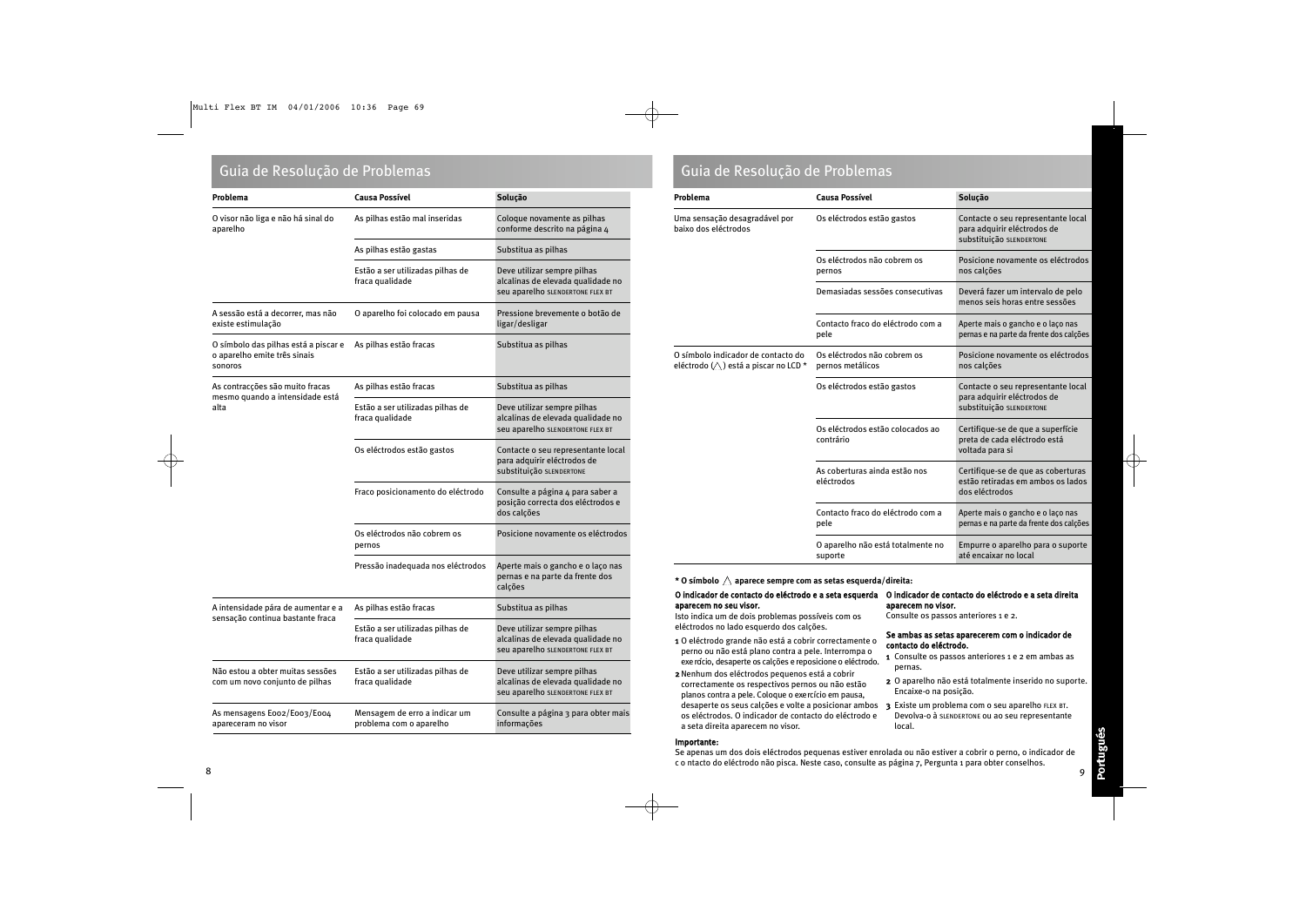## Guia de Resolução de Problemas

| Problema | Causa Possível | Solução |
|---|---|---|
| O visor não liga e não há sinal do aparelho | As pilhas estão mal inseridas | Coloque novamente as pilhas conforme descrito na página 4 |
| | As pilhas estão gastas | Substitua as pilhas |
| | Estão a ser utilizadas pilhas de fraca qualidade | Deve utilizar sempre pilhas alcalinas de elevada qualidade no seu aparelho SLENDERTONE FLEX BT |
| A sessão está a decorrer, mas não existe estimulação | O aparelho foi colocado em pausa | Pressione brevemente o botão de ligar/desligar |
| O símbolo das pilhas está a piscar e o aparelho emite três sinais sonoros | As pilhas estão fracas | Substitua as pilhas |
| As contracções são muito fracas mesmo quando a intensidade está alta | As pilhas estão fracas | Substitua as pilhas |
| | Estão a ser utilizadas pilhas de fraca qualidade | Deve utilizar sempre pilhas alcalinas de elevada qualidade no seu aparelho SLENDERTONE FLEX BT |
| | Os eléctrodos estão gastos | Contacte o seu representante local para adquirir eléctrodos de substituição SLENDERTONE |
| | Fraco posicionamento do eléctrodo | Consulte a página 4 para saber a posição correcta dos eléctrodos e dos calções |
| | Os eléctrodos não cobrem os pernos | Posicione novamente os eléctrodos |
| | Pressão inadequada nos eléctrodos | Aperte mais o gancho e o laço nas pernas e na parte da frente dos calções |
| A intensidade pára de aumentar e a sensação continua bastante fraca | As pilhas estão fracas | Substitua as pilhas |
| | Estão a ser utilizadas pilhas de fraca qualidade | Deve utilizar sempre pilhas alcalinas de elevada qualidade no seu aparelho SLENDERTONE FLEX BT |
| Não estou a obter muitas sessões com um novo conjunto de pilhas | Estão a ser utilizadas pilhas de fraca qualidade | Deve utilizar sempre pilhas alcalinas de elevada qualidade no seu aparelho SLENDERTONE FLEX BT |
| As mensagens E002/E003/E004 apareceram no visor | Mensagem de erro a indicar um problema com o aparelho | Consulte a página 3 para obter mais informações |

## Guia de Resolução de Problemas

| Problema | Causa Possível | Solução |
|---|---|---|
| Uma sensação desagradável por baixo dos eléctrodos | Os eléctrodos estão gastos | Contacte o seu representante local para adquirir eléctrodos de substituição SLENDERTONE |
| | Os eléctrodos não cobrem os pernos | Posicione novamente os eléctrodos nos calções |
| | Demasiadas sessões consecutivas | Deverá fazer um intervalo de pelo menos seis horas entre sessões |
| | Contacto fraco do eléctrodo com a pele | Aperte mais o gancho e o laço nas pernas e na parte da frente dos calções |
| O símbolo indicador de contacto do eléctrodo (⋀) está a piscar no LCD * | Os eléctrodos não cobrem os pernos metálicos | Posicione novamente os eléctrodos nos calções |
| | Os eléctrodos estão gastos | Contacte o seu representante local para adquirir eléctrodos de substituição SLENDERTONE |
| | Os eléctrodos estão colocados ao contrário | Certifique-se de que a superfície preta de cada eléctrodo está voltada para si |
| | As coberturas ainda estão nos eléctrodos | Certifique-se de que as coberturas estão retiradas em ambos os lados dos eléctrodos |
| | Contacto fraco do eléctrodo com a pele | Aperte mais o gancho e o laço nas pernas e na parte da frente dos calções |
| | O aparelho não está totalmente no suporte | Empurre o aparelho para o suporte até encaixar no local |

**\* O símbolo ⋀ aparece sempre com as setas esquerda/direita:**

**O indicador de contacto do eléctrodo e a seta esquerda aparecem no seu visor.**
Isto indica um de dois problemas possíveis com os eléctrodos no lado esquerdo dos calções.

1. O eléctrodo grande não está a cobrir correctamente o perno ou não está plano contra a pele. Interrompa o exercício, desaperte os calções e reposicione o eléctrodo.
2. Nenhum dos eléctrodos pequenos está a cobrir correctamente os respectivos pernos ou não estão planos contra a pele. Coloque o exercício em pausa, desaperte os seus calções e volte a posicionar ambos os eléctrodos. O indicador de contacto do eléctrodo e a seta direita aparecem no visor.

**O indicador de contacto do eléctrodo e a seta direita aparecem no visor.**
Consulte os passos anteriores 1 e 2.

**Se ambas as setas aparecerem com o indicador de contacto do eléctrodo.**

1. Consulte os passos anteriores 1 e 2 em ambas as pernas.
2. O aparelho não está totalmente inserido no suporte. Encaixe-o na posição.
3. Existe um problema com o seu aparelho FLEX BT. Devolva-o à SLENDERTONE ou ao seu representante local.

**Importante:**
Se apenas um dos dois eléctrodos pequenas estiver enrolada ou não estiver a cobrir o perno, o indicador de c o ntacto do eléctrodo não pisca. Neste caso, consulte as página 7, Pergunta 1 para obter conselhos.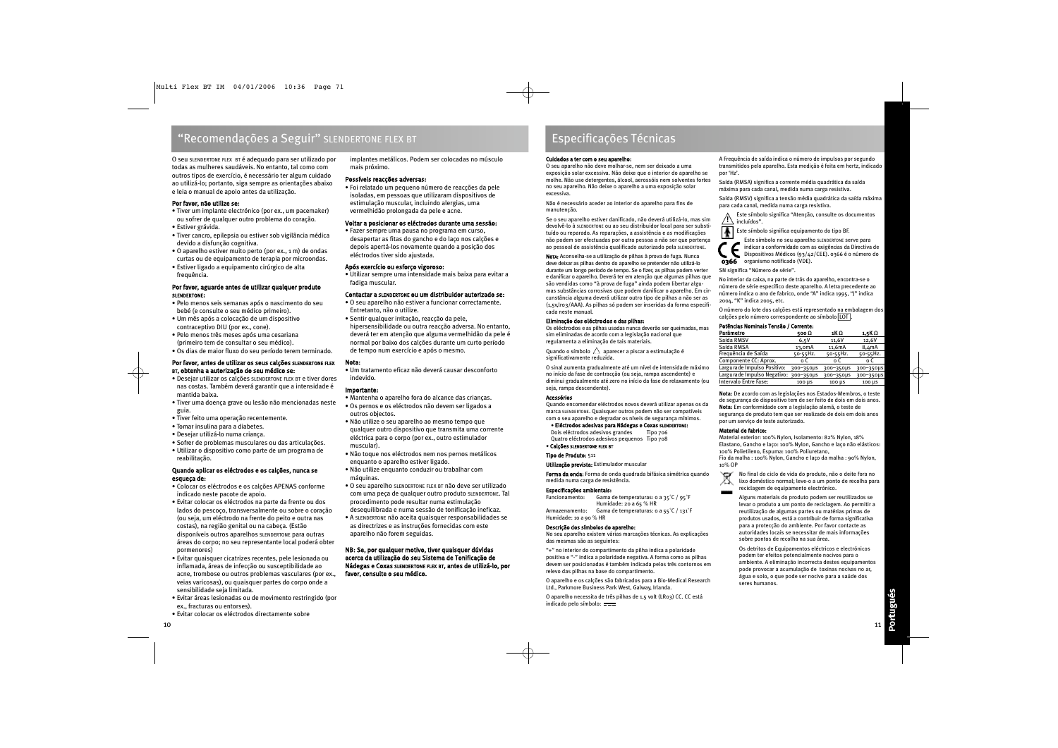## "Recomendações a Seguir" SLENDERTONE FLEX BT

O seu SLENDERTONE FLEX BT é adequado para ser utilizado por todas as mulheres saudáveis. No entanto, tal como com outros tipos de exercício, é necessário ter algum cuidado ao utilizá-lo; portanto, siga sempre as orientações abaixo e leia o manual de apoio antes da utilização.

**Por favor, não utilize se:**

- Tiver um implante electrónico (por ex., um pacemaker) ou sofrer de qualquer outro problema do coração.
- Estiver grávida.
- Tiver cancro, epilepsia ou estiver sob vigilância médica devido a disfunção cognitiva.
- O aparelho estiver muito perto (por ex., 1 m) de ondas curtas ou de equipamento de terapia por microondas.
- Estiver ligado a equipamento cirúrgico de alta frequência.

**Por favor, aguarde antes de utilizar qualquer produto SLENDERTONE:**

- Pelo menos seis semanas após o nascimento do seu bebé (e consulte o seu médico primeiro).
- Um mês após a colocação de um dispositivo contraceptivo DIU (por ex., cone).
- Pelo menos três meses após uma cesariana (primeiro tem de consultar o seu médico).
- Os dias de maior fluxo do seu período terem terminado.

**Por favor, antes de utilizar os seus calções SLENDERTONE FLEX BT, obtenha a autorização do seu médico se:**

- Desejar utilizar os calções SLENDERTONE FLEX BT e tiver dores nas costas. Também deverá garantir que a intensidade é mantida baixa.
- Tiver uma doença grave ou lesão não mencionadas neste guia.
- Tiver feito uma operação recentemente.
- Tomar insulina para a diabetes.
- Desejar utilizá-lo numa criança.
- Sofrer de problemas musculares ou das articulações.
- Utilizar o dispositivo como parte de um programa de reabilitação.

**Quando aplicar os eléctrodos e os calções, nunca se esqueça de:**

- Colocar os eléctrodos e os calções APENAS conforme indicado neste pacote de apoio.
- Evitar colocar os eléctrodos na parte da frente ou dos lados do pescoço, transversalmente ou sobre o coração (ou seja, um eléctrodo na frente do peito e outra nas costas), na região genital ou na cabeça. (Estão disponíveis outros aparelhos SLENDERTONE para outras áreas do corpo; no seu representante local poderá obter pormenores)
- Evitar quaisquer cicatrizes recentes, pele lesionada ou inflamada, áreas de infecção ou susceptibilidade ao acne, trombose ou outros problemas vasculares (por ex., veias varicosas), ou quaisquer partes do corpo onde a sensibilidade seja limitada.
- Evitar áreas lesionadas ou de movimento restringido (por ex., fracturas ou entorses).
- Evitar colocar os eléctrodos directamente sobre implantes metálicos. Podem ser colocadas no músculo mais próximo.

**Possíveis reacções adversas:**

- Foi relatado um pequeno número de reacções da pele isoladas, em pessoas que utilizaram dispositivos de estimulação muscular, incluindo alergias, uma vermelhidão prolongada da pele e acne.

**Voltar a posicionar os eléctrodos durante uma sessão:**

- Fazer sempre uma pausa no programa em curso, desapertar as fitas do gancho e do laço nos calções e depois apertá-los novamente quando a posição dos eléctrodos tiver sido ajustada.

**Após exercício ou esforço vigoroso:**

- Utilizar sempre uma intensidade mais baixa para evitar a fadiga muscular.

**Contactar a SLENDERTONE ou um distribuidor autorizado se:**

- O seu aparelho não estiver a funcionar correctamente. Entretanto, não o utilize.
- Sentir qualquer irritação, reacção da pele, hipersensibilidade ou outra reacção adversa. No entanto, deverá ter em atenção que alguma vermelhidão da pele é normal por baixo dos calções durante um curto período de tempo num exercício e após o mesmo.

**Nota:**

- Um tratamento eficaz não deverá causar desconforto indevido.

**Importante:**

- Mantenha o aparelho fora do alcance das crianças.
- Os pernos e os eléctrodos não devem ser ligados a outros objectos.
- Não utilize o seu aparelho ao mesmo tempo que qualquer outro dispositivo que transmita uma corrente eléctrica para o corpo (por ex., outro estimulador muscular).
- Não toque nos eléctrodos nem nos pernos metálicos enquanto o aparelho estiver ligado.
- Não utilize enquanto conduzir ou trabalhar com máquinas.
- O seu aparelho SLENDERTONE FLEX BT não deve ser utilizado com uma peça de qualquer outro produto SLENDERTONE. Tal procedimento pode resultar numa estimulação desequilibrada e numa sessão de tonificação ineficaz.
- A SLENDERTONE não aceita quaisquer responsabilidades se as directrizes e as instruções fornecidas com este aparelho não forem seguidas.

**NB: Se, por qualquer motivo, tiver quaisquer dúvidas acerca da utilização do seu Sistema de Tonificação de Nádegas e Coxas SLENDERTONE FLEX BT, antes de utilizá-lo, por favor, consulte o seu médico.**

## Especificações Técnicas

**Cuidados a ter com o seu aparelho:**
O seu aparelho não deve molhar-se, nem ser deixado a uma exposição solar excessiva. Não deixe que o interior do aparelho se molhe. Não use detergentes, álcool, aerossóis nem solventes fortes no seu aparelho. Não deixe o aparelho a uma exposição solar excessiva.

Não é necessário aceder ao interior do aparelho para fins de manutenção.

Se o seu aparelho estiver danificado, não deverá utilizá-lo, mas sim devolvê-lo à SLENDERTONE ou ao seu distribuidor local para ser substituído ou reparado. As reparações, a assistência e as modificações não podem ser efectuadas por outra pessoa a não ser que pertença ao pessoal de assistência qualificado autorizado pela SLENDERTONE.

**Nota:** Aconselha-se a utilização de pilhas à prova de fuga. Nunca deve deixar as pilhas dentro do aparelho se pretender não utilizá-lo durante um longo período de tempo. Se o fizer, as pilhas podem verter e danificar o aparelho. Deverá ter em atenção que algumas pilhas que são vendidas como "à prova de fuga" ainda podem libertar algumas substâncias corrosivas que podem danificar o aparelho. Em circunstância alguma deverá utilizar outro tipo de pilhas a não ser as (1,5v,lr03/AAA). As pilhas só podem ser inseridas da forma especificada neste manual.

**Eliminação dos eléctrodos e das pilhas:**
Os eléctrodos e as pilhas usadas nunca deverão ser queimadas, mas sim eliminadas de acordo com a legislação nacional que regulamenta a eliminação de tais materiais.

Quando o símbolo ⚠ aparecer a piscar a estimulação é significativamente reduzida.

O sinal aumenta gradualmente até um nível de intensidade máximo no início da fase de contracção (ou seja, rampa ascendente) e diminui gradualmente até zero no início da fase de relaxamento (ou seja, rampa descendente).

**Acessórios**
Quando encomendar eléctrodos novos deverá utilizar apenas os da marca SLENDERTONE. Quaisquer outros podem não ser compatíveis com o seu aparelho e degradar os níveis de segurança mínimos.

- **Eléctrodos adesivas para Nádegas e Coxas SLENDERTONE:**
  Dois eléctrodos adesivos grandes — Tipo 706
  Quatro eléctrodos adesivos pequenos — Tipo 708
- **Calções SLENDERTONE FLEX BT**

**Tipo de Produto:** 511

**Utilização prevista:** Estimulador muscular

**Forma da onda:** Forma de onda quadrada bifásica simétrica quando medida numa carga de resistência.

**Especificações ambientais:**
Funcionamento: Gama de temperaturas: 0 a 35˚C / 95˚F
Humidade: 20 a 65 % HR
Armazenamento: Gama de temperaturas: 0 a 55˚C / 131˚F
Humidade: 10 a 90 % HR

**Descrição dos símbolos do aparelho:**
No seu aparelho existem várias marcações técnicas. As explicações das mesmas são as seguintes:

"+" no interior do compartimento da pilha indica a polaridade positiva e "-" indica a polaridade negativa. A forma como as pilhas devem ser posicionadas é também indicada pelos três contornos em relevo das pilhas na base do compartimento.

O aparelho e os calções são fabricados para a Bio-Medical Research Ltd., Parkmore Business Park West, Galway, Irlanda.

O aparelho necessita de três pilhas de 1,5 volt (LR03) CC. CC está indicado pelo símbolo: ⎓

A Frequência de saída indica o número de impulsos por segundo transmitidos pelo aparelho. Esta medição é feita em hertz, indicado por 'Hz'.

Saída (RMSA) significa a corrente média quadrática da saída máxima para cada canal, medida numa carga resistiva.

Saída (RMSV) significa a tensão média quadrática da saída máxima para cada canal, medida numa carga resistiva.

⚠ Este símbolo significa "Atenção, consulte os documentos incluídos".

Este símbolo significa equipamento do tipo BF.

CE 0366 Este símbolo no seu aparelho SLENDERTONE serve para indicar a conformidade com as exigências da Directiva de Dispositivos Médicos (93/42/CEE). 0366 é o número do organismo notificado (VDE).

SN significa "Número de série".

No interior da caixa, na parte de trás do aparelho, encontra-se o número de série específico deste aparelho. A letra precedente ao número indica o ano de fabrico, onde "A" indica 1995, "J" indica 2004, "K" indica 2005, etc.

O número do lote dos calções está representado na embalagem dos calções pelo número correspondente ao símbolo LOT.

**Potências Nominais Tensão / Corrente:**

| Parâmetro | 500 Ω | 1K Ω | 1,5K Ω |
|---|---|---|---|
| Saída RMSV | 6,5V | 11,6V | 12,6V |
| Saída RMSA | 13,0mA | 11,6mA | 8,4mA |
| Frequência de Saída | 50-55Hz. | 50-55Hz. | 50-55Hz. |
| Componente CC: Aprox. | 0 C | 0 C | 0 C |
| Largura de Impulso Positivo: | 300–350µs | 300–350µs | 300–350µs |
| Largura de Impulso Negativo: | 300–350µs | 300–350µs | 300–350µs |
| Intervalo Entre Fase: | 100 µs | 100 µs | 100 µs |

**Nota:** De acordo com as legislações nos Estados-Membros, o teste de segurança do dispositivo tem de ser feito de dois em dois anos.
**Nota:** Em conformidade com a legislação alemã, o teste de segurança do produto tem que ser realizado de dois em dois anos por um serviço de teste autorizado.

**Material de fabrico:**
Material exterior: 100% Nylon, Isolamento: 82% Nylon, 18% Elastano, Gancho e laço: 100% Nylon, Gancho e laço não elásticos: 100% Polietileno, Espuma: 100% Poliuretano,
Fio da malha : 100% Nylon, Gancho e laço da malha : 90% Nylon, 10% OP

No final do ciclo de vida do produto, não o deite fora no lixo doméstico normal; leve-o a um ponto de recolha para reciclagem de equipamento electrónico.

Alguns materiais do produto podem ser reutilizados se levar o produto a um ponto de reciclagem. Ao permitir a reutilização de algumas partes ou matérias primas de produtos usados, está a contribuir de forma significativa para a protecção do ambiente. Por favor contacte as autoridades locais se necessitar de mais informações sobre pontos de recolha na sua área.

Os detritos de Equipamentos eléctricos e electrónicos podem ter efeitos potencialmente nocivos para o ambiente. A eliminação incorrecta destes equipamentos pode provocar a acumulação de toxinas nocivas no ar, água e solo, o que pode ser nocivo para a saúde dos seres humanos.